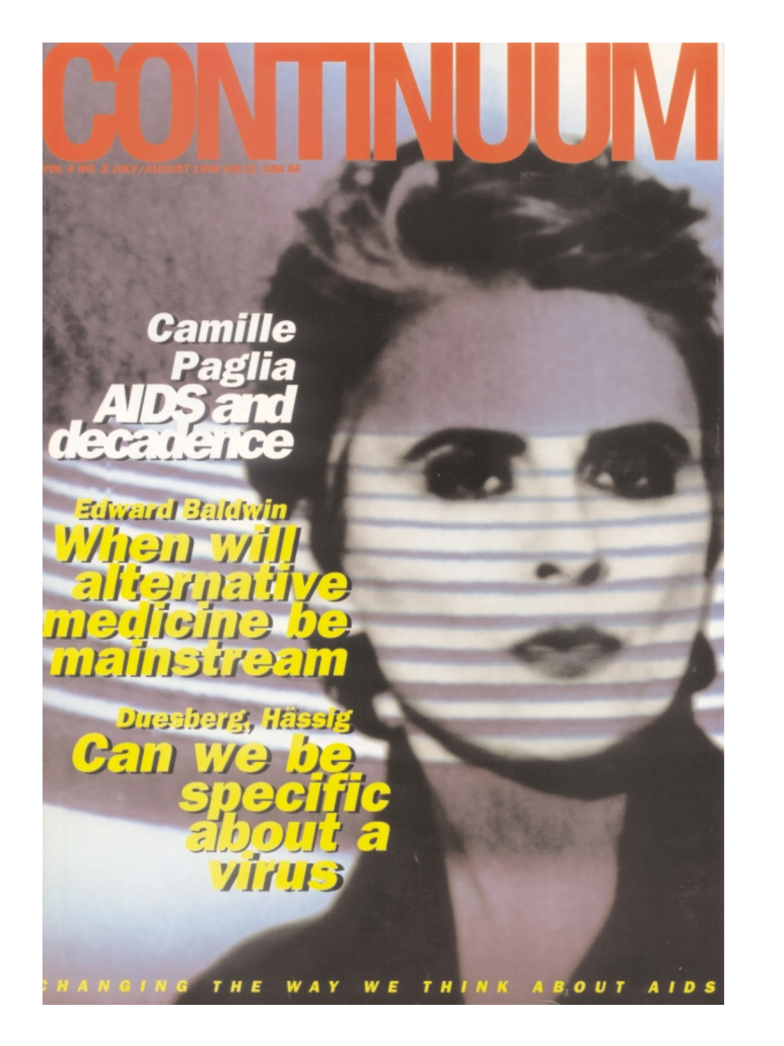# CONTINUUM

VOL 4 NO. 2 JULY/AUGUST 1996 UK £3 USA $5

## Camille Paglia
## AIDS and decadence

## Edward Baldwin
## When will alternative medicine be mainstream

## Duesberg, Hässig
## Can we be specific about a virus

CHANGING THE WAY WE THINK ABOUT AIDS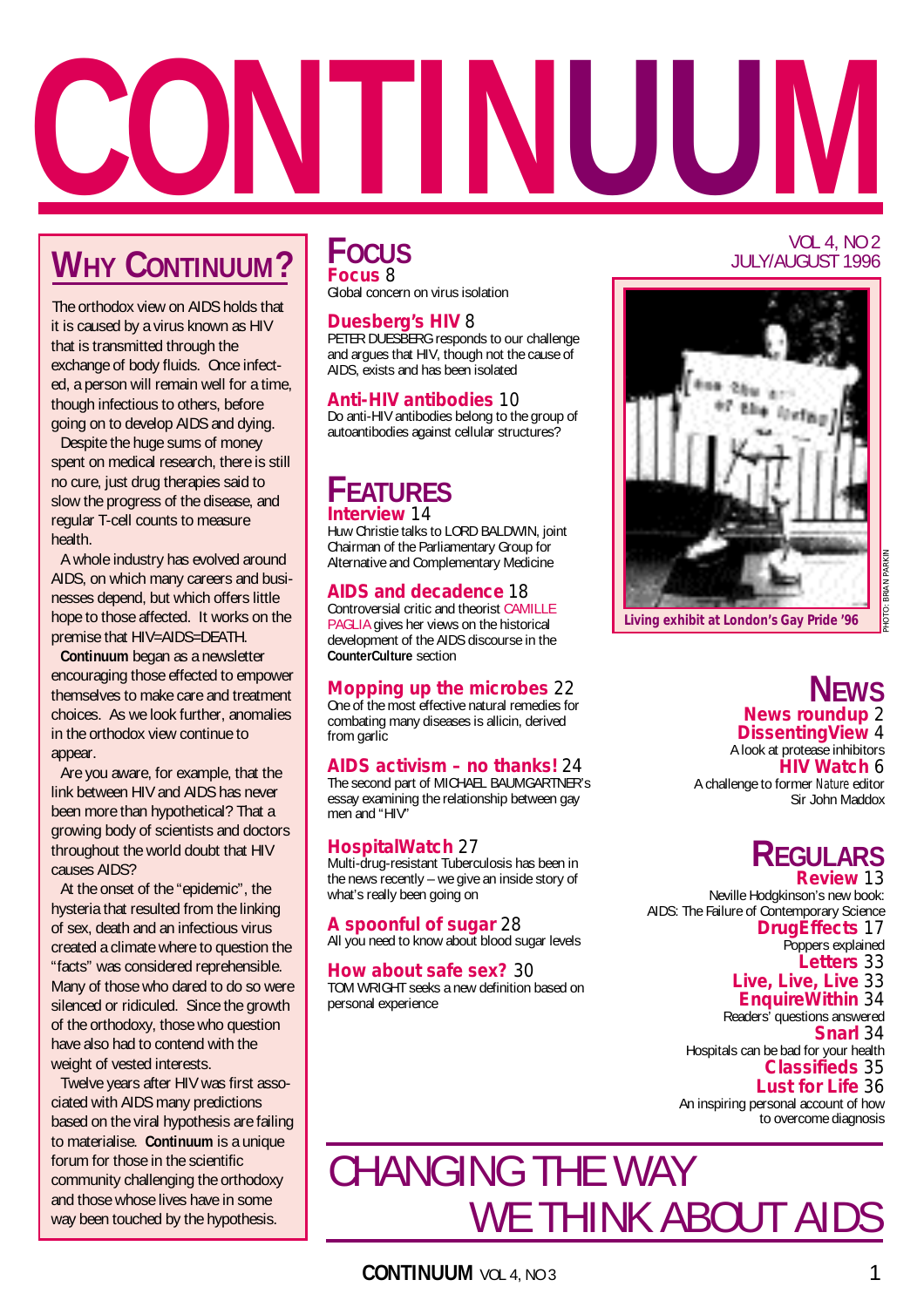# CONTINUUM

VOL 4, NO 2
JULY/AUGUST 1996

## WHY CONTINUUM?

The orthodox view on AIDS holds that it is caused by a virus known as HIV that is transmitted through the exchange of body fluids. Once infected, a person will remain well for a time, though infectious to others, before going on to develop AIDS and dying.

Despite the huge sums of money spent on medical research, there is still no cure, just drug therapies said to slow the progress of the disease, and regular T-cell counts to measure health.

A whole industry has evolved around AIDS, on which many careers and businesses depend, but which offers little hope to those affected. It works on the premise that HIV=AIDS=DEATH.

**Continuum** began as a newsletter encouraging those effected to empower themselves to make care and treatment choices. As we look further, anomalies in the orthodox view continue to appear.

Are you aware, for example, that the link between HIV and AIDS has never been more than hypothetical? That a growing body of scientists and doctors throughout the world doubt that HIV causes AIDS?

At the onset of the "epidemic", the hysteria that resulted from the linking of sex, death and an infectious virus created a climate where to question the "facts" was considered reprehensible. Many of those who dared to do so were silenced or ridiculed. Since the growth of the orthodoxy, those who question have also had to contend with the weight of vested interests.

Twelve years after HIV was first associated with AIDS many predictions based on the viral hypothesis are failing to materialise. **Continuum** is a unique forum for those in the scientific community challenging the orthodoxy and those whose lives have in some way been touched by the hypothesis.

## FOCUS

**Focus** 8
Global concern on virus isolation

**Duesberg's HIV** 8
PETER DUESBERG responds to our challenge and argues that HIV, though not the cause of AIDS, exists and has been isolated

**Anti-HIV antibodies** 10
Do anti-HIV antibodies belong to the group of autoantibodies against cellular structures?

## FEATURES

**Interview** 14
Huw Christie talks to LORD BALDWIN, joint Chairman of the Parliamentary Group for Alternative and Complementary Medicine

**AIDS and decadence** 18
Controversial critic and theorist CAMILLE PAGLIA gives her views on the historical development of the AIDS discourse in the **CounterCulture** section

**Mopping up the microbes** 22
One of the most effective natural remedies for combating many diseases is allicin, derived from garlic

**AIDS activism – no thanks!** 24
The second part of MICHAEL BAUMGARTNER's essay examining the relationship between gay men and "HIV"

**HospitalWatch** 27
Multi-drug-resistant Tuberculosis has been in the news recently – we give an inside story of what's really been going on

**A spoonful of sugar** 28
All you need to know about blood sugar levels

**How about safe sex?** 30
TOM WRIGHT seeks a new definition based on personal experience

Living exhibit at London's Gay Pride '96

PHOTO: BRIAN PARKIN

## NEWS

**News roundup** 2

**DissentingView** 4
A look at protease inhibitors

**HIV Watch** 6
A challenge to former *Nature* editor Sir John Maddox

## REGULARS

**Review** 13
Neville Hodgkinson's new book: AIDS: The Failure of Contemporary Science

**DrugEffects** 17
Poppers explained

**Letters** 33

**Live, Live, Live** 33

**EnquireWithin** 34
Readers' questions answered

**Snarl** 34
Hospitals can be bad for your health

**Classifieds** 35

**Lust for Life** 36
An inspiring personal account of how to overcome diagnosis

CHANGING THE WAY WE THINK ABOUT AIDS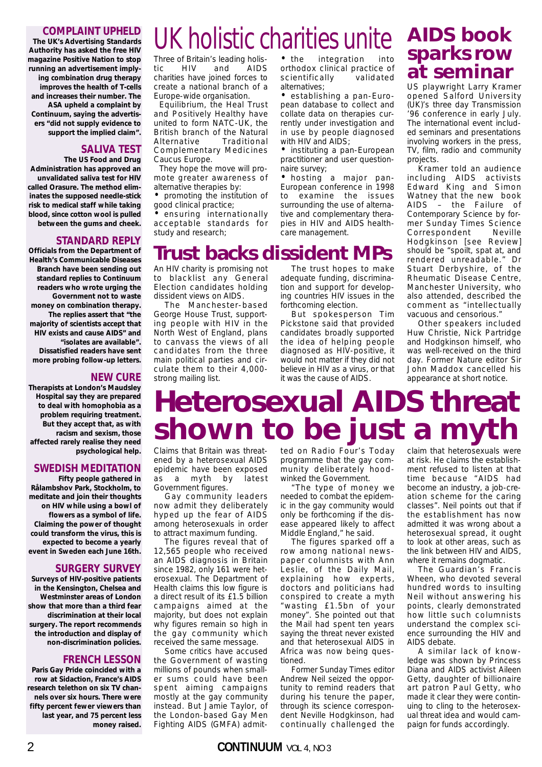## COMPLAINT UPHELD

**The UK's Advertising Standards Authority has asked the free HIV magazine Positive Nation to stop running an advertisement implying combination drug therapy improves the health of T-cells and increases their number. The ASA upheld a complaint by Continuum, saying the advertisers "did not supply evidence to support the implied claim".**

## SALIVA TEST

**The US Food and Drug Administration has approved an unvalidated saliva test for HIV called Orasure. The method eliminates the supposed needle-stick risk to medical staff while taking blood, since cotton wool is pulled between the gums and cheek.**

## STANDARD REPLY

**Officials from the Department of Health's Communicable Diseases Branch have been sending out standard replies to Continuum readers who wrote urging the Government not to waste money on combination therapy. The replies assert that "the majority of scientists accept that HIV exists and cause AIDS" and "isolates are available". Dissatisfied readers have sent more probing follow-up letters.**

## NEW CURE

**Therapists at London's Maudsley Hospital say they are prepared to deal with homophobia as a problem requiring treatment. But they accept that, as with racism and sexism, those affected rarely realise they need psychological help.**

## SWEDISH MEDITATION

**Fifty people gathered in Rålambshov Park, Stockholm, to meditate and join their thoughts on HIV while using a bowl of flowers as a symbol of life. Claiming the power of thought could transform the virus, this is expected to become a yearly event in Sweden each June 16th.**

## SURGERY SURVEY

**Surveys of HIV-positive patients in the Kensington, Chelsea and Westminster areas of London show that more than a third fear discrimination at their local surgery. The report recommends the introduction and display of non-discrimination policies.**

## FRENCH LESSON

**Paris Gay Pride coincided with a row at Sidaction, France's AIDS research telethon on six TV channels over six hours. There were fifty percent fewer viewers than last year, and 75 percent less money raised.**

# UK holistic charities unite

Three of Britain's leading holistic HIV and AIDS charities have joined forces to create a national branch of a Europe-wide organisation.

Equilibrium, the Heal Trust and Positively Healthy have united to form NATC-UK, the British branch of the Natural Alternative Traditional Complementary Medicines Caucus Europe.

They hope the move will promote greater awareness of alternative therapies by:

- promoting the institution of good clinical practice;
- ensuring internationally acceptable standards for study and research;
- the integration into orthodox clinical practice of scientifically validated alternatives;
- establishing a pan-European database to collect and collate data on therapies currently under investigation and in use by people diagnosed with HIV and AIDS;
- instituting a pan-European practitioner and user questionnaire survey;
- hosting a major pan-European conference in 1998 to examine the issues surrounding the use of alternative and complementary therapies in HIV and AIDS healthcare management.

# AIDS book sparks row at seminar

US playwright Larry Kramer opened Salford University (UK)'s three day Transmission '96 conference in early July. The international event included seminars and presentations involving workers in the press, TV, film, radio and community projects.

Kramer told an audience including AIDS activists Edward King and Simon Watney that the new book AIDS – the Failure of Contemporary Science by former Sunday Times Science Correspondent Neville Hodgkinson [see Review] should be "spoilt, spat at, and rendered unreadable." Dr Stuart Derbyshire, of the Rheumatic Disease Centre, Manchester University, who also attended, described the comment as "intellectually vacuous and censorious."

Other speakers included Huw Christie, Nick Partridge and Hodgkinson himself, who was well-received on the third day. Former Nature editor Sir John Maddox cancelled his appearance at short notice.

# Trust backs dissident MPs

An HIV charity is promising not to blacklist any General Election candidates holding dissident views on AIDS.

The Manchester-based George House Trust, supporting people with HIV in the North West of England, plans to canvass the views of all candidates from the three main political parties and circulate them to their 4,000-strong mailing list.

The trust hopes to make adequate funding, discrimination and support for developing countries HIV issues in the forthcoming election.

But spokesperson Tim Pickstone said that provided candidates broadly supported the idea of helping people diagnosed as HIV-positive, it would not matter if they did not believe in HIV as a virus, or that it was the cause of AIDS.

# Heterosexual AIDS threat shown to be just a myth

Claims that Britain was threatened by a heterosexual AIDS epidemic have been exposed as a myth by latest Government figures.

Gay community leaders now admit they deliberately hyped up the fear of AIDS among heterosexuals in order to attract maximum funding.

The figures reveal that of 12,565 people who received an AIDS diagnosis in Britain since 1982, only 161 were heterosexual. The Department of Health claims this low figure is a direct result of its £1.5 billion campaigns aimed at the majority, but does not explain why figures remain so high in the gay community which received the same message.

Some critics have accused the Government of wasting millions of pounds when smaller sums could have been spent aiming campaigns mostly at the gay community instead. But Jamie Taylor, of the London-based Gay Men Fighting AIDS (GMFA) admitted on Radio Four's Today programme that the gay community deliberately hoodwinked the Government.

"The type of money we needed to combat the epidemic in the gay community would only be forthcoming if the disease appeared likely to affect Middle England," he said.

The figures sparked off a row among national newspaper columnists with Ann Leslie, of the Daily Mail, explaining how experts, doctors and politicians had conspired to create a myth "wasting £1.5bn of your money". She pointed out that the Mail had spent ten years saying the threat never existed and that heterosexual AIDS in Africa was now being questioned.

Former Sunday Times editor Andrew Neil seized the opportunity to remind readers that during his tenure the paper, through its science correspondent Neville Hodgkinson, had continually challenged the claim that heterosexuals were at risk. He claims the establishment refused to listen at that time because "AIDS had become an industry, a job-creation scheme for the caring classes". Neil points out that if the establishment has now admitted it was wrong about a heterosexual spread, it ought to look at other areas, such as the link between HIV and AIDS, where it remains dogmatic.

The Guardian's Francis Wheen, who devoted several hundred words to insulting Neil without answering his points, clearly demonstrated how little such columnists understand the complex science surrounding the HIV and AIDS debate.

A similar lack of knowledge was shown by Princess Diana and AIDS activist Aileen Getty, daughter of billionaire art patron Paul Getty, who made it clear they were continuing to cling to the heterosexual threat idea and would campaign for funds accordingly.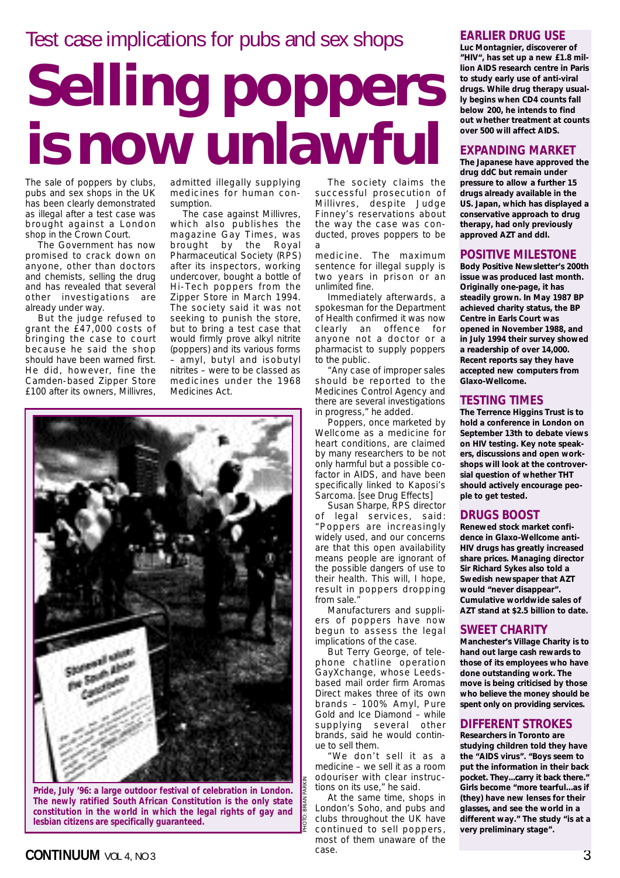Test case implications for pubs and sex shops

# Selling poppers is now unlawful

The sale of poppers by clubs, pubs and sex shops in the UK has been clearly demonstrated as illegal after a test case was brought against a London shop in the Crown Court.

The Government has now promised to crack down on anyone, other than doctors and chemists, selling the drug and has revealed that several other investigations are already under way.

But the judge refused to grant the £47,000 costs of bringing the case to court because he said the shop should have been warned first. He did, however, fine the Camden-based Zipper Store £100 after its owners, Millivres, admitted illegally supplying medicines for human consumption.

The case against Millivres, which also publishes the magazine Gay Times, was brought by the Royal Pharmaceutical Society (RPS) after its inspectors, working undercover, bought a bottle of Hi-Tech poppers from the Zipper Store in March 1994. The society said it was not seeking to punish the store, but to bring a test case that would firmly prove alkyl nitrite (poppers) and its various forms – amyl, butyl and isobutyl nitrites – were to be classed as medicines under the 1968 Medicines Act.

The society claims the successful prosecution of Millivres, despite Judge Finney's reservations about the way the case was conducted, proves poppers to be a medicine. The maximum sentence for illegal supply is two years in prison or an unlimited fine.

Immediately afterwards, a spokesman for the Department of Health confirmed it was now clearly an offence for anyone not a doctor or a pharmacist to supply poppers to the public.

"Any case of improper sales should be reported to the Medicines Control Agency and there are several investigations in progress," he added.

Poppers, once marketed by Wellcome as a medicine for heart conditions, are claimed by many researchers to be not only harmful but a possible co-factor in AIDS, and have been specifically linked to Kaposi's Sarcoma. [see Drug Effects]

Susan Sharpe, RPS director of legal services, said: "Poppers are increasingly widely used, and our concerns are that this open availability means people are ignorant of the possible dangers of use to their health. This will, I hope, result in poppers dropping from sale."

Manufacturers and suppliers of poppers have now begun to assess the legal implications of the case.

But Terry George, of telephone chatline operation GayXchange, whose Leeds-based mail order firm Aromas Direct makes three of its own brands – 100% Amyl, Pure Gold and Ice Diamond – while supplying several other brands, said he would continue to sell them.

"We don't sell it as a medicine – we sell it as a room odouriser with clear instructions on its use," he said.

At the same time, shops in London's Soho, and pubs and clubs throughout the UK have continued to sell poppers, most of them unaware of the case.

**Pride, July '96: a large outdoor festival of celebration in London. The newly ratified South African Constitution is the only state constitution in the world in which the legal rights of gay and lesbian citizens are specifically guaranteed.**

PHOTO: BRIAN PARKIN

## EARLIER DRUG USE

**Luc Montagnier, discoverer of "HIV", has set up a new £1.8 million AIDS research centre in Paris to study early use of anti-viral drugs. While drug therapy usually begins when CD4 counts fall below 200, he intends to find out whether treatment at counts over 500 will affect AIDS.**

## EXPANDING MARKET

**The Japanese have approved the drug ddC but remain under pressure to allow a further 15 drugs already available in the US. Japan, which has displayed a conservative approach to drug therapy, had only previously approved AZT and ddI.**

## POSITIVE MILESTONE

**Body Positive Newsletter's 200th issue was produced last month. Originally one-page, it has steadily grown. In May 1987 BP achieved charity status, the BP Centre in Earls Court was opened in November 1988, and in July 1994 their survey showed a readership of over 14,000. Recent reports say they have accepted new computers from Glaxo-Wellcome.**

## TESTING TIMES

**The Terrence Higgins Trust is to hold a conference in London on September 13th to debate views on HIV testing. Key note speakers, discussions and open workshops will look at the controversial question of whether THT should actively encourage people to get tested.**

## DRUGS BOOST

**Renewed stock market confidence in Glaxo-Wellcome anti-HIV drugs has greatly increased share prices. Managing director Sir Richard Sykes also told a Swedish newspaper that AZT would "never disappear". Cumulative worldwide sales of AZT stand at $2.5 billion to date.**

## SWEET CHARITY

**Manchester's Village Charity is to hand out large cash rewards to those of its employees who have done outstanding work. The move is being criticised by those who believe the money should be spent only on providing services.**

## DIFFERENT STROKES

**Researchers in Toronto are studying children told they have the "AIDS virus". "Boys seem to put the information in their back pocket. They...carry it back there." Girls become "more tearful...as if (they) have new lenses for their glasses, and see the world in a different way." The study "is at a very preliminary stage".**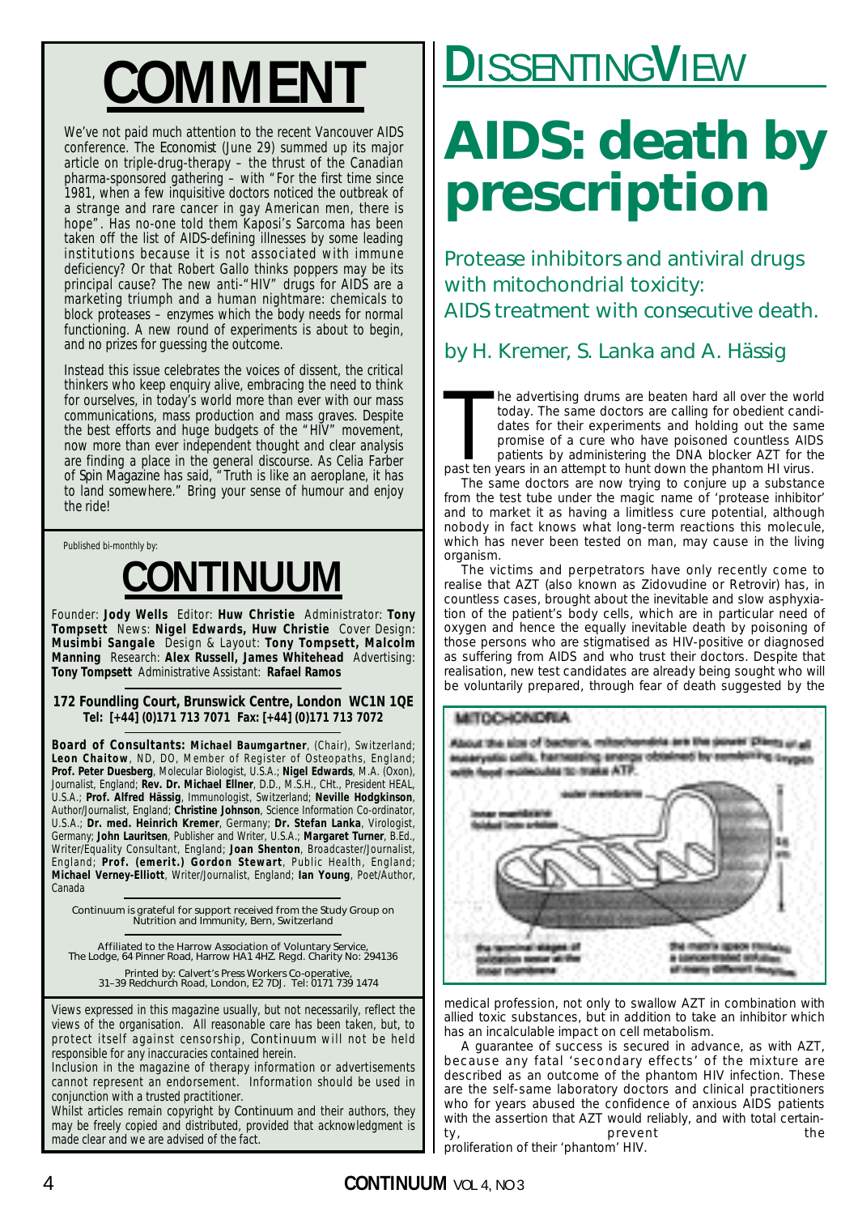# COMMENT

We've not paid much attention to the recent Vancouver AIDS conference. The *Economist* (June 29) summed up its major article on triple-drug-therapy – the thrust of the Canadian pharma-sponsored gathering – with "For the first time since 1981, when a few inquisitive doctors noticed the outbreak of a strange and rare cancer in gay American men, there is hope". Has no-one told them Kaposi's Sarcoma has been taken off the list of AIDS-defining illnesses by some leading institutions because it is not associated with immune deficiency? Or that Robert Gallo thinks poppers may be its principal cause? The new anti-"HIV" drugs for AIDS are a marketing triumph and a human nightmare: chemicals to block proteases – enzymes which the body needs for normal functioning. A new round of experiments is about to begin, and no prizes for guessing the outcome.

Instead this issue celebrates the voices of dissent, the critical thinkers who keep enquiry alive, embracing the need to think for ourselves, in today's world more than ever with our mass communications, mass production and mass graves. Despite the best efforts and huge budgets of the "HIV" movement, now more than ever independent thought and clear analysis are finding a place in the general discourse. As Celia Farber of *Spin Magazine* has said, "Truth is like an aeroplane, it has to land somewhere." Bring your sense of humour and enjoy the ride!

Published bi-monthly by:

# CONTINUUM

Founder: **Jody Wells** Editor: **Huw Christie** Administrator: **Tony Tompsett** News: **Nigel Edwards, Huw Christie** Cover Design: **Musimbi Sangale** Design & Layout: **Tony Tompsett, Malcolm Manning** Research: **Alex Russell, James Whitehead** Advertising: **Tony Tompsett** Administrative Assistant: **Rafael Ramos**

**172 Foundling Court, Brunswick Centre, London WC1N 1QE**
**Tel: [+44] (0)171 713 7071 Fax: [+44] (0)171 713 7072**

**Board of Consultants: Michael Baumgartner**, (Chair), Switzerland; **Leon Chaitow**, ND, DO, Member of Register of Osteopaths, England; **Prof. Peter Duesberg**, Molecular Biologist, U.S.A.; **Nigel Edwards**, M.A. (Oxon), Journalist, England; **Rev. Dr. Michael Ellner**, D.D., M.S.H., CHt., President HEAL, U.S.A.; **Prof. Alfred Hässig**, Immunologist, Switzerland; **Neville Hodgkinson**, Author/Journalist, England; **Christine Johnson**, Science Information Co-ordinator, U.S.A.; **Dr. med. Heinrich Kremer**, Germany; **Dr. Stefan Lanka**, Virologist, Germany; **John Lauritsen**, Publisher and Writer, U.S.A.; **Margaret Turner**, B.Ed., Writer/Equality Consultant, England; **Joan Shenton**, Broadcaster/Journalist, England; **Prof. (emerit.) Gordon Stewart**, Public Health, England; **Michael Verney-Elliott**, Writer/Journalist, England; **Ian Young**, Poet/Author, Canada

Continuum is grateful for support received from the Study Group on Nutrition and Immunity, Bern, Switzerland

Affiliated to the Harrow Association of Voluntary Service, The Lodge, 64 Pinner Road, Harrow HA1 4HZ. Regd. Charity No: 294136

Printed by: Calvert's Press Workers Co-operative, 31–39 Redchurch Road, London, E2 7DJ. Tel: 0171 739 1474

Views expressed in this magazine usually, but not necessarily, reflect the views of the organisation. All reasonable care has been taken, but, to protect itself against censorship, *Continuum* will not be held responsible for any inaccuracies contained herein.

Inclusion in the magazine of therapy information or advertisements cannot represent an endorsement. Information should be used in conjunction with a trusted practitioner.

Whilst articles remain copyright by *Continuum* and their authors, they may be freely copied and distributed, provided that acknowledgment is made clear and we are advised of the fact.

# DISSENTING VIEW

# AIDS: death by prescription

## Protease inhibitors and antiviral drugs with mitochondrial toxicity: AIDS treatment with consecutive death.

### by H. Kremer, S. Lanka and A. Hässig

The advertising drums are beaten hard all over the world today. The same doctors are calling for obedient candidates for their experiments and holding out the same promise of a cure who have poisoned countless AIDS patients by administering the DNA blocker AZT for the past ten years in an attempt to hunt down the phantom HI virus.

The same doctors are now trying to conjure up a substance from the test tube under the magic name of 'protease inhibitor' and to market it as having a limitless cure potential, although nobody in fact knows what long-term reactions this molecule, which has never been tested on man, may cause in the living organism.

The victims and perpetrators have only recently come to realise that AZT (also known as Zidovudine or Retrovir) has, in countless cases, brought about the inevitable and slow asphyxiation of the patient's body cells, which are in particular need of oxygen and hence the equally inevitable death by poisoning of those persons who are stigmatised as HIV-positive or diagnosed as suffering from AIDS and who trust their doctors. Despite that realisation, new test candidates are already being sought who will be voluntarily prepared, through fear of death suggested by the medical profession, not only to swallow AZT in combination with allied toxic substances, but in addition to take an inhibitor which has an incalculable impact on cell metabolism.

A guarantee of success is secured in advance, as with AZT, because any fatal 'secondary effects' of the mixture are described as an outcome of the phantom HIV infection. These are the self-same laboratory doctors and clinical practitioners who for years abused the confidence of anxious AIDS patients with the assertion that AZT would reliably, and with total certainty, prevent the proliferation of their 'phantom' HIV.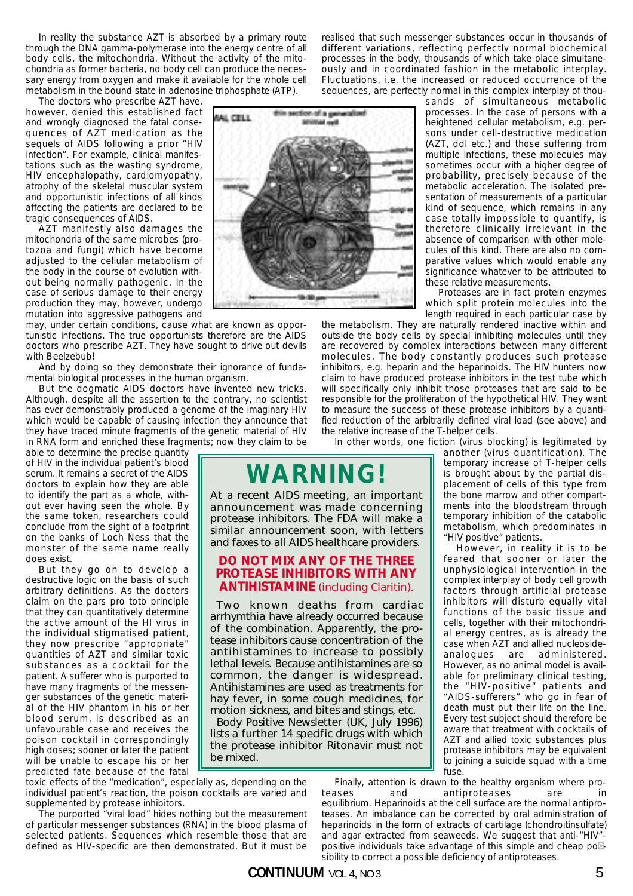In reality the substance AZT is absorbed by a primary route through the DNA gamma-polymerase into the energy centre of all body cells, the mitochondria. Without the activity of the mitochondria as former bacteria, no body cell can produce the necessary energy from oxygen and make it available for the whole cell metabolism in the bound state in adenosine triphosphate (ATP).

The doctors who prescribe AZT have, however, denied this established fact and wrongly diagnosed the fatal consequences of AZT medication as the sequels of AIDS following a prior "HIV infection". For example, clinical manifestations such as the wasting syndrome, HIV encephalopathy, cardiomyopathy, atrophy of the skeletal muscular system and opportunistic infections of all kinds affecting the patients are declared to be tragic consequences of AIDS.

AZT manifestly also damages the mitochondria of the same microbes (protozoa and fungi) which have become adjusted to the cellular metabolism of the body in the course of evolution without being normally pathogenic. In the case of serious damage to their energy production they may, however, undergo mutation into aggressive pathogens and may, under certain conditions, cause what are known as opportunistic infections. The true opportunists therefore are the AIDS doctors who prescribe AZT. They have sought to drive out devils with Beelzebub!

And by doing so they demonstrate their ignorance of fundamental biological processes in the human organism.

But the dogmatic AIDS doctors have invented new tricks. Although, despite all the assertion to the contrary, no scientist has ever demonstrably produced a genome of the imaginary HIV which would be capable of causing infection they announce that they have traced minute fragments of the genetic material of HIV in RNA form and enriched these fragments; now they claim to be able to determine the precise quantity of HIV in the individual patient's blood serum. It remains a secret of the AIDS doctors to explain how they are able to identify the part as a whole, without ever having seen the whole. By the same token, researchers could conclude from the sight of a footprint on the banks of Loch Ness that the monster of the same name really does exist.

But they go on to develop a destructive logic on the basis of such arbitrary definitions. As the doctors claim on the pars pro toto principle that they can quantitatively determine the active amount of the HI virus in the individual stigmatised patient, they now prescribe "appropriate" quantities of AZT and similar toxic substances as a cocktail for the patient. A sufferer who is purported to have many fragments of the messenger substances of the genetic material of the HIV phantom in his or her blood serum, is described as an unfavourable case and receives the poison cocktail in correspondingly high doses; sooner or later the patient will be unable to escape his or her predicted fate because of the fatal toxic effects of the "medication", especially as, depending on the individual patient's reaction, the poison cocktails are varied and supplemented by protease inhibitors.

The purported "viral load" hides nothing but the measurement of particular messenger substances (RNA) in the blood plasma of selected patients. Sequences which resemble those that are defined as HIV-specific are then demonstrated. But it must be realised that such messenger substances occur in thousands of different variations, reflecting perfectly normal biochemical processes in the body, thousands of which take place simultaneously and in coordinated fashion in the metabolic interplay. Fluctuations, i.e. the increased or reduced occurrence of the sequences, are perfectly normal in this complex interplay of thousands of simultaneous metabolic processes. In the case of persons with a heightened cellular metabolism, e.g. persons under cell-destructive medication (AZT, ddI etc.) and those suffering from multiple infections, these molecules may sometimes occur with a higher degree of probability, precisely because of the metabolic acceleration. The isolated presentation of measurements of a particular kind of sequence, which remains in any case totally impossible to quantify, is therefore clinically irrelevant in the absence of comparison with other molecules of this kind. There are also no comparative values which would enable any significance whatever to be attributed to these relative measurements.

Proteases are in fact protein enzymes which split protein molecules into the length required in each particular case by the metabolism. They are naturally rendered inactive within and outside the body cells by special inhibiting molecules until they are recovered by complex interactions between many different molecules. The body constantly produces such protease inhibitors, e.g. heparin and the heparinoids. The HIV hunters now claim to have produced protease inhibitors in the test tube which will specifically only inhibit those proteases that are said to be responsible for the proliferation of the hypothetical HIV. They want to measure the success of these protease inhibitors by a quantified reduction of the arbitrarily defined viral load (see above) and the relative increase of the T-helper cells.

In other words, one fiction (virus blocking) is legitimated by another (virus quantification). The temporary increase of T-helper cells is brought about by the partial displacement of cells of this type from the bone marrow and other compartments into the bloodstream through temporary inhibition of the catabolic metabolism, which predominates in "HIV positive" patients.

However, in reality it is to be feared that sooner or later the unphysiological intervention in the complex interplay of body cell growth factors through artificial protease inhibitors will disturb equally vital functions of the basic tissue and cells, together with their mitochondrial energy centres, as is already the case when AZT and allied nucleoside-analogues are administered. However, as no animal model is available for preliminary clinical testing, the "HIV-positive" patients and "AIDS-sufferers" who go in fear of death must put their life on the line. Every test subject should therefore be aware that treatment with cocktails of AZT and allied toxic substances plus protease inhibitors may be equivalent to joining a suicide squad with a time fuse.

Finally, attention is drawn to the healthy organism where proteases and antiproteases are in equilibrium. Heparinoids at the cell surface are the normal antiproteases. An imbalance can be corrected by oral administration of heparinoids in the form of extracts of cartilage (chondroitinsulfate) and agar extracted from seaweeds. We suggest that anti-"HIV"-positive individuals take advantage of this simple and cheap possibility to correct a possible deficiency of antiproteases.

---

## WARNING!

At a recent AIDS meeting, an important announcement was made concerning protease inhibitors. The FDA will make a similar announcement soon, with letters and faxes to all AIDS healthcare providers.

**DO NOT MIX ANY OF THE THREE PROTEASE INHIBITORS WITH ANY ANTIHISTAMINE** (including Claritin).

Two known deaths from cardiac arrhymthia have already occurred because of the combination. Apparently, the protease inhibitors cause concentration of the antihistamines to increase to possibly lethal levels. Because antihistamines are so common, the danger is widespread. Antihistamines are used as treatments for hay fever, in some cough medicines, for motion sickness, and bites and stings, etc.

Body Positive Newsletter (UK, July 1996) lists a further 14 specific drugs with which the protease inhibitor Ritonavir must not be mixed.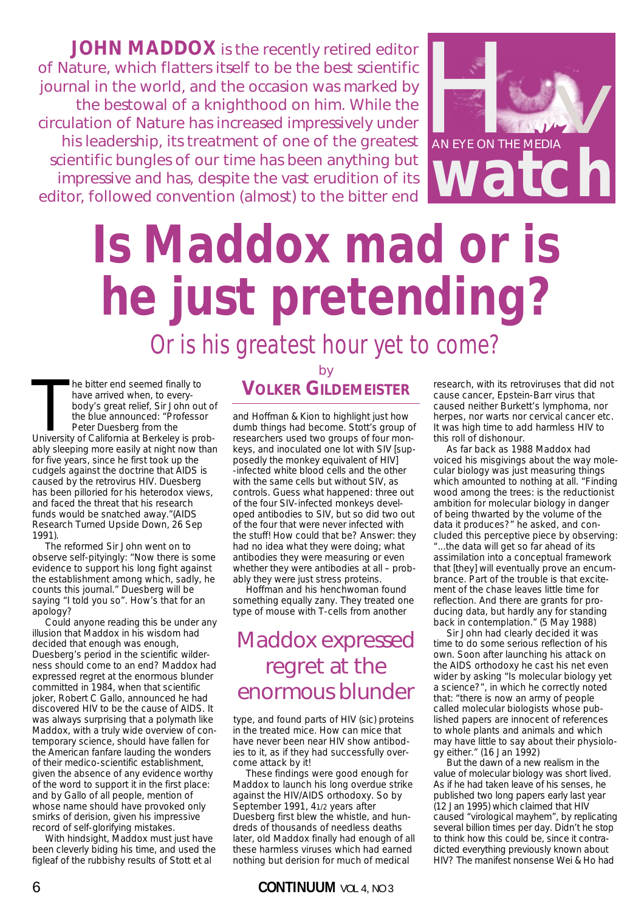**JOHN MADDOX** is the recently retired editor of Nature, which flatters itself to be the best scientific journal in the world, and the occasion was marked by the bestowal of a knighthood on him. While the circulation of Nature has increased impressively under his leadership, its treatment of one of the greatest scientific bungles of our time has been anything but impressive and has, despite the vast erudition of its editor, followed convention (almost) to the bitter end

HIV watch — AN EYE ON THE MEDIA

# Is Maddox mad or is he just pretending?

## Or is his greatest hour yet to come?

by **VOLKER GILDEMEISTER**

The bitter end seemed finally to have arrived when, to everybody's great relief, Sir John out of the blue announced: "Professor Peter Duesberg from the University of California at Berkeley is probably sleeping more easily at night now than for five years, since he first took up the cudgels against the doctrine that AIDS is caused by the retrovirus HIV. Duesberg has been pilloried for his heterodox views, and faced the threat that his research funds would be snatched away."(AIDS Research Turned Upside Down, 26 Sep 1991).

The reformed Sir John went on to observe self-pityingly: "Now there is some evidence to support his long fight against the establishment among which, sadly, he counts this journal." Duesberg will be saying "I told you so". How's that for an apology?

Could anyone reading this be under any illusion that Maddox in his wisdom had decided that enough was enough, Duesberg's period in the scientific wilderness should come to an end? Maddox had expressed regret at the enormous blunder committed in 1984, when that scientific joker, Robert C Gallo, announced he had discovered HIV to be the cause of AIDS. It was always surprising that a polymath like Maddox, with a truly wide overview of contemporary science, should have fallen for the American fanfare lauding the wonders of their medico-scientific establishment, given the absence of any evidence worthy of the word to support it in the first place: and by Gallo of all people, mention of whose name should have provoked only smirks of derision, given his impressive record of self-glorifying mistakes.

With hindsight, Maddox must just have been cleverly biding his time, and used the figleaf of the rubbishy results of Stott et al and Hoffman & Kion to highlight just how dumb things had become. Stott's group of researchers used two groups of four monkeys, and inoculated one lot with SIV [supposedly the monkey equivalent of HIV] -infected white blood cells and the other with the same cells but without SIV, as controls. Guess what happened: three out of the four SIV-infected monkeys developed antibodies to SIV, but so did two out of the four that were never infected with the stuff! How could that be? Answer: they had no idea what they were doing; what antibodies they were measuring or even whether they were antibodies at all – probably they were just stress proteins.

Hoffman and his henchwoman found something equally zany. They treated one type of mouse with T-cells from another type, and found parts of HIV (sic) proteins in the treated mice. How can mice that have never been near HIV show antibodies to it, as if they had successfully overcome attack by it!

> Maddox expressed regret at the enormous blunder

These findings were good enough for Maddox to launch his long overdue strike against the HIV/AIDS orthodoxy. So by September 1991, 4½ years after Duesberg first blew the whistle, and hundreds of thousands of needless deaths later, old Maddox finally had enough of all these harmless viruses which had earned nothing but derision for much of medical research, with its retroviruses that did not cause cancer, Epstein-Barr virus that caused neither Burkett's lymphoma, nor herpes, nor warts nor cervical cancer etc. It was high time to add harmless HIV to this roll of dishonour.

As far back as 1988 Maddox had voiced his misgivings about the way molecular biology was just measuring things which amounted to nothing at all. "Finding wood among the trees: is the reductionist ambition for molecular biology in danger of being thwarted by the volume of the data it produces?" he asked, and concluded this perceptive piece by observing: "...the data will get so far ahead of its assimilation into a conceptual framework that [they] will eventually prove an encumbrance. Part of the trouble is that excitement of the chase leaves little time for reflection. And there are grants for producing data, but hardly any for standing back in contemplation." (5 May 1988)

Sir John had clearly decided it was time to do some serious reflection of his own. Soon after launching his attack on the AIDS orthodoxy he cast his net even wider by asking "Is molecular biology yet a science?", in which he correctly noted that: "there is now an army of people called molecular biologists whose published papers are innocent of references to whole plants and animals and which may have little to say about their physiology either." (16 Jan 1992)

But the dawn of a new realism in the value of molecular biology was short lived. As if he had taken leave of his senses, he published two long papers early last year (12 Jan 1995) which claimed that HIV caused "virological mayhem", by replicating several billion times per day. Didn't he stop to think how this could be, since it contradicted everything previously known about HIV? The manifest nonsense Wei & Ho had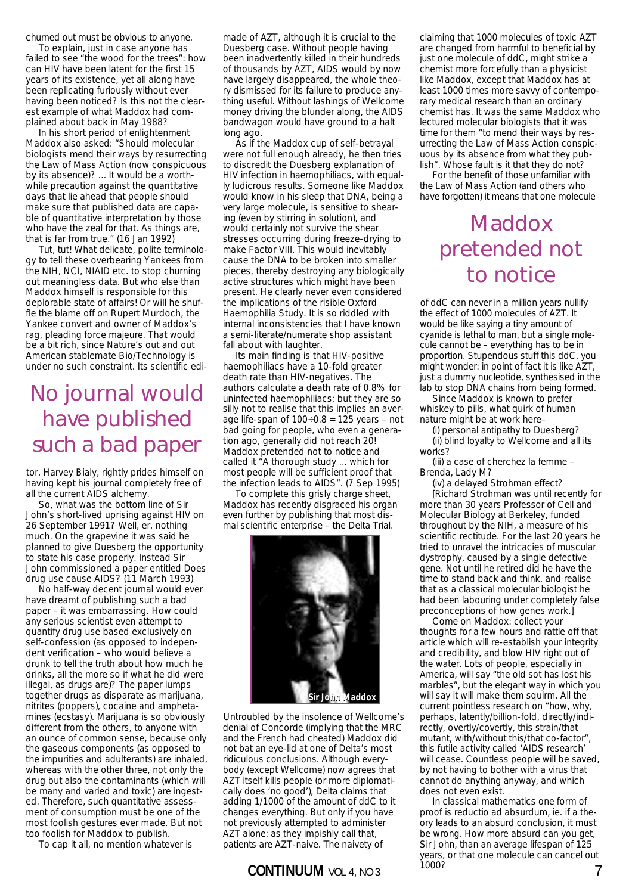churned out must be obvious to anyone.

To explain, just in case anyone has failed to see "the wood for the trees": how can HIV have been latent for the first 15 years of its existence, yet all along have been replicating furiously without ever having been noticed? Is this not the clearest example of what Maddox had complained about back in May 1988?

In his short period of enlightenment Maddox also asked: "Should molecular biologists mend their ways by resurrecting the Law of Mass Action (now conspicuous by its absence)? ... It would be a worthwhile precaution against the quantitative days that lie ahead that people should make sure that published data are capable of quantitative interpretation by those who have the zeal for that. As things are, that is far from true." (16 Jan 1992)

Tut, tut! What delicate, polite terminology to tell these overbearing Yankees from the NIH, NCI, NIAID etc. to stop churning out meaningless data. But who else than Maddox himself is responsible for this deplorable state of affairs! Or will he shuffle the blame off on Rupert Murdoch, the Yankee convert and owner of Maddox's rag, pleading force majeure. That would be a bit rich, since Nature's out and out American stablemate Bio/Technology is under no such constraint. Its scientific editor, Harvey Bialy, rightly prides himself on having kept his journal completely free of all the current AIDS alchemy.

## No journal would have published such a bad paper

So, what was the bottom line of Sir John's short-lived uprising against HIV on 26 September 1991? Well, er, nothing much. On the grapevine it was said he planned to give Duesberg the opportunity to state his case properly. Instead Sir John commissioned a paper entitled Does drug use cause AIDS? (11 March 1993)

No half-way decent journal would ever have dreamt of publishing such a bad paper – it was embarrassing. How could any serious scientist even attempt to quantify drug use based exclusively on self-confession (as opposed to independent verification – who would believe a drunk to tell the truth about how much he drinks, all the more so if what he did were illegal, as drugs are)? The paper lumps together drugs as disparate as marijuana, nitrites (poppers), cocaine and amphetamines (ecstasy). Marijuana is so obviously different from the others, to anyone with an ounce of common sense, because only the gaseous components (as opposed to the impurities and adulterants) are inhaled, whereas with the other three, not only the drug but also the contaminants (which will be many and varied and toxic) are ingested. Therefore, such quantitative assessment of consumption must be one of the most foolish gestures ever made. But not too foolish for Maddox to publish.

To cap it all, no mention whatever is made of AZT, although it is crucial to the Duesberg case. Without people having been inadvertently killed in their hundreds of thousands by AZT, AIDS would by now have largely disappeared, the whole theory dismissed for its failure to produce anything useful. Without lashings of Wellcome money driving the blunder along, the AIDS bandwagon would have ground to a halt long ago.

As if the Maddox cup of self-betrayal were not full enough already, he then tries to discredit the Duesberg explanation of HIV infection in haemophiliacs, with equally ludicrous results. Someone like Maddox would know in his sleep that DNA, being a very large molecule, is sensitive to shearing (even by stirring in solution), and would certainly not survive the shear stresses occurring during freeze-drying to make Factor VIII. This would inevitably cause the DNA to be broken into smaller pieces, thereby destroying any biologically active structures which might have been present. He clearly never even considered the implications of the risible Oxford Haemophilia Study. It is so riddled with internal inconsistencies that I have known a semi-literate/numerate shop assistant fall about with laughter.

Its main finding is that HIV-positive haemophiliacs have a 10-fold greater death rate than HIV-negatives. The authors calculate a death rate of 0.8% for uninfected haemophiliacs; but they are so silly not to realise that this implies an average life-span of 100÷0.8 = 125 years – not bad going for people, who even a generation ago, generally did not reach 20! Maddox pretended not to notice and called it "A thorough study ... which for most people will be sufficient proof that the infection leads to AIDS". (7 Sep 1995)

To complete this grisly charge sheet, Maddox has recently disgraced his organ even further by publishing that most dismal scientific enterprise – the Delta Trial.

Sir John Maddox

Untroubled by the insolence of Wellcome's denial of Concorde (implying that the MRC and the French had cheated) Maddox did not bat an eye-lid at one of Delta's most ridiculous conclusions. Although everybody (except Wellcome) now agrees that AZT itself kills people (or more diplomatically does 'no good'), Delta claims that adding 1/1000 of the amount of ddC to it changes everything. But only if you have not previously attempted to administer AZT alone: as they impishly call that, patients are AZT-naive. The naivety of claiming that 1000 molecules of toxic AZT are changed from harmful to beneficial by just one molecule of ddC, might strike a chemist more forcefully than a physicist like Maddox, except that Maddox has at least 1000 times more savvy of contemporary medical research than an ordinary chemist has. It was the same Maddox who lectured molecular biologists that it was time for them "to mend their ways by resurrecting the Law of Mass Action conspicuous by its absence from what they publish". Whose fault is it that they do not?

For the benefit of those unfamiliar with the Law of Mass Action (and others who have forgotten) it means that one molecule of ddC can never in a million years nullify the effect of 1000 molecules of AZT. It would be like saying a tiny amount of cyanide is lethal to man, but a single molecule cannot be – everything has to be in proportion. Stupendous stuff this ddC, you might wonder: in point of fact it is like AZT, just a dummy nucleotide, synthesised in the lab to stop DNA chains from being formed.

## Maddox pretended not to notice

Since Maddox is known to prefer whiskey to pills, what quirk of human nature might be at work here–

(i) personal antipathy to Duesberg?

(ii) blind loyalty to Wellcome and all its works?

(iii) a case of cherchez la femme – Brenda, Lady M?

(iv) a delayed Strohman effect?

[Richard Strohman was until recently for more than 30 years Professor of Cell and Molecular Biology at Berkeley, funded throughout by the NIH, a measure of his scientific rectitude. For the last 20 years he tried to unravel the intricacies of muscular dystrophy, caused by a single defective gene. Not until he retired did he have the time to stand back and think, and realise that as a classical molecular biologist he had been labouring under completely false preconceptions of how genes work.]

Come on Maddox: collect your thoughts for a few hours and rattle off that article which will re-establish your integrity and credibility, and blow HIV right out of the water. Lots of people, especially in America, will say "the old sot has lost his marbles", but the elegant way in which you will say it will make them squirm. All the current pointless research on "how, why, perhaps, latently/billion-fold, directly/indirectly, overtly/covertly, this strain/that mutant, with/without this/that co-factor", this futile activity called 'AIDS research' will cease. Countless people will be saved, by not having to bother with a virus that cannot do anything anyway, and which does not even exist.

In classical mathematics one form of proof is reductio ad absurdum, ie. if a theory leads to an absurd conclusion, it must be wrong. How more absurd can you get, Sir John, than an average lifespan of 125 years, or that one molecule can cancel out 1000?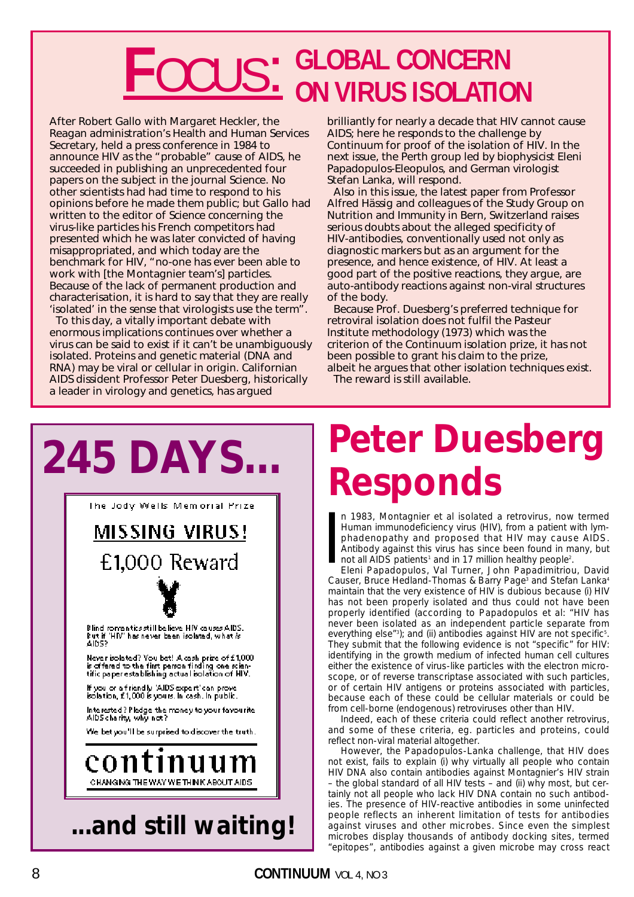# FOCUS: GLOBAL CONCERN ON VIRUS ISOLATION

After Robert Gallo with Margaret Heckler, the Reagan administration's Health and Human Services Secretary, held a press conference in 1984 to announce HIV as the "probable" cause of AIDS, he succeeded in publishing an unprecedented four papers on the subject in the journal Science. No other scientists had had time to respond to his opinions before he made them public; but Gallo had written to the editor of Science concerning the virus-like particles his French competitors had presented which he was later convicted of having misappropriated, and which today are the benchmark for HIV, "no-one has ever been able to work with [the Montagnier team's] particles. Because of the lack of permanent production and characterisation, it is hard to say that they are really 'isolated' in the sense that virologists use the term".

To this day, a vitally important debate with enormous implications continues over whether a virus can be said to exist if it can't be unambiguously isolated. Proteins and genetic material (DNA and RNA) may be viral or cellular in origin. Californian AIDS dissident Professor Peter Duesberg, historically a leader in virology and genetics, has argued brilliantly for nearly a decade that HIV cannot cause AIDS; here he responds to the challenge by Continuum for proof of the isolation of HIV. In the next issue, the Perth group led by biophysicist Eleni Papadopulos-Eleopulos, and German virologist Stefan Lanka, will respond.

Also in this issue, the latest paper from Professor Alfred Hässig and colleagues of the Study Group on Nutrition and Immunity in Bern, Switzerland raises serious doubts about the alleged specificity of HIV-antibodies, conventionally used not only as diagnostic markers but as an argument for the presence, and hence existence, of HIV. At least a good part of the positive reactions, they argue, are auto-antibody reactions against non-viral structures of the body.

Because Prof. Duesberg's preferred technique for retroviral isolation does not fulfil the Pasteur Institute methodology (1973) which was the criterion of the Continuum isolation prize, it has not been possible to grant his claim to the prize, albeit he argues that other isolation techniques exist.

The reward is still available.

## 245 DAYS...

The Jody Wells Memorial Prize

**MISSING VIRUS!**

£1,000 Reward

Blind romantics still believe HIV causes AIDS. But if 'HIV' has never been isolated, what is AIDS?

Never isolated? You bet! A cash prize of £1,000 is offered to the first person finding one scientific paper establishing actual isolation of HIV.

If you or a friendly 'AIDS expert' can prove isolation, £1,000 is yours. In cash. In public.

Interested? Pledge the money to your favourite AIDS charity, why not?

We bet you'll be surprised to discover the truth.

continuum
CHANGING THE WAY WE THINK ABOUT AIDS

**...and still waiting!**

# Peter Duesberg Responds

In 1983, Montagnier et al isolated a retrovirus, now termed Human immunodeficiency virus (HIV), from a patient with lymphadenopathy and proposed that HIV may cause AIDS. Antibody against this virus has since been found in many, but not all AIDS patients[1] and in 17 million healthy people[2].

Eleni Papadopulos, Val Turner, John Papadimitriou, David Causer, Bruce Hedland-Thomas & Barry Page[3] and Stefan Lanka[4] maintain that the very existence of HIV is dubious because (i) HIV has not been properly isolated and thus could not have been properly identified (according to Papadopulos et al: "HIV has never been isolated as an independent particle separate from everything else"[3]); and (ii) antibodies against HIV are not specific[5]. They submit that the following evidence is not "specific" for HIV: identifying in the growth medium of infected human cell cultures either the existence of virus-like particles with the electron microscope, or of reverse transcriptase associated with such particles, or of certain HIV antigens or proteins associated with particles, because each of these could be cellular materials or could be from cell-borne (endogenous) retroviruses other than HIV.

Indeed, each of these criteria could reflect another retrovirus, and some of these criteria, eg. particles and proteins, could reflect non-viral material altogether.

However, the Papadopulos-Lanka challenge, that HIV does not exist, fails to explain (i) why virtually all people who contain HIV DNA also contain antibodies against Montagnier's HIV strain – the global standard of all HIV tests – and (ii) why most, but certainly not all people who lack HIV DNA contain no such antibodies. The presence of HIV-reactive antibodies in some uninfected people reflects an inherent limitation of tests for antibodies against viruses and other microbes. Since even the simplest microbes display thousands of antibody docking sites, termed "epitopes", antibodies against a given microbe may cross react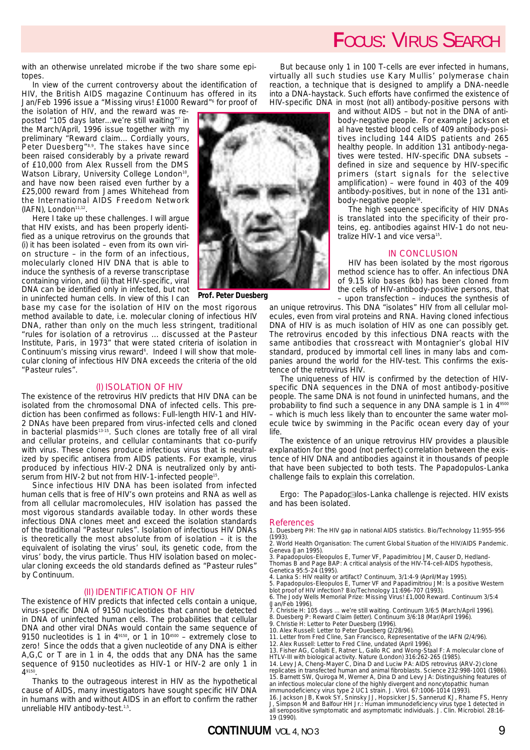with an otherwise unrelated microbe if the two share some epitopes.

In view of the current controversy about the identification of HIV, the British AIDS magazine Continuum has offered in its Jan/Feb 1996 issue a "Missing virus! £1000 Reward"[6] for proof of the isolation of HIV, and the reward was reposted "105 days later...we're still waiting"[7] in the March/April, 1996 issue together with my preliminary "Reward claim... Cordially yours, Peter Duesberg"[8,9]. The stakes have since been raised considerably by a private reward of £10,000 from Alex Russell from the DMS Watson Library, University College London[10], and have now been raised even further by a £25,000 reward from James Whitehead from the International AIDS Freedom Network (IAFN), London[11,12].

Here I take up these challenges. I will argue that HIV exists, and has been properly identified as a unique retrovirus on the grounds that (i) it has been isolated – even from its own virion structure – in the form of an infectious, molecularly cloned HIV DNA that is able to induce the synthesis of a reverse transcriptase containing virion, and (ii) that HIV-specific, viral DNA can be identified only in infected, but not in uninfected human cells. In view of this I can base my case for the isolation of HIV on the most rigorous method available to date, i.e. molecular cloning of infectious HIV DNA, rather than only on the much less stringent, traditional "rules for isolation of a retrovirus ... discussed at the Pasteur Institute, Paris, in 1973" that were stated criteria of isolation in Continuum's missing virus reward[6]. Indeed I will show that molecular cloning of infectious HIV DNA exceeds the criteria of the old "Pasteur rules".

**Prof. Peter Duesberg**

## (I) ISOLATION OF HIV

The existence of the retrovirus HIV predicts that HIV DNA can be isolated from the chromosomal DNA of infected cells. This prediction has been confirmed as follows: Full-length HIV-1 and HIV-2 DNAs have been prepared from virus-infected cells and cloned in bacterial plasmids[13-15]. Such clones are totally free of all viral and cellular proteins, and cellular contaminants that co-purify with virus. These clones produce infectious virus that is neutralized by specific antisera from AIDS patients. For example, virus produced by infectious HIV-2 DNA is neutralized only by antiserum from HIV-2 but not from HIV-1-infected people[15].

Since infectious HIV DNA has been isolated from infected human cells that is free of HIV's own proteins and RNA as well as from all cellular macromolecules, HIV isolation has passed the most vigorous standards available today. In other words these infectious DNA clones meet and exceed the isolation standards of the traditional "Pasteur rules". Isolation of infectious HIV DNAs is theoretically the most absolute from of isolation – it is the equivalent of isolating the virus' soul, its genetic code, from the virus' body, the virus particle. Thus HIV isolation based on molecular cloning exceeds the old standards defined as "Pasteur rules" by Continuum.

## (II) IDENTIFICATION OF HIV

The existence of HIV predicts that infected cells contain a unique, virus-specific DNA of 9150 nucleotides that cannot be detected in DNA of uninfected human cells. The probabilities that cellular DNA and other viral DNAs would contain the same sequence of 9150 nucleotides is 1 in $4^{9150}$, or 1 in $10^{4500}$ – extremely close to zero! Since the odds that a given nucleotide of any DNA is either A,G,C or T are in 1 in 4, the odds that any DNA has the same sequence of 9150 nucleotides as HIV-1 or HIV-2 are only 1 in $4^{9150}$.

Thanks to the outrageous interest in HIV as the hypothetical cause of AIDS, many investigators have sought specific HIV DNA in humans with and without AIDS in an effort to confirm the rather unreliable HIV antibody-test.[1,5].

But because only 1 in 100 T-cells are ever infected in humans, virtually all such studies use Kary Mullis' polymerase chain reaction, a technique that is designed to amplify a DNA-needle into a DNA-haystack. Such efforts have confirmed the existence of HIV-specific DNA in most (not all) antibody-positive persons with and without AIDS – but not in the DNA of antibody-negative people. For example Jackson et al have tested blood cells of 409 antibody-positives including 144 AIDS patients and 265 healthy people. In addition 131 antibody-negatives were tested. HIV-specific DNA subsets – defined in size and sequence by HIV-specific primers (start signals for the selective amplification) – were found in 403 of the 409 antibody-positives, but in none of the 131 antibody-negative people[16].

The high sequence specificity of HIV DNAs is translated into the specificity of their proteins, eg. antibodies against HIV-1 do not neutralize HIV-1 and vice versa[15].

## IN CONCLUSION

HIV has been isolated by the most rigorous method science has to offer. An infectious DNA of 9.15 kilo bases (kb) has been cloned from the cells of HIV-antibody-positive persons, that – upon transfection – induces the synthesis of an unique retrovirus. This DNA "isolates" HIV from all cellular molecules, even from viral proteins and RNA. Having cloned infectious DNA of HIV is as much isolation of HIV as one can possibly get. The retrovirus encoded by this infectious DNA reacts with the same antibodies that crossreact with Montagnier's global HIV standard, produced by immortal cell lines in many labs and companies around the world for the HIV-test. This confirms the existence of the retrovirus HIV.

The uniqueness of HIV is confirmed by the detection of HIV-specific DNA sequences in the DNA of most antibody-positive people. The same DNA is not found in uninfected humans, and the probability to find such a sequence in any DNA sample is 1 in $4^{9500}$ – which is much less likely than to encounter the same water molecule twice by swimming in the Pacific ocean every day of your life.

The existence of an unique retrovirus HIV provides a plausible explanation for the good (not perfect) correlation between the existence of HIV DNA and antibodies against it in thousands of people that have been subjected to both tests. The Papadopulos-Lanka challenge fails to explain this correlation.

Ergo: The Papadopulos-Lanka challenge is rejected. HIV exists and has been isolated.

## References

1. Duesberg PH: The HIV gap in national AIDS statistics. Bio/Technology 11:955-956 (1993).
2. World Health Organisation: The current Global Situation of the HIV/AIDS Pandemic. Geneva (Jan 1995).
3. Papadopulos-Eleopulos E, Turner VF, Papadimitriou JM, Causer D, Hedland-Thomas B and Page BAP: A critical analysis of the HIV-T4-cell-AIDS hypothesis, Genetica 95:5-24 (1995).
4. Lanka S: HIV reality or artifact? Continuum, 3/1:4-9 (April/May 1995).
5. Papadopulos-Eleopulos E, Turner VF and Papadimitriou JM: Is a positive Western blot proof of HIV infection? Bio/Technology 11:696-707 (1993).
6. The Jody Wells Memorial Prize: Missing Virus! £1,000 Reward. Continuum 3/5:4 (Jan/Feb 1996).
7. Christie H: 105 days ... we're still waiting. Continuum 3/6:5 (March/April 1996).
8. Duesberg P: Reward Claim (letter). Continuum 3/6:18 (Mar/April 1996).
9. Christie H: Letter to Peter Duesberg (1996).
10. Alex Russell: Letter to Peter Duesberg (2/28/96).
11. Letter from Fred Cline, San Francisco, Representative of the IAFN (2/4/96).
12. Alex Russell: Letter to Fred Cline, undated (April 1996).
13. Fisher AG, Collalti E, Ratner L, Gallo RC and Wong-Staal F: A molecular clone of HTLV-III with biological activity. Nature (London) 316:262-265 (1985).
14. Levy JA, Cheng-Mayer C, Dina D and Luciw PA: AIDS retrovirus (ARV-2) clone replicates in transfected human and animal fibroblasts. Science 232:998-1001 (1986).
15. Barnett SW, Quiroga M, Werner A, Dina D and Levy JA: Distinguishing features of an infectious molecular clone of the highly divergent and noncytopathic human immunodeficiency virus type 2 UC1 strain. J. Virol. 67:1006-1014 (1993).
16. Jackson JB, Kwok SY, Sninsky JJ, Hopsicker JS, Sannerud KJ, Rhame FS, Henry J, Simpson M and Balfour HH Jr.: Human immunodeficiency virus type 1 detected in all seropositive symptomatic and asymptomatic individuals. J. Clin. Microbiol. 28:16-19 (1990).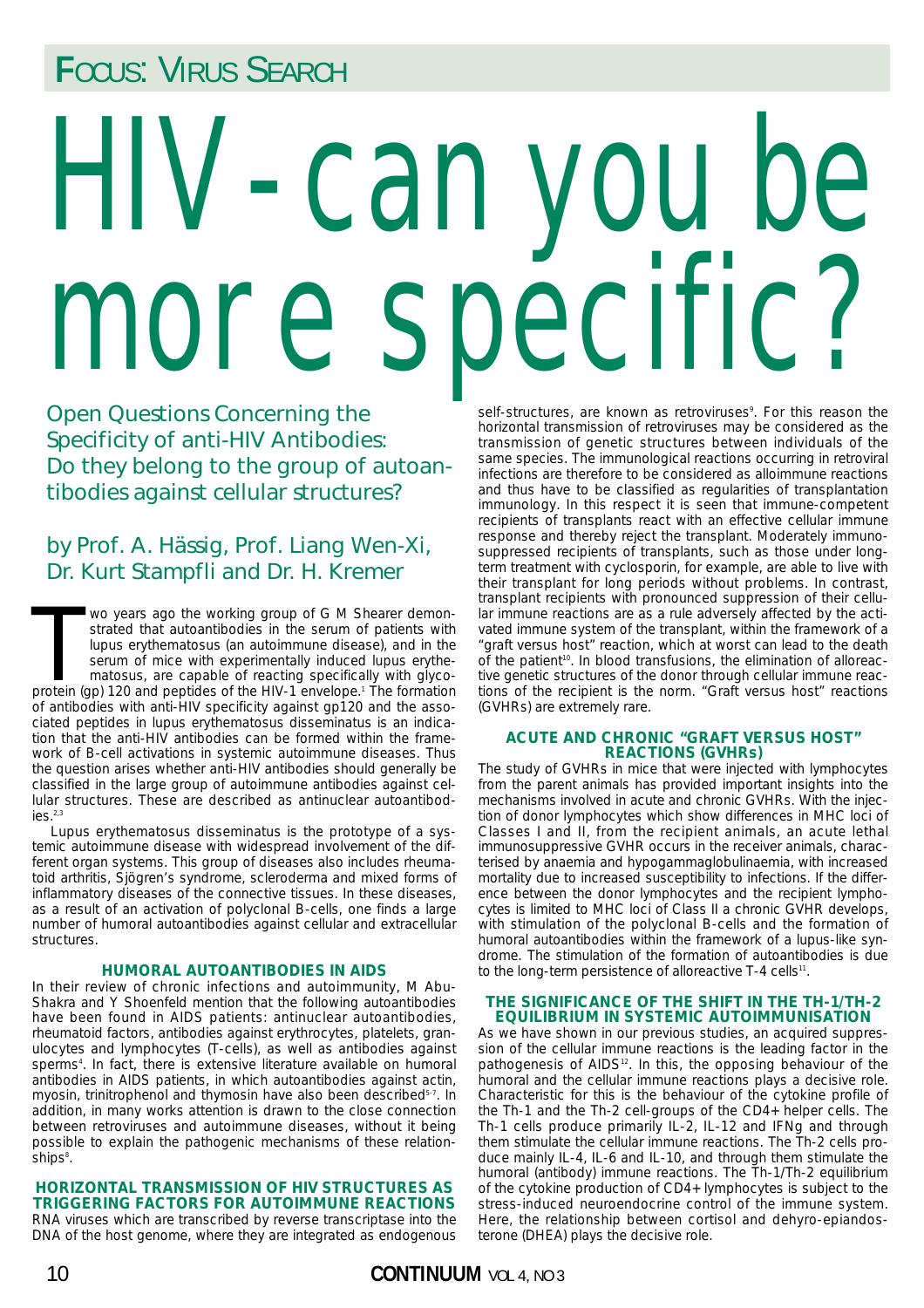# Focus: Virus Search

# HIV - can you be more specific?

## Open Questions Concerning the Specificity of anti-HIV Antibodies: Do they belong to the group of autoantibodies against cellular structures?

### by Prof. A. Hässig, Prof. Liang Wen-Xi, Dr. Kurt Stampfli and Dr. H. Kremer

Two years ago the working group of G M Shearer demonstrated that autoantibodies in the serum of patients with lupus erythematosus (an autoimmune disease), and in the serum of mice with experimentally induced lupus erythematosus, are capable of reacting specifically with glycoprotein (gp) 120 and peptides of the HIV-1 envelope.[1] The formation of antibodies with anti-HIV specificity against gp120 and the associated peptides in lupus erythematosus disseminatus is an indication that the anti-HIV antibodies can be formed within the framework of B-cell activations in systemic autoimmune diseases. Thus the question arises whether anti-HIV antibodies should generally be classified in the large group of autoimmune antibodies against cellular structures. These are described as antinuclear autoantibodies.[2,3]

Lupus erythematosus disseminatus is the prototype of a systemic autoimmune disease with widespread involvement of the different organ systems. This group of diseases also includes rheumatoid arthritis, Sjögren's syndrome, scleroderma and mixed forms of inflammatory diseases of the connective tissues. In these diseases, as a result of an activation of polyclonal B-cells, one finds a large number of humoral autoantibodies against cellular and extracellular structures.

#### HUMORAL AUTOANTIBODIES IN AIDS

In their review of chronic infections and autoimmunity, M Abu-Shakra and Y Shoenfeld mention that the following autoantibodies have been found in AIDS patients: antinuclear autoantibodies, rheumatoid factors, antibodies against erythrocytes, platelets, granulocytes and lymphocytes (T-cells), as well as antibodies against sperms[4]. In fact, there is extensive literature available on humoral antibodies in AIDS patients, in which autoantibodies against actin, myosin, trinitrophenol and thymosin have also been described[5-7]. In addition, in many works attention is drawn to the close connection between retroviruses and autoimmune diseases, without it being possible to explain the pathogenic mechanisms of these relationships[8].

#### HORIZONTAL TRANSMISSION OF HIV STRUCTURES AS TRIGGERING FACTORS FOR AUTOIMMUNE REACTIONS

RNA viruses which are transcribed by reverse transcriptase into the DNA of the host genome, where they are integrated as endogenous self-structures, are known as retroviruses[9]. For this reason the horizontal transmission of retroviruses may be considered as the transmission of genetic structures between individuals of the same species. The immunological reactions occurring in retroviral infections are therefore to be considered as alloimmune reactions and thus have to be classified as regularities of transplantation immunology. In this respect it is seen that immune-competent recipients of transplants react with an effective cellular immune response and thereby reject the transplant. Moderately immunosuppressed recipients of transplants, such as those under long-term treatment with cyclosporin, for example, are able to live with their transplant for long periods without problems. In contrast, transplant recipients with pronounced suppression of their cellular immune reactions are as a rule adversely affected by the activated immune system of the transplant, within the framework of a "graft versus host" reaction, which at worst can lead to the death of the patient[10]. In blood transfusions, the elimination of alloreactive genetic structures of the donor through cellular immune reactions of the recipient is the norm. "Graft versus host" reactions (GVHRs) are extremely rare.

#### ACUTE AND CHRONIC "GRAFT VERSUS HOST" REACTIONS (GVHRs)

The study of GVHRs in mice that were injected with lymphocytes from the parent animals has provided important insights into the mechanisms involved in acute and chronic GVHRs. With the injection of donor lymphocytes which show differences in MHC loci of Classes I and II, from the recipient animals, an acute lethal immunosuppressive GVHR occurs in the receiver animals, characterised by anaemia and hypogammaglobulinaemia, with increased mortality due to increased susceptibility to infections. If the difference between the donor lymphocytes and the recipient lymphocytes is limited to MHC loci of Class II a chronic GVHR develops, with stimulation of the polyclonal B-cells and the formation of humoral autoantibodies within the framework of a lupus-like syndrome. The stimulation of the formation of autoantibodies is due to the long-term persistence of alloreactive T-4 cells[11].

#### THE SIGNIFICANCE OF THE SHIFT IN THE TH-1/TH-2 EQUILIBRIUM IN SYSTEMIC AUTOIMMUNISATION

As we have shown in our previous studies, an acquired suppression of the cellular immune reactions is the leading factor in the pathogenesis of AIDS[12]. In this, the opposing behaviour of the humoral and the cellular immune reactions plays a decisive role. Characteristic for this is the behaviour of the cytokine profile of the Th-1 and the Th-2 cell-groups of the CD4+ helper cells. The Th-1 cells produce primarily IL-2, IL-12 and IFNg and through them stimulate the cellular immune reactions. The Th-2 cells produce mainly IL-4, IL-6 and IL-10, and through them stimulate the humoral (antibody) immune reactions. The Th-1/Th-2 equilibrium of the cytokine production of CD4+ lymphocytes is subject to the stress-induced neuroendocrine control of the immune system. Here, the relationship between cortisol and dehyro-epiandosterone (DHEA) plays the decisive role.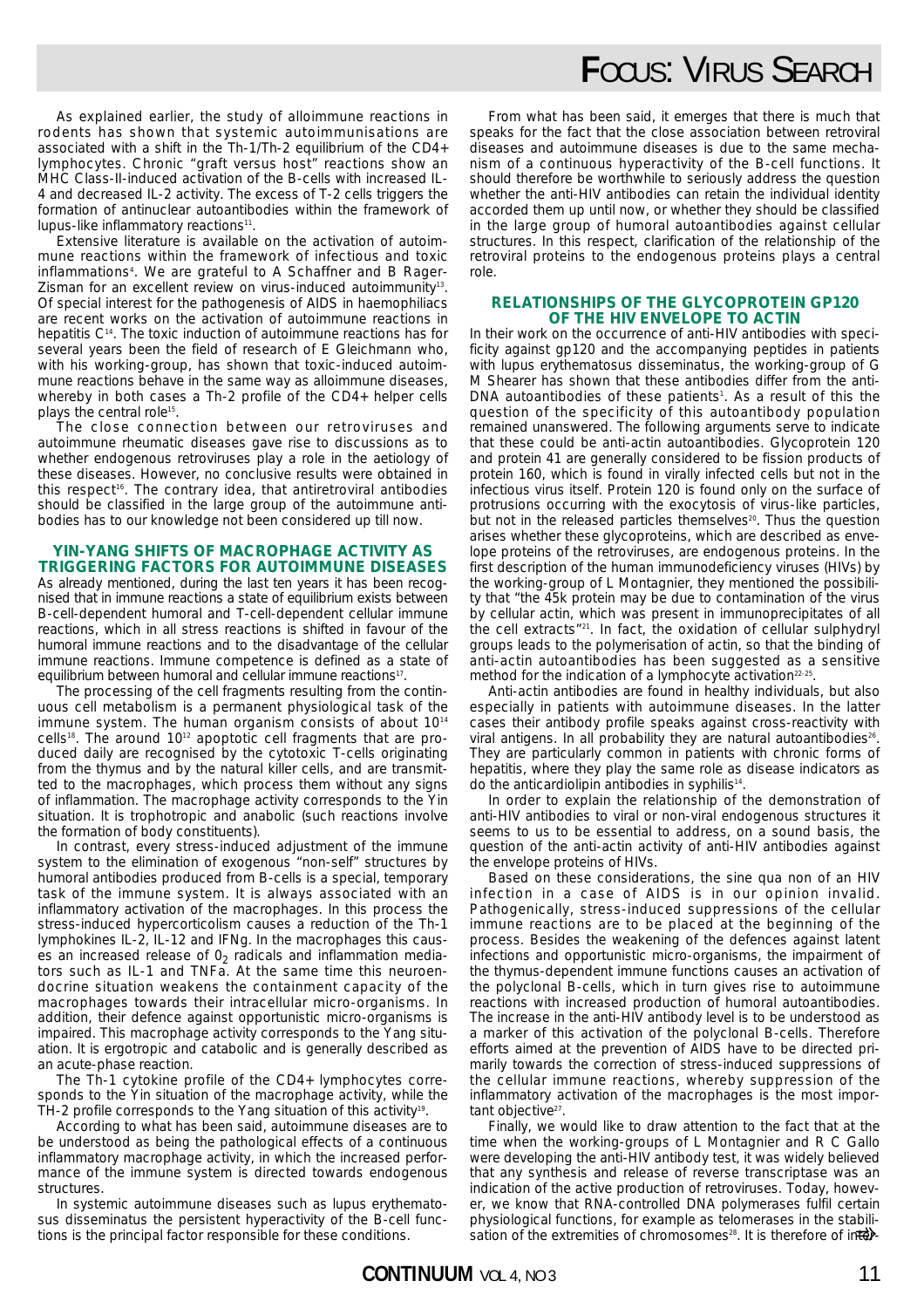As explained earlier, the study of alloimmune reactions in rodents has shown that systemic autoimmunisations are associated with a shift in the Th-1/Th-2 equilibrium of the CD4+ lymphocytes. Chronic "graft versus host" reactions show an MHC Class-II-induced activation of the B-cells with increased IL-4 and decreased IL-2 activity. The excess of T-2 cells triggers the formation of antinuclear autoantibodies within the framework of lupus-like inflammatory reactions[11].

Extensive literature is available on the activation of autoimmune reactions within the framework of infectious and toxic inflammations[4]. We are grateful to A Schaffner and B Rager-Zisman for an excellent review on virus-induced autoimmunity[13]. Of special interest for the pathogenesis of AIDS in haemophiliacs are recent works on the activation of autoimmune reactions in hepatitis C[14]. The toxic induction of autoimmune reactions has for several years been the field of research of E Gleichmann who, with his working-group, has shown that toxic-induced autoimmune reactions behave in the same way as alloimmune diseases, whereby in both cases a Th-2 profile of the CD4+ helper cells plays the central role[15].

The close connection between our retroviruses and autoimmune rheumatic diseases gave rise to discussions as to whether endogenous retroviruses play a role in the aetiology of these diseases. However, no conclusive results were obtained in this respect[16]. The contrary idea, that antiretroviral antibodies should be classified in the large group of the autoimmune antibodies has to our knowledge not been considered up till now.

## YIN-YANG SHIFTS OF MACROPHAGE ACTIVITY AS TRIGGERING FACTORS FOR AUTOIMMUNE DISEASES

As already mentioned, during the last ten years it has been recognised that in immune reactions a state of equilibrium exists between B-cell-dependent humoral and T-cell-dependent cellular immune reactions, which in all stress reactions is shifted in favour of the humoral immune reactions and to the disadvantage of the cellular immune reactions. Immune competence is defined as a state of equilibrium between humoral and cellular immune reactions[17].

The processing of the cell fragments resulting from the continuous cell metabolism is a permanent physiological task of the immune system. The human organism consists of about $10^{14}$ cells[18]. The around $10^{12}$ apoptotic cell fragments that are produced daily are recognised by the cytotoxic T-cells originating from the thymus and by the natural killer cells, and are transmitted to the macrophages, which process them without any signs of inflammation. The macrophage activity corresponds to the Yin situation. It is trophotropic and anabolic (such reactions involve the formation of body constituents).

In contrast, every stress-induced adjustment of the immune system to the elimination of exogenous "non-self" structures by humoral antibodies produced from B-cells is a special, temporary task of the immune system. It is always associated with an inflammatory activation of the macrophages. In this process the stress-induced hypercorticolism causes a reduction of the Th-1 lymphokines IL-2, IL-12 and IFNg. In the macrophages this causes an increased release of $0_2$ radicals and inflammation mediators such as IL-1 and TNFa. At the same time this neuroendocrine situation weakens the containment capacity of the macrophages towards their intracellular micro-organisms. In addition, their defence against opportunistic micro-organisms is impaired. This macrophage activity corresponds to the Yang situation. It is ergotropic and catabolic and is generally described as an acute-phase reaction.

The Th-1 cytokine profile of the CD4+ lymphocytes corresponds to the Yin situation of the macrophage activity, while the TH-2 profile corresponds to the Yang situation of this activity[19].

According to what has been said, autoimmune diseases are to be understood as being the pathological effects of a continuous inflammatory macrophage activity, in which the increased performance of the immune system is directed towards endogenous structures.

In systemic autoimmune diseases such as lupus erythematosus disseminatus the persistent hyperactivity of the B-cell functions is the principal factor responsible for these conditions.

From what has been said, it emerges that there is much that speaks for the fact that the close association between retroviral diseases and autoimmune diseases is due to the same mechanism of a continuous hyperactivity of the B-cell functions. It should therefore be worthwhile to seriously address the question whether the anti-HIV antibodies can retain the individual identity accorded them up until now, or whether they should be classified in the large group of humoral autoantibodies against cellular structures. In this respect, clarification of the relationship of the retroviral proteins to the endogenous proteins plays a central role.

## RELATIONSHIPS OF THE GLYCOPROTEIN GP120 OF THE HIV ENVELOPE TO ACTIN

In their work on the occurrence of anti-HIV antibodies with specificity against gp120 and the accompanying peptides in patients with lupus erythematosus disseminatus, the working-group of G M Shearer has shown that these antibodies differ from the anti-DNA autoantibodies of these patients[1]. As a result of this the question of the specificity of this autoantibody population remained unanswered. The following arguments serve to indicate that these could be anti-actin autoantibodies. Glycoprotein 120 and protein 41 are generally considered to be fission products of protein 160, which is found in virally infected cells but not in the infectious virus itself. Protein 120 is found only on the surface of protrusions occurring with the exocytosis of virus-like particles, but not in the released particles themselves[20]. Thus the question arises whether these glycoproteins, which are described as envelope proteins of the retroviruses, are endogenous proteins. In the first description of the human immunodeficiency viruses (HIVs) by the working-group of L Montagnier, they mentioned the possibility that "the 45k protein may be due to contamination of the virus by cellular actin, which was present in immunoprecipitates of all the cell extracts"[21]. In fact, the oxidation of cellular sulphydryl groups leads to the polymerisation of actin, so that the binding of anti-actin autoantibodies has been suggested as a sensitive method for the indication of a lymphocyte activation[22-25].

Anti-actin antibodies are found in healthy individuals, but also especially in patients with autoimmune diseases. In the latter cases their antibody profile speaks against cross-reactivity with viral antigens. In all probability they are natural autoantibodies[26]. They are particularly common in patients with chronic forms of hepatitis, where they play the same role as disease indicators as do the anticardiolipin antibodies in syphilis[14].

In order to explain the relationship of the demonstration of anti-HIV antibodies to viral or non-viral endogenous structures it seems to us to be essential to address, on a sound basis, the question of the anti-actin activity of anti-HIV antibodies against the envelope proteins of HIVs.

Based on these considerations, the sine qua non of an HIV infection in a case of AIDS is in our opinion invalid. Pathogenically, stress-induced suppressions of the cellular immune reactions are to be placed at the beginning of the process. Besides the weakening of the defences against latent infections and opportunistic micro-organisms, the impairment of the thymus-dependent immune functions causes an activation of the polyclonal B-cells, which in turn gives rise to autoimmune reactions with increased production of humoral autoantibodies. The increase in the anti-HIV antibody level is to be understood as a marker of this activation of the polyclonal B-cells. Therefore efforts aimed at the prevention of AIDS have to be directed primarily towards the correction of stress-induced suppressions of the cellular immune reactions, whereby suppression of the inflammatory activation of the macrophages is the most important objective[27].

Finally, we would like to draw attention to the fact that at the time when the working-groups of L Montagnier and R C Gallo were developing the anti-HIV antibody test, it was widely believed that any synthesis and release of reverse transcriptase was an indication of the active production of retroviruses. Today, however, we know that RNA-controlled DNA polymerases fulfil certain physiological functions, for example as telomerases in the stabilisation of the extremities of chromosomes[28]. It is therefore of inter-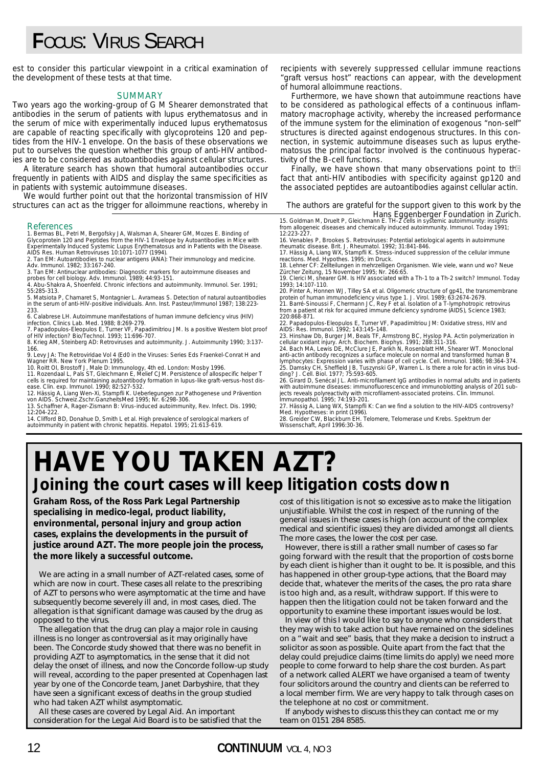est to consider this particular viewpoint in a critical examination of the development of these tests at that time.

## SUMMARY

Two years ago the working-group of G M Shearer demonstrated that antibodies in the serum of patients with lupus erythematosus and in the serum of mice with experimentally induced lupus erythematosus are capable of reacting specifically with glycoproteins 120 and peptides from the HIV-1 envelope. On the basis of these observations we put to ourselves the question whether this group of anti-HIV antibodies are to be considered as autoantibodies against cellular structures.

A literature search has shown that humoral autoantibodies occur frequently in patients with AIDS and display the same specificities as in patients with systemic autoimmune diseases.

We would further point out that the horizontal transmission of HIV structures can act as the trigger for alloimmune reactions, whereby in recipients with severely suppressed cellular immune reactions "graft versus host" reactions can appear, with the development of humoral alloimmune reactions.

Furthermore, we have shown that autoimmune reactions have to be considered as pathological effects of a continuous inflammatory macrophage activity, whereby the increased performance of the immune system for the elimination of exogenous "non-self" structures is directed against endogenous structures. In this connection, in systemic autoimmune diseases such as lupus erythematosus the principal factor involved is the continuous hyperactivity of the B-cell functions.

Finally, we have shown that many observations point to the fact that anti-HIV antibodies with specificity against gp120 and the associated peptides are autoantibodies against cellular actin.

The authors are grateful for the support given to this work by the Hans Eggenberger Foundation in Zurich.

### References

1. Bermas BL, Petri M, Bergofsky JA, Walsman A, Shearer GM, Mozes E. Binding of Glycoprotein 120 and Peptides from the HIV-1 Envelope by Autoantibodies in Mice with Experimentally Induced Systemic Lupus Erythematosus and in Patients with the Disease. AIDS Res. Human Retroviruses 10:1071-1077 (1994).
2. Tan EM: Autoantibodies to nuclear antigens (ANA): Their immunology and medicine. Adv. Immunol. 1982; 33:167-240.
3. Tan EM: Antinuclear antibodies: Diagnostic markers for autoimmune diseases and probes for cell biology. Adv. Immunol. 1989; 44:93-151.
4. Abu-Shakra A, Shoenfeld. Chronic infections and autoimmunity. Immunol. Ser. 1991; 55:285-313.
5. Matsiota P, Chamaret S, Montagnier L. Avrameas S. Detection of natural autoantibodies in the serum of anti-HIV-positive individuals. Ann. Inst. Pasteur/Immunol 1987; 138:223-233.
6. Calabrese LH. Autoimmune manifestations of human immune deficiency virus (HIV) infection. Clinics Lab. Med. 1988; 8:269-279.
7. Papadopulos-Eleopulos E, Turner VF, Papadimitriou JM. Is a positive Western blot proof of HIV infection? Bio/Technol. 1993; 11:696-707.
8. Krieg AM, Steinberg AD: Retroviruses and autoimmunity. J. Autoimmunity 1990; 3:137-166.
9. Levy JA: The Retroviridae Vol 4 (Ed0 in the Viruses: Series Eds Fraenkel-Conrat H and Wagner RR. New York Plenum 1995.
10. Roitt OI, Brostoff J, Male D: Immunology, 4th ed. London: Mosby 1996.
11. Rozendaal L, Pals ST, Gleichmann E, Melief CJM. Persistence of allospecific helper T cells is required for maintaining autoantibody formation in lupus-like graft-versus-host disease. Clin. exp. Immunol. 1990; 82:527-532.
12. Hässig A, Liang Wen-Xi, Stampfli K. Ueberlegungen zur Pathogenese und Prävention von AIDS. Schweiz.Zschr.GanzheitsMed 1995; Nr. 6:298-306.
13. Schaffner A, Rager-Zismann B: Virus-induced autoimmunity, Rev. Infect. Dis. 1990; 12:204-222.
14. Clifford BD, Donahue D, Smith L et al. High prevalence of serological markers of autoimmunity in patient with chronic hepatitis. Hepatol. 1995; 21:613-619.
15. Goldman M, Druelt P, Gleichmann E. TH-2 cells in systemic autoimmunity: insights from allogeneic diseases and chemically induced autoimmunity. Immunol. Today 1991; 12:223-227.
16. Venables P, Brookes S. Retroviruses: Potential aetiological agents in autoimmune rheumatic disease. Brit. J. Rheumatol. 1992; 31:841-846.
17. Hässig A, Liang WX, Stampfli K. Stress-induced suppression of the cellular immune reactions. Med. Hypothes. 1995; im Druck.
18. Lehner CF: Zellteilungen in mehrzelligen Organismen. Wie viele, wann und wo? Neue Zürcher Zeitung, 15 November 1995; Nr. 266:65.
19. Clerici M, shearer GM. Is HIV associated with a Th-1 to a Th-2 switch? Immunol. Today 1993; 14:107-110.
20. Pinter A, Honnen WJ, Tilley SA et al. Oligomeric structure of gp41, the transmembrane protein of human immunodeficiency virus type 1. J. Virol. 1989; 63:2674-2679.
21. Barré-Sinoussi F, Chermann JC, Rey F et al. Isolation of a T-lymphotropic retrovirus from a patient at risk for acquired immune deficiency syndrome (AIDS), Science 1983; 220:868-871.
22. Papadopulos-Eleopulos E, Turner VF, Papadimitriou JM: Oxidative stress, HIV and AIDS: Res. Immunol. 1992; 143:145-148.
23. Hinshaw Db, Burger JM, Beals TF, Armstrong BC, Hyslop PA. Actin polymerization in cellular oxidant injury. Arch. Biochem. Biophys. 1991; 288:311-316.
24. Bach MA, Lewis DE, McClure JE, Parikh N, Rosenblatt HM, Shearer WT. Monoclonal anti-actin antibody recognizes a surface molecule on normal and transformed human B lymphocytes: Expression varies with phase of cell cycle. Cell. Immunol. 1986; 98:364-374.
25. Damsky CH, Sheffield JB, Tuszynski GP, Warren L. Is there a role for actin in virus budding? J. Cell. Biol. 1977; 75:593-605.
26. Girard D, Senécal JL. Anti-microfilament IgG antibodies in normal adults and in patients with autoimmune diseases: immunofluorescence and immunoblotting analysis of 201 subjects reveals polyreactivity with microfilament-associated proteins. Clin. Immunol. Immunopathol. 1995; 74:193-201.
27. Hässig A, Liang WX, Stampfli K: Can we find a solution to the HIV-AIDS controversy? Med. Hypotheses: in print (1996).
28. Greider CW, Blackburn EH. Telomere, Telomerase und Krebs. Spektrum der Wissenschaft, April 1996:30-36.

# HAVE YOU TAKEN AZT?

## Joining the court cases will keep litigation costs down

**Graham Ross, of the Ross Park Legal Partnership specialising in medico-legal, product liability, environmental, personal injury and group action cases, explains the developments in the pursuit of justice around AZT. The more people join the process, the more likely a successful outcome.**

We are acting in a small number of AZT-related cases, some of which are now in court. These cases all relate to the prescribing of AZT to persons who were asymptomatic at the time and have subsequently become severely ill and, in most cases, died. The allegation is that significant damage was caused by the drug as opposed to the virus.

The allegation that the drug can play a major role in causing illness is no longer as controversial as it may originally have been. The Concorde study showed that there was no benefit in providing AZT to asymptomatics, in the sense that it did not delay the onset of illness, and now the Concorde follow-up study will reveal, according to the paper presented at Copenhagen last year by one of the Concorde team, Janet Darbyshire, that they have seen a significant excess of deaths in the group studied who had taken AZT whilst asymptomatic.

All these cases are covered by Legal Aid. An important consideration for the Legal Aid Board is to be satisfied that the cost of this litigation is not so excessive as to make the litigation unjustifiable. Whilst the cost in respect of the running of the general issues in these cases is high (on account of the complex medical and scientific issues) they are divided amongst all clients. The more cases, the lower the cost per case.

However, there is still a rather small number of cases so far going forward with the result that the proportion of costs borne by each client is higher than it ought to be. It is possible, and this has happened in other group-type actions, that the Board may decide that, whatever the merits of the cases, the pro rata share is too high and, as a result, withdraw support. If this were to happen then the litigation could not be taken forward and the opportunity to examine these important issues would be lost.

In view of this I would like to say to anyone who considers that they may wish to take action but have remained on the sidelines on a "wait and see" basis, that they make a decision to instruct a solicitor as soon as possible. Quite apart from the fact that the delay could prejudice claims (time limits do apply) we need more people to come forward to help share the cost burden. As part of a network called ALERT we have organised a team of twenty four solicitors around the country and clients can be referred to a local member firm. We are very happy to talk through cases on the telephone at no cost or commitment.

If anybody wishes to discuss this they can contact me or my team on 0151 284 8585.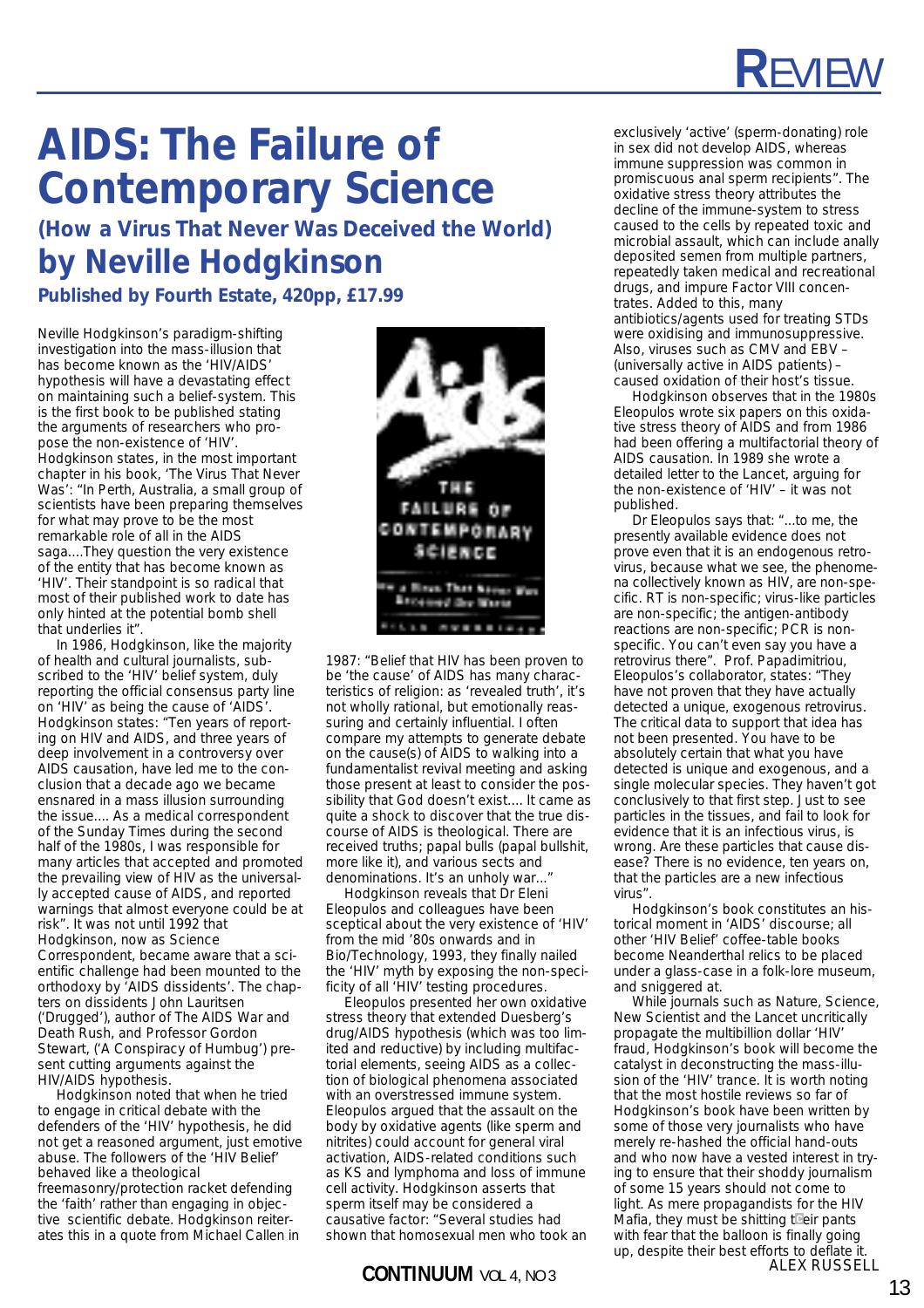# AIDS: The Failure of Contemporary Science

## (How a Virus That Never Was Deceived the World)

## by Neville Hodgkinson

### Published by Fourth Estate, 420pp, £17.99

Neville Hodgkinson's paradigm-shifting investigation into the mass-illusion that has become known as the 'HIV/AIDS' hypothesis will have a devastating effect on maintaining such a belief-system. This is the first book to be published stating the arguments of researchers who propose the non-existence of 'HIV'. Hodgkinson states, in the most important chapter in his book, 'The Virus That Never Was': "In Perth, Australia, a small group of scientists have been preparing themselves for what may prove to be the most remarkable role of all in the AIDS saga....They question the very existence of the entity that has become known as 'HIV'. Their standpoint is so radical that most of their published work to date has only hinted at the potential bomb shell that underlies it".

In 1986, Hodgkinson, like the majority of health and cultural journalists, subscribed to the 'HIV' belief system, duly reporting the official consensus party line on 'HIV' as being the cause of 'AIDS'. Hodgkinson states: "Ten years of reporting on HIV and AIDS, and three years of deep involvement in a controversy over AIDS causation, have led me to the conclusion that a decade ago we became ensnared in a mass illusion surrounding the issue.... As a medical correspondent of the Sunday Times during the second half of the 1980s, I was responsible for many articles that accepted and promoted the prevailing view of HIV as the universally accepted cause of AIDS, and reported warnings that almost everyone could be at risk". It was not until 1992 that Hodgkinson, now as Science Correspondent, became aware that a scientific challenge had been mounted to the orthodoxy by 'AIDS dissidents'. The chapters on dissidents John Lauritsen ('Drugged'), author of The AIDS War and Death Rush, and Professor Gordon Stewart, ('A Conspiracy of Humbug') present cutting arguments against the HIV/AIDS hypothesis.

Hodgkinson noted that when he tried to engage in critical debate with the defenders of the 'HIV' hypothesis, he did not get a reasoned argument, just emotive abuse. The followers of the 'HIV Belief' behaved like a theological freemasonry/protection racket defending the 'faith' rather than engaging in objective scientific debate. Hodgkinson reiterates this in a quote from Michael Callen in 1987: "Belief that HIV has been proven to be 'the cause' of AIDS has many characteristics of religion: as 'revealed truth', it's not wholly rational, but emotionally reassuring and certainly influential. I often compare my attempts to generate debate on the cause(s) of AIDS to walking into a fundamentalist revival meeting and asking those present at least to consider the possibility that God doesn't exist.... It came as quite a shock to discover that the true discourse of AIDS is theological. There are received truths; papal bulls (papal bullshit, more like it), and various sects and denominations. It's an unholy war..."

Hodgkinson reveals that Dr Eleni Eleopulos and colleagues have been sceptical about the very existence of 'HIV' from the mid '80s onwards and in Bio/Technology, 1993, they finally nailed the 'HIV' myth by exposing the non-specificity of all 'HIV' testing procedures.

Eleopulos presented her own oxidative stress theory that extended Duesberg's drug/AIDS hypothesis (which was too limited and reductive) by including multifactorial elements, seeing AIDS as a collection of biological phenomena associated with an overstressed immune system. Eleopulos argued that the assault on the body by oxidative agents (like sperm and nitrites) could account for general viral activation, AIDS-related conditions such as KS and lymphoma and loss of immune cell activity. Hodgkinson asserts that sperm itself may be considered a causative factor: "Several studies had shown that homosexual men who took an exclusively 'active' (sperm-donating) role in sex did not develop AIDS, whereas immune suppression was common in promiscuous anal sperm recipients". The oxidative stress theory attributes the decline of the immune-system to stress caused to the cells by repeated toxic and microbial assault, which can include anally deposited semen from multiple partners, repeatedly taken medical and recreational drugs, and impure Factor VIII concentrates. Added to this, many antibiotics/agents used for treating STDs were oxidising and immunosuppressive. Also, viruses such as CMV and EBV – (universally active in AIDS patients) – caused oxidation of their host's tissue.

Hodgkinson observes that in the 1980s Eleopulos wrote six papers on this oxidative stress theory of AIDS and from 1986 had been offering a multifactorial theory of AIDS causation. In 1989 she wrote a detailed letter to the Lancet, arguing for the non-existence of 'HIV' – it was not published.

Dr Eleopulos says that: "...to me, the presently available evidence does not prove even that it is an endogenous retrovirus, because what we see, the phenomena collectively known as HIV, are non-specific. RT is non-specific, virus-like particles are non-specific; the antigen-antibody reactions are non-specific; PCR is non-specific. You can't even say you have a retrovirus there". Prof. Papadimitriou, Eleopulos's collaborator, states: "They have not proven that they have actually detected a unique, exogenous retrovirus. The critical data to support that idea has not been presented. You have to be absolutely certain that what you have detected is unique and exogenous, and a single molecular species. They haven't got conclusively to that first step. Just to see particles in the tissues, and fail to look for evidence that it is an infectious virus, is wrong. Are these particles that cause disease? There is no evidence, ten years on, that the particles are a new infectious virus".

Hodgkinson's book constitutes an historical moment in 'AIDS' discourse; all other 'HIV Belief' coffee-table books become Neanderthal relics to be placed under a glass-case in a folk-lore museum, and sniggered at.

While journals such as Nature, Science, New Scientist and the Lancet uncritically propagate the multibillion dollar 'HIV' fraud, Hodgkinson's book will become the catalyst in deconstructing the mass-illusion of the 'HIV' trance. It is worth noting that the most hostile reviews so far of Hodgkinson's book have been written by some of those very journalists who have merely re-hashed the official hand-outs and who now have a vested interest in trying to ensure that their shoddy journalism of some 15 years should not come to light. As mere propagandists for the HIV Mafia, they must be shitting their pants with fear that the balloon is finally going up, despite their best efforts to deflate it.

ALEX RUSSELL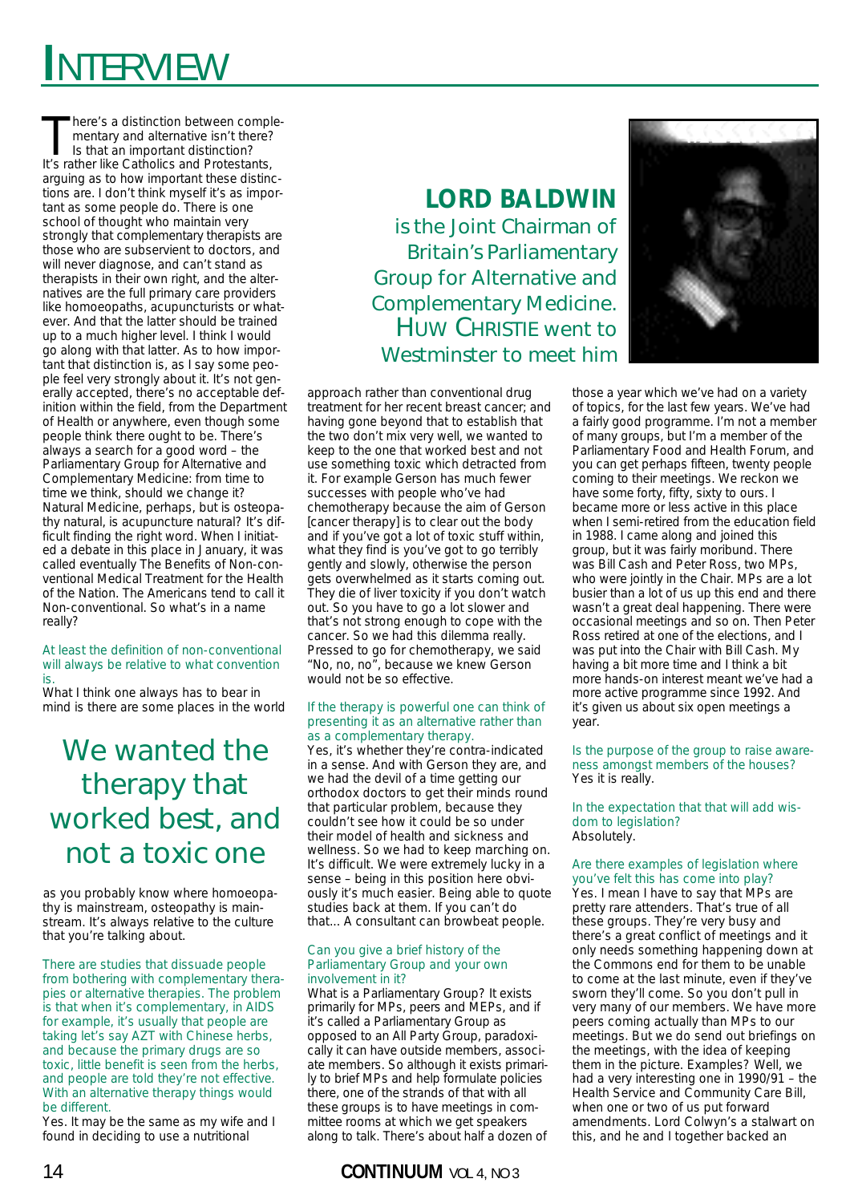# INTERVIEW

## LORD BALDWIN

is the Joint Chairman of Britain's Parliamentary Group for Alternative and Complementary Medicine. HUW CHRISTIE went to Westminster to meet him

There's a distinction between complementary and alternative isn't there? Is that an important distinction?

It's rather like Catholics and Protestants, arguing as to how important these distinctions are. I don't think myself it's as important as some people do. There is one school of thought who maintain very strongly that complementary therapists are those who are subservient to doctors, and will never diagnose, and can't stand as therapists in their own right, and the alternatives are the full primary care providers like homoeopaths, acupuncturists or whatever. And that the latter should be trained up to a much higher level. I think I would go along with that latter. As to how important that distinction is, as I say some people feel very strongly about it. It's not generally accepted, there's no acceptable definition within the field, from the Department of Health or anywhere, even though some people think there ought to be. There's always a search for a good word – the Parliamentary Group for Alternative and Complementary Medicine: from time to time we think, should we change it? Natural Medicine, perhaps, but is osteopathy natural, is acupuncture natural? It's difficult finding the right word. When I initiated a debate in this place in January, it was called eventually The Benefits of Non-conventional Medical Treatment for the Health of the Nation. The Americans tend to call it Non-conventional. So what's in a name really?

At least the definition of non-conventional will always be relative to what convention is.

What I think one always has to bear in mind is there are some places in the world as you probably know where homoeopathy is mainstream, osteopathy is mainstream. It's always relative to the culture that you're talking about.

> We wanted the therapy that worked best, and not a toxic one

There are studies that dissuade people from bothering with complementary therapies or alternative therapies. The problem is that when it's complementary, in AIDS for example, it's usually that people are taking let's say AZT with Chinese herbs, and because the primary drugs are so toxic, little benefit is seen from the herbs, and people are told they're not effective. With an alternative therapy things would be different.

Yes. It may be the same as my wife and I found in deciding to use a nutritional approach rather than conventional drug treatment for her recent breast cancer; and having gone beyond that to establish that the two don't mix very well, we wanted to keep to the one that worked best and not use something toxic which detracted from it. For example Gerson has much fewer successes with people who've had chemotherapy because the aim of Gerson [cancer therapy] is to clear out the body and if you've got a lot of toxic stuff within, what they find is you've got to go terribly gently and slowly, otherwise the person gets overwhelmed as it starts coming out. They die of liver toxicity if you don't watch out. So you have to go a lot slower and that's not strong enough to cope with the cancer. So we had this dilemma really. Pressed to go for chemotherapy, we said "No, no, no", because we knew Gerson would not be so effective.

If the therapy is powerful one can think of presenting it as an alternative rather than as a complementary therapy.

Yes, it's whether they're contra-indicated in a sense. And with Gerson they are, and we had the devil of a time getting our orthodox doctors to get their minds round that particular problem, because they couldn't see how it could be so under their model of health and sickness and wellness. So we had to keep marching on. It's difficult. We were extremely lucky in a sense – being in this position here obviously it's much easier. Being able to quote studies back at them. If you can't do that... A consultant can browbeat people.

Can you give a brief history of the Parliamentary Group and your own involvement in it?

What is a Parliamentary Group? It exists primarily for MPs, peers and MEPs, and if it's called a Parliamentary Group as opposed to an All Party Group, paradoxically it can have outside members, associate members. So although it exists primarily to brief MPs and help formulate policies there, one of the strands of that with all these groups is to have meetings in committee rooms at which we get speakers along to talk. There's about half a dozen of those a year which we've had on a variety of topics, for the last few years. We've had a fairly good programme. I'm not a member of many groups, but I'm a member of the Parliamentary Food and Health Forum, and you can get perhaps fifteen, twenty people coming to their meetings. We reckon we have some forty, fifty, sixty to ours. I became more or less active in this place when I semi-retired from the education field in 1988. I came along and joined this group, but it was fairly moribund. There was Bill Cash and Peter Ross, two MPs, who were jointly in the Chair. MPs are a lot busier than a lot of us up this end and there wasn't a great deal happening. There were occasional meetings and so on. Then Peter Ross retired at one of the elections, and I was put into the Chair with Bill Cash. My having a bit more time and I think a bit more hands-on interest meant we've had a more active programme since 1992. And it's given us about six open meetings a year.

Is the purpose of the group to raise awareness amongst members of the houses?

Yes it is really.

In the expectation that that will add wisdom to legislation?

Absolutely.

Are there examples of legislation where you've felt this has come into play?

Yes. I mean I have to say that MPs are pretty rare attenders. That's true of all these groups. They're very busy and there's a great conflict of meetings and it only needs something happening down at the Commons end for them to be unable to come at the last minute, even if they've sworn they'll come. So you don't pull in very many of our members. We have more peers coming actually than MPs to our meetings. But we do send out briefings on the meetings, with the idea of keeping them in the picture. Examples? Well, we had a very interesting one in 1990/91 – the Health Service and Community Care Bill, when one or two of us put forward amendments. Lord Colwyn's a stalwart on this, and he and I together backed an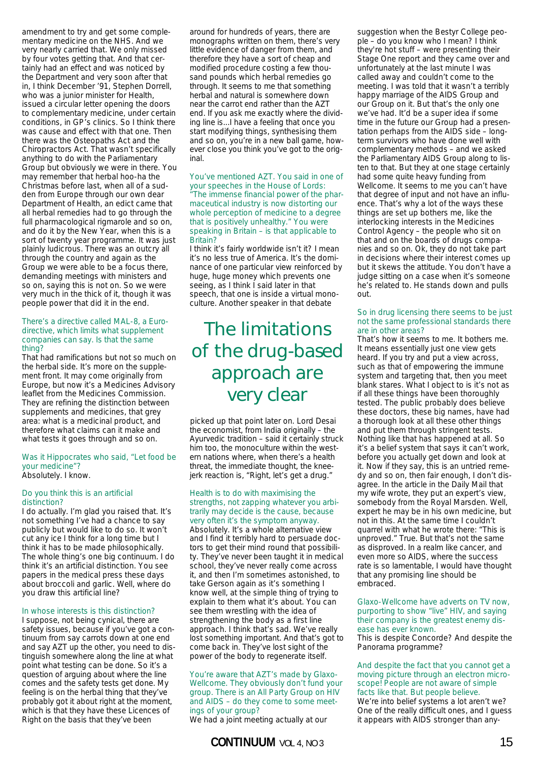amendment to try and get some complementary medicine on the NHS. And we very nearly carried that. We only missed by four votes getting that. And that certainly had an effect and was noticed by the Department and very soon after that in, I think December '91, Stephen Dorrell, who was a junior minister for Health, issued a circular letter opening the doors to complementary medicine, under certain conditions, in GP's clinics. So I think there was cause and effect with that one. Then there was the Osteopaths Act and the Chiropractors Act. That wasn't specifically anything to do with the Parliamentary Group but obviously we were in there. You may remember that herbal hoo-ha the Christmas before last, when all of a sudden from Europe through our own dear Department of Health, an edict came that all herbal remedies had to go through the full pharmacological rigmarole and so on, and do it by the New Year, when this is a sort of twenty year programme. It was just plainly ludicrous. There was an outcry all through the country and again as the Group we were able to be a focus there, demanding meetings with ministers and so on, saying this is not on. So we were very much in the thick of it, though it was people power that did it in the end.

**There's a directive called MAL-8, a Euro-directive, which limits what supplement companies can say. Is that the same thing?**

That had ramifications but not so much on the herbal side. It's more on the supplement front. It may come originally from Europe, but now it's a Medicines Advisory leaflet from the Medicines Commission. They are refining the distinction between supplements and medicines, that grey area: what is a medicinal product, and therefore what claims can it make and what tests it goes through and so on.

**Was it Hippocrates who said, "Let food be your medicine"?**

Absolutely. I know.

**Do you think this is an artificial distinction?**

I do actually. I'm glad you raised that. It's not something I've had a chance to say publicly but would like to do so. It won't cut any ice I think for a long time but I think it has to be made philosophically. The whole thing's one big continuum. I do think it's an artificial distinction. You see papers in the medical press these days about broccoli and garlic. Well, where do you draw this artificial line?

**In whose interests is this distinction?**

I suppose, not being cynical, there are safety issues, because if you've got a continuum from say carrots down at one end and say AZT up the other, you need to distinguish somewhere along the line at what point what testing can be done. So it's a question of arguing about where the line comes and the safety tests get done. My feeling is on the herbal thing that they've probably got it about right at the moment, which is that they have these Licences of Right on the basis that they've been around for hundreds of years, there are monographs written on them, there's very little evidence of danger from them, and therefore they have a sort of cheap and modified procedure costing a few thousand pounds which herbal remedies go through. It seems to me that something herbal and natural is somewhere down near the carrot end rather than the AZT end. If you ask me exactly where the dividing line is...I have a feeling that once you start modifying things, synthesising them and so on, you're in a new ball game, however close you think you've got to the original.

**You've mentioned AZT. You said in one of your speeches in the House of Lords: "The immense financial power of the pharmaceutical industry is now distorting our whole perception of medicine to a degree that is positively unhealthy." You were speaking in Britain – is that applicable to Britain?**

I think it's fairly worldwide isn't it? I mean it's no less true of America. It's the dominance of one particular view reinforced by huge, huge money which prevents one seeing, as I think I said later in that speech, that one is inside a virtual monoculture. Another speaker in that debate picked up that point later on. Lord Desai the economist, from India originally – the Ayurvedic tradition – said it certainly struck him too, the monoculture within the western nations where, when there's a health threat, the immediate thought, the knee-jerk reaction is, "Right, let's get a drug."

## The limitations of the drug-based approach are very clear

**Health is to do with maximising the strengths, not zapping whatever you arbitrarily may decide is the cause, because very often it's the symptom anyway.**

Absolutely. It's a whole alternative view and I find it terribly hard to persuade doctors to get their mind round that possibility. They've never been taught it in medical school, they've never really come across it, and then I'm sometimes astonished, to take Gerson again as it's something I know well, at the simple thing of trying to explain to them what it's about. You can see them wrestling with the idea of strengthening the body as a first line approach. I think that's sad. We've really lost something important. And that's got to come back in. They've lost sight of the power of the body to regenerate itself.

**You're aware that AZT's made by Glaxo-Wellcome. They obviously don't fund your group. There is an All Party Group on HIV and AIDS – do they come to some meetings of your group?**

We had a joint meeting actually at our suggestion when the Bestyr College people – do you know who I mean? I think they're hot stuff – were presenting their Stage One report and they came over and unfortunately at the last minute I was called away and couldn't come to the meeting. I was told that it wasn't a terribly happy marriage of the AIDS Group and our Group on it. But that's the only one we've had. It'd be a super idea if some time in the future our Group had a presentation perhaps from the AIDS side – long-term survivors who have done well with complementary methods – and we asked the Parliamentary AIDS Group along to listen to that. But they at one stage certainly had some quite heavy funding from Wellcome. It seems to me you can't have that degree of input and not have an influence. That's why a lot of the ways these things are set up bothers me, like the interlocking interests in the Medicines Control Agency – the people who sit on that and on the boards of drugs companies and so on. Ok, they do not take part in decisions where their interest comes up but it skews the attitude. You don't have a judge sitting on a case when it's someone he's related to. He stands down and pulls out.

**So in drug licensing there seems to be just not the same professional standards there are in other areas?**

That's how it seems to me. It bothers me. It means essentially just one view gets heard. If you try and put a view across, such as that of empowering the immune system and targeting that, then you meet blank stares. What I object to is it's not as if all these things have been thoroughly tested. The public probably does believe these doctors, these big names, have had a thorough look at all these other things and put them through stringent tests. Nothing like that has happened at all. So it's a belief system that says it can't work, before you actually get down and look at it. Now if they say, this is an untried remedy and so on, then fair enough, I don't disagree. In the article in the Daily Mail that my wife wrote, they put an expert's view, somebody from the Royal Marsden. Well, expert he may be in his own medicine, but not in this. At the same time I couldn't quarrel with what he wrote there: "This is unproved." True. But that's not the same as disproved. In a realm like cancer, and even more so AIDS, where the success rate is so lamentable, I would have thought that any promising line should be embraced.

**Glaxo-Wellcome have adverts on TV now, purporting to show "live" HIV, and saying their company is the greatest enemy disease has ever known.**

This is despite Concorde? And despite the Panorama programme?

**And despite the fact that you cannot get a moving picture through an electron microscope! People are not aware of simple facts like that. But people believe.**

We're into belief systems a lot aren't we? One of the really difficult ones, and I guess it appears with AIDS stronger than any-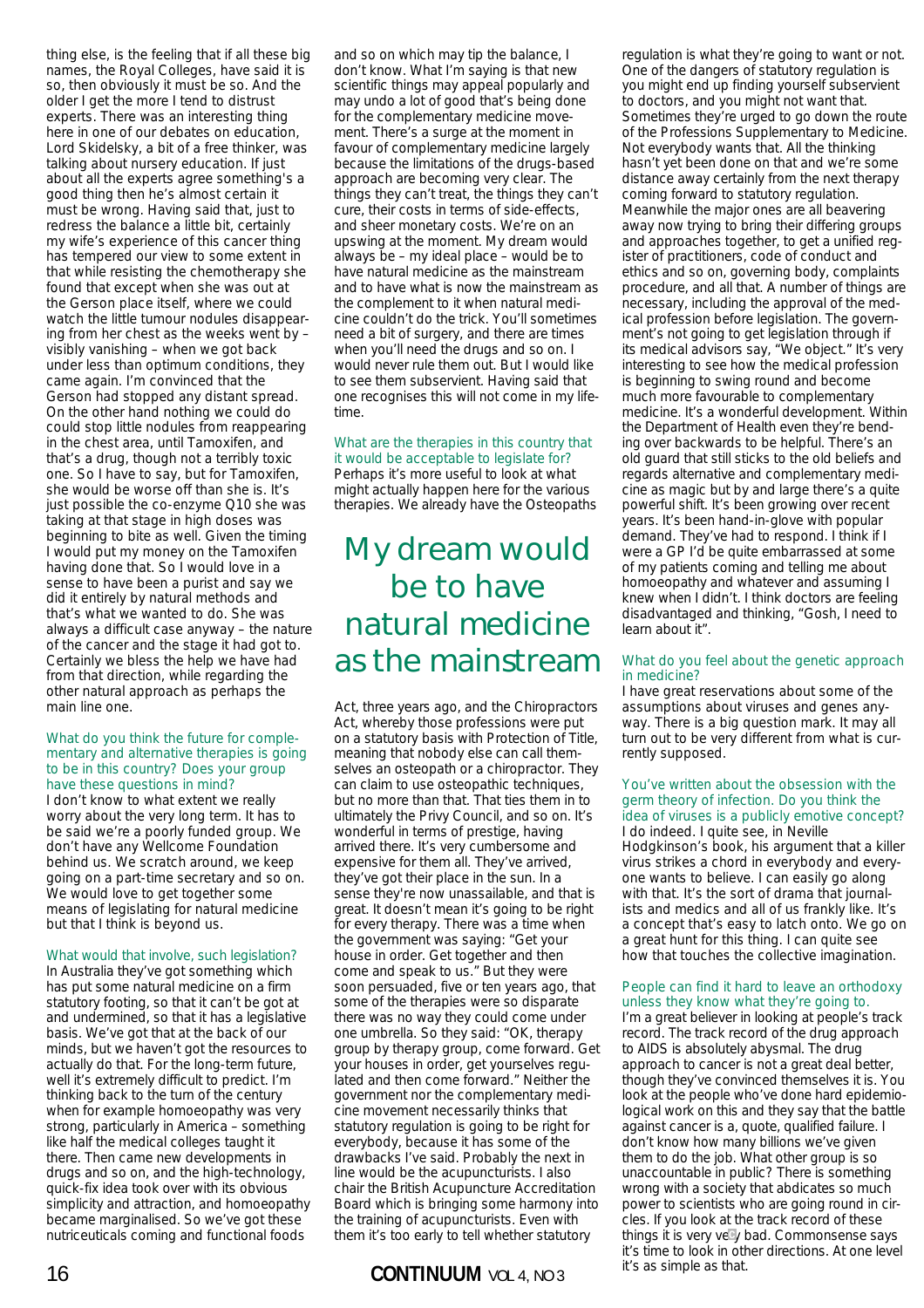thing else, is the feeling that if all these big names, the Royal Colleges, have said it is so, then obviously it must be so. And the older I get the more I tend to distrust experts. There was an interesting thing here in one of our debates on education, Lord Skidelsky, a bit of a free thinker, was talking about nursery education. If just about all the experts agree something's a good thing then he's almost certain it must be wrong. Having said that, just to redress the balance a little bit, certainly my wife's experience of this cancer thing has tempered our view to some extent in that while resisting the chemotherapy she found that except when she was out at the Gerson place itself, where we could watch the little tumour nodules disappearing from her chest as the weeks went by – visibly vanishing – when we got back under less than optimum conditions, they came again. I'm convinced that the Gerson had stopped any distant spread. On the other hand nothing we could do could stop little nodules from reappearing in the chest area, until Tamoxifen, and that's a drug, though not a terribly toxic one. So I have to say, but for Tamoxifen, she would be worse off than she is. It's just possible the co-enzyme Q10 she was taking at that stage in high doses was beginning to bite as well. Given the timing I would put my money on the Tamoxifen having done that. So I would love in a sense to have been a purist and say we did it entirely by natural methods and that's what we wanted to do. She was always a difficult case anyway – the nature of the cancer and the stage it had got to. Certainly we bless the help we have had from that direction, while regarding the other natural approach as perhaps the main line one.

**What do you think the future for complementary and alternative therapies is going to be in this country? Does your group have these questions in mind?**

I don't know to what extent we really worry about the very long term. It has to be said we're a poorly funded group. We don't have any Wellcome Foundation behind us. We scratch around, we keep going on a part-time secretary and so on. We would love to get together some means of legislating for natural medicine but that I think is beyond us.

**What would that involve, such legislation?**

In Australia they've got something which has put some natural medicine on a firm statutory footing, so that it can't be got at and undermined, so that it has a legislative basis. We've got that at the back of our minds, but we haven't got the resources to actually do that. For the long-term future, well it's extremely difficult to predict. I'm thinking back to the turn of the century when for example homoeopathy was very strong, particularly in America – something like half the medical colleges taught it there. Then came new developments in drugs and so on, and the high-technology, quick-fix idea took over with its obvious simplicity and attraction, and homoeopathy became marginalised. So we've got these nutriceuticals coming and functional foods and so on which may tip the balance, I don't know. What I'm saying is that new scientific things may appeal popularly and may undo a lot of good that's being done for the complementary medicine movement. There's a surge at the moment in favour of complementary medicine largely because the limitations of the drugs-based approach are becoming very clear. The things they can't treat, the things they can't cure, their costs in terms of side-effects, and sheer monetary costs. We're on an upswing at the moment. My dream would always be – my ideal place – would be to have natural medicine as the mainstream and to have what is now the mainstream as the complement to it when natural medicine couldn't do the trick. You'll sometimes need a bit of surgery, and there are times when you'll need the drugs and so on. I would never rule them out. But I would like to see them subservient. Having said that one recognises this will not come in my lifetime.

**What are the therapies in this country that it would be acceptable to legislate for?**

Perhaps it's more useful to look at what might actually happen here for the various therapies. We already have the Osteopaths Act, three years ago, and the Chiropractors Act, whereby those professions were put on a statutory basis with Protection of Title, meaning that nobody else can call themselves an osteopath or a chiropractor. They can claim to use osteopathic techniques, but no more than that. That ties them in to ultimately the Privy Council, and so on. It's wonderful in terms of prestige, having arrived there. It's very cumbersome and expensive for them all. They've arrived, they've got their place in the sun. In a sense they're now unassailable, and that is great. It doesn't mean it's going to be right for every therapy. There was a time when the government was saying: "Get your house in order. Get together and then come and speak to us." But they were soon persuaded, five or ten years ago, that some of the therapies were so disparate there was no way they could come under one umbrella. So they said: "OK, therapy group by therapy group, come forward. Get your houses in order, get yourselves regulated and then come forward." Neither the government nor the complementary medicine movement necessarily thinks that statutory regulation is going to be right for everybody, because it has some of the drawbacks I've said. Probably the next in line would be the acupuncturists. I also chair the British Acupuncture Accreditation Board which is bringing some harmony into the training of acupuncturists. Even with them it's too early to tell whether statutory regulation is what they're going to want or not. One of the dangers of statutory regulation is you might end up finding yourself subservient to doctors, and you might not want that. Sometimes they're urged to go down the route of the Professions Supplementary to Medicine. Not everybody wants that. All the thinking hasn't yet been done on that and we're some distance away certainly from the next therapy coming forward to statutory regulation. Meanwhile the major ones are all beavering away now trying to bring their differing groups and approaches together, to get a unified register of practitioners, code of conduct and ethics and so on, governing body, complaints procedure, and all that. A number of things are necessary, including the approval of the medical profession before legislation. The government's not going to get legislation through if its medical advisors say, "We object." It's very interesting to see how the medical profession is beginning to swing round and become much more favourable to complementary medicine. It's a wonderful development. Within the Department of Health even they're bending over backwards to be helpful. There's an old guard that still sticks to the old beliefs and regards alternative and complementary medicine as magic but by and large there's a quite powerful shift. It's been growing over recent years. It's been hand-in-glove with popular demand. They've had to respond. I think if I were a GP I'd be quite embarrassed at some of my patients coming and telling me about homoeopathy and whatever and assuming I knew when I didn't. I think doctors are feeling disadvantaged and thinking, "Gosh, I need to learn about it".

> My dream would be to have natural medicine as the mainstream

**What do you feel about the genetic approach in medicine?**

I have great reservations about some of the assumptions about viruses and genes anyway. There is a big question mark. It may all turn out to be very different from what is currently supposed.

**You've written about the obsession with the germ theory of infection. Do you think the idea of viruses is a publicly emotive concept?**

I do indeed. I quite see, in Neville Hodgkinson's book, his argument that a killer virus strikes a chord in everybody and everyone wants to believe. I can easily go along with that. It's the sort of drama that journalists and medics and all of us frankly like. It's a concept that's easy to latch onto. We go on a great hunt for this thing. I can quite see how that touches the collective imagination.

**People can find it hard to leave an orthodoxy unless they know what they're going to.**

I'm a great believer in looking at people's track record. The track record of the drug approach to AIDS is absolutely abysmal. The drug approach to cancer is not a great deal better, though they've convinced themselves it is. You look at the people who've done hard epidemiological work on this and they say that the battle against cancer is a, quote, qualified failure. I don't know how many billions we've given them to do the job. What other group is so unaccountable in public? There is something wrong with a society that abdicates so much power to scientists who are going round in circles. If you look at the track record of these things it is very very bad. Commonsense says it's time to look in other directions. At one level it's as simple as that.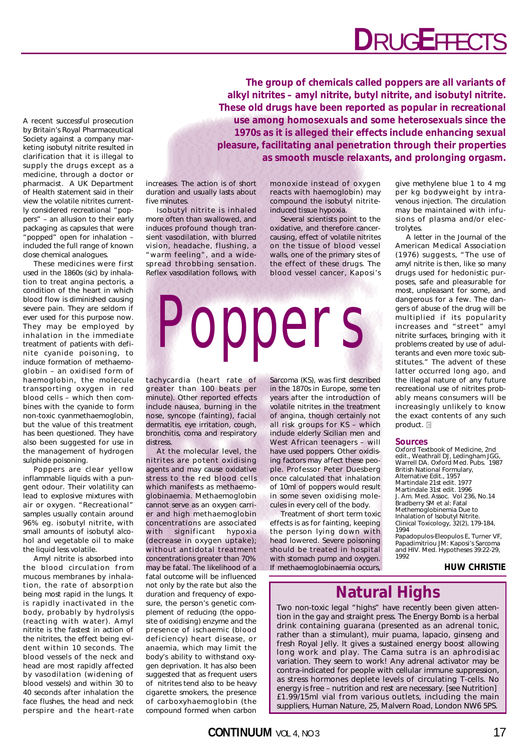# Poppers

**The group of chemicals called poppers are all variants of alkyl nitrites – amyl nitrite, butyl nitrite, and isobutyl nitrite. These old drugs have been reported as popular in recreational use among homosexuals and some heterosexuals since the 1970s as it is alleged their effects include enhancing sexual pleasure, facilitating anal penetration through their properties as smooth muscle relaxants, and prolonging orgasm.**

A recent successful prosecution by Britain's Royal Pharmaceutical Society against a company marketing isobutyl nitrite resulted in clarification that it is illegal to supply the drugs except as a medicine, through a doctor or pharmacist. A UK Department of Health statement said in their view the volatile nitrites currently considered recreational "poppers" – an allusion to their early packaging as capsules that were "popped" open for inhalation – included the full range of known close chemical analogues.

These medicines were first used in the 1860s (sic) by inhalation to treat angina pectoris, a condition of the heart in which blood flow is diminished causing severe pain. They are seldom if ever used for this purpose now. They may be employed by inhalation in the immediate treatment of patients with definite cyanide poisoning, to induce formation of methaemoglobin – an oxidised form of haemoglobin, the molecule transporting oxygen in red blood cells – which then combines with the cyanide to form non-toxic cyanmethaemoglobin, but the value of this treatment has been questioned. They have also been suggested for use in the management of hydrogen sulphide poisoning.

Poppers are clear yellow inflammable liquids with a pungent odour. Their volatility can lead to explosive mixtures with air or oxygen. "Recreational" samples usually contain around 96% eg. isobutyl nitrite, with small amounts of isobutyl alcohol and vegetable oil to make the liquid less volatile.

Amyl nitrite is absorbed into the blood circulation from mucous membranes by inhalation, the rate of absorption being most rapid in the lungs. It is rapidly inactivated in the body, probably by hydrolysis (reacting with water). Amyl nitrite is the fastest in action of the nitrites, the effect being evident within 10 seconds. The blood vessels of the neck and head are most rapidly affected by vasodilation (widening of blood vessels) and within 30 to 40 seconds after inhalation the face flushes, the head and neck perspire and the heart-rate increases. The action is of short duration and usually lasts about five minutes.

Isobutyl nitrite is inhaled more often than swallowed, and induces profound though transient vasodilation, with blurred vision, headache, flushing, a "warm feeling", and a widespread throbbing sensation. Reflex vasodilation follows, with tachycardia (heart rate of greater than 100 beats per minute). Other reported effects include nausea, burning in the nose, syncope (fainting), facial dermatitis, eye irritation, cough, bronchitis, coma and respiratory distress.

At the molecular level, the nitrites are potent oxidising agents and may cause oxidative stress to the red blood cells which manifests as methaemoglobinaemia. Methaemoglobin cannot serve as an oxygen carrier and high methaemoglobin concentrations are associated with significant hypoxia (decrease in oxygen uptake); without antidotal treatment concentrations greater than 70% may be fatal. The likelihood of a fatal outcome will be influenced not only by the rate but also the duration and frequency of exposure, the person's genetic complement of reducing (the opposite of oxidising) enzyme and the presence of ischaemic (blood deficiency) heart disease, or anaemia, which may limit the body's ability to withstand oxygen deprivation. It has also been suggested that as frequent users of nitrites tend also to be heavy cigarette smokers, the presence of carboxyhaemoglobin (the compound formed when carbon monoxide instead of oxygen reacts with haemoglobin) may compound the isobutyl nitrite-induced tissue hypoxia.

Several scientists point to the oxidative, and therefore cancer-causing, effect of volatile nitrites on the tissue of blood vessel walls, one of the primary sites of the effect of these drugs. The blood vessel cancer, Kaposi's Sarcoma (KS), was first described in the 1870s in Europe, some ten years after the introduction of volatile nitrites in the treatment of angina, though certainly not all risk groups for KS – which include elderly Sicilian men and West African teenagers – will have used poppers. Other oxidising factors may affect these people. Professor Peter Duesberg once calculated that inhalation of 10ml of poppers would result in some seven oxidising molecules in every cell of the body.

Treatment of short term toxic effects is as for fainting, keeping the person lying down with head lowered. Severe poisoning should be treated in hospital with stomach pump and oxygen. If methaemoglobinaemia occurs, give methylene blue 1 to 4 mg per kg bodyweight by intravenous injection. The circulation may be maintained with infusions of plasma and/or electrolytes.

A letter in the Journal of the American Medical Association (1976) suggests, "The use of amyl nitrite is then, like so many drugs used for hedonistic purposes, safe and pleasurable for most, unpleasant for some, and dangerous for a few. The dangers of abuse of the drug will be multiplied if its popularity increases and "street" amyl nitrite surfaces, bringing with it problems created by use of adulterants and even more toxic substitutes." The advent of these latter occurred long ago, and the illegal nature of any future recreational use of nitrites probably means consumers will be increasingly unlikely to know the exact contents of any such product.

### Sources

Oxford Textbook of Medicine, 2nd edit., Weathrall DJ, Ledingham JGG, Warrell DA. Oxford Med. Pubs. 1987
British National Formulary, Alternative Edit., 1957
Martindale 21st edit. 1977
Martindale 31st edit. 1996
J. Am. Med. Assoc. Vol 236, No.14
Bradberry SM et al: Fatal Methemoglobinemia Due to Inhalation of Isobutyl Nitrite. Clinical Toxicology, 32(2), 179-184, 1994
Papadopulos-Eleopulos E, Turner VF, Papadimitriou JM: Kaposi's Sarcoma and HIV. Med. Hypotheses 39:22-29, 1992

**HUW CHRISTIE**

## Natural Highs

Two non-toxic legal "highs" have recently been given attention in the gay and straight press. The Energy Bomb is a herbal drink containing guarana (presented as an adrenal tonic, rather than a stimulant), muir puama, lapacio, ginseng and fresh Royal Jelly. It gives a sustained energy boost allowing long work and play. The Cama sutra is an aphrodisiac variation. They seem to work! Any adrenal activator may be contra-indicated for people with cellular immune suppression, as stress hormones deplete levels of circulating T-cells. No energy is free – nutrition and rest are necessary. [see Nutrition] £1.99/15ml vial from various outlets, including the main suppliers, Human Nature, 25, Malvern Road, London NW6 5PS.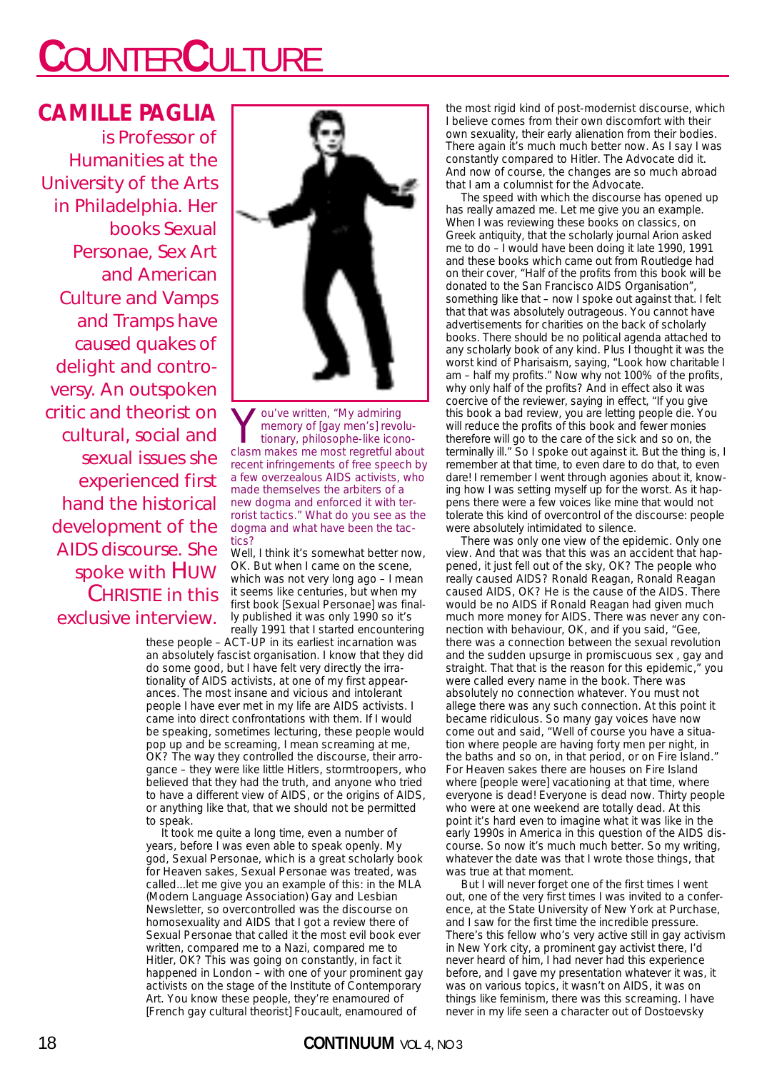# COUNTERCULTURE

**CAMILLE PAGLIA** is Professor of Humanities at the University of the Arts in Philadelphia. Her books Sexual Personae, Sex Art and American Culture and Vamps and Tramps have caused quakes of delight and controversy. An outspoken critic and theorist on cultural, social and sexual issues she experienced first hand the historical development of the AIDS discourse. She spoke with HUW CHRISTIE in this exclusive interview.

You've written, "My admiring memory of [gay men's] revolutionary, philosophe-like iconoclasm makes me most regretful about recent infringements of free speech by a few overzealous AIDS activists, who made themselves the arbiters of a new dogma and enforced it with terrorist tactics." What do you see as the dogma and what have been the tactics?

Well, I think it's somewhat better now, OK. But when I came on the scene, which was not very long ago – I mean it seems like centuries, but when my first book [Sexual Personae] was finally published it was only 1990 so it's really 1991 that I started encountering these people – ACT-UP in its earliest incarnation was an absolutely fascist organisation. I know that they did do some good, but I have felt very directly the irrationality of AIDS activists, at one of my first appearances. The most insane and vicious and intolerant people I have ever met in my life are AIDS activists. I came into direct confrontations with them. If I would be speaking, sometimes lecturing, these people would pop up and be screaming, I mean screaming at me, OK? The way they controlled the discourse, their arrogance – they were like little Hitlers, stormtroopers, who believed that they had the truth, and anyone who tried to have a different view of AIDS, or the origins of AIDS, or anything like that, that we should not be permitted to speak.

It took me quite a long time, even a number of years, before I was even able to speak openly. My god, Sexual Personae, which is a great scholarly book for Heaven sakes, Sexual Personae was treated, was called...let me give you an example of this: in the MLA (Modern Language Association) Gay and Lesbian Newsletter, so overcontrolled was the discourse on homosexuality and AIDS that I got a review there of Sexual Personae that called it the most evil book ever written, compared me to a Nazi, compared me to Hitler, OK? This was going on constantly, in fact it happened in London – with one of your prominent gay activists on the stage of the Institute of Contemporary Art. You know these people, they're enamoured of [French gay cultural theorist] Foucault, enamoured of the most rigid kind of post-modernist discourse, which I believe comes from their own discomfort with their own sexuality, their early alienation from their bodies. There again it's much much better now. As I say I was constantly compared to Hitler. The Advocate did it. And now of course, the changes are so much abroad that I am a columnist for the Advocate.

The speed with which the discourse has opened up has really amazed me. Let me give you an example. When I was reviewing these books on classics, on Greek antiquity, that the scholarly journal Arion asked me to do – I would have been doing it late 1990, 1991 and these books which came out from Routledge had on their cover, "Half of the profits from this book will be donated to the San Francisco AIDS Organisation", something like that – now I spoke out against that. I felt that that was absolutely outrageous. You cannot have advertisements for charities on the back of scholarly books. There should be no political agenda attached to any scholarly book of any kind. Plus I thought it was the worst kind of Pharisaism, saying, "Look how charitable I am – half my profits." Now why not 100% of the profits, why only half of the profits? And in effect also it was coercive of the reviewer, saying in effect, "If you give this book a bad review, you are letting people die. You will reduce the profits of this book and fewer monies therefore will go to the care of the sick and so on, the terminally ill." So I spoke out against it. But the thing is, I remember at that time, to even dare to do that, to even dare! I remember I went through agonies about it, knowing how I was setting myself up for the worst. As it happens there were a few voices like mine that would not tolerate this kind of overcontrol of the discourse: people were absolutely intimidated to silence.

There was only one view of the epidemic. Only one view. And that was that this was an accident that happened, it just fell out of the sky, OK? The people who really caused AIDS? Ronald Reagan, Ronald Reagan caused AIDS, OK? He is the cause of the AIDS. There would be no AIDS if Ronald Reagan had given much much more money for AIDS. There was never any connection with behaviour, OK, and if you said, "Gee, there was a connection between the sexual revolution and the sudden upsurge in promiscuous sex , gay and straight. That that is the reason for this epidemic," you were called every name in the book. There was absolutely no connection whatever. You must not allege there was any such connection. At this point it became ridiculous. So many gay voices have now come out and said, "Well of course you have a situation where people are having forty men per night, in the baths and so on, in that period, or on Fire Island." For Heaven sakes there are houses on Fire Island where [people were] vacationing at that time, where everyone is dead! Everyone is dead now. Thirty people who were at one weekend are totally dead. At this point it's hard even to imagine what it was like in the early 1990s in America in this question of the AIDS discourse. So now it's much much better. So my writing, whatever the date was that I wrote those things, that was true at that moment.

But I will never forget one of the first times I went out, one of the very first times I was invited to a conference, at the State University of New York at Purchase, and I saw for the first time the incredible pressure. There's this fellow who's very active still in gay activism in New York city, a prominent gay activist there, I'd never heard of him, I had never had this experience before, and I gave my presentation whatever it was, it was on various topics, it wasn't on AIDS, it was on things like feminism, there was this screaming. I have never in my life seen a character out of Dostoevsky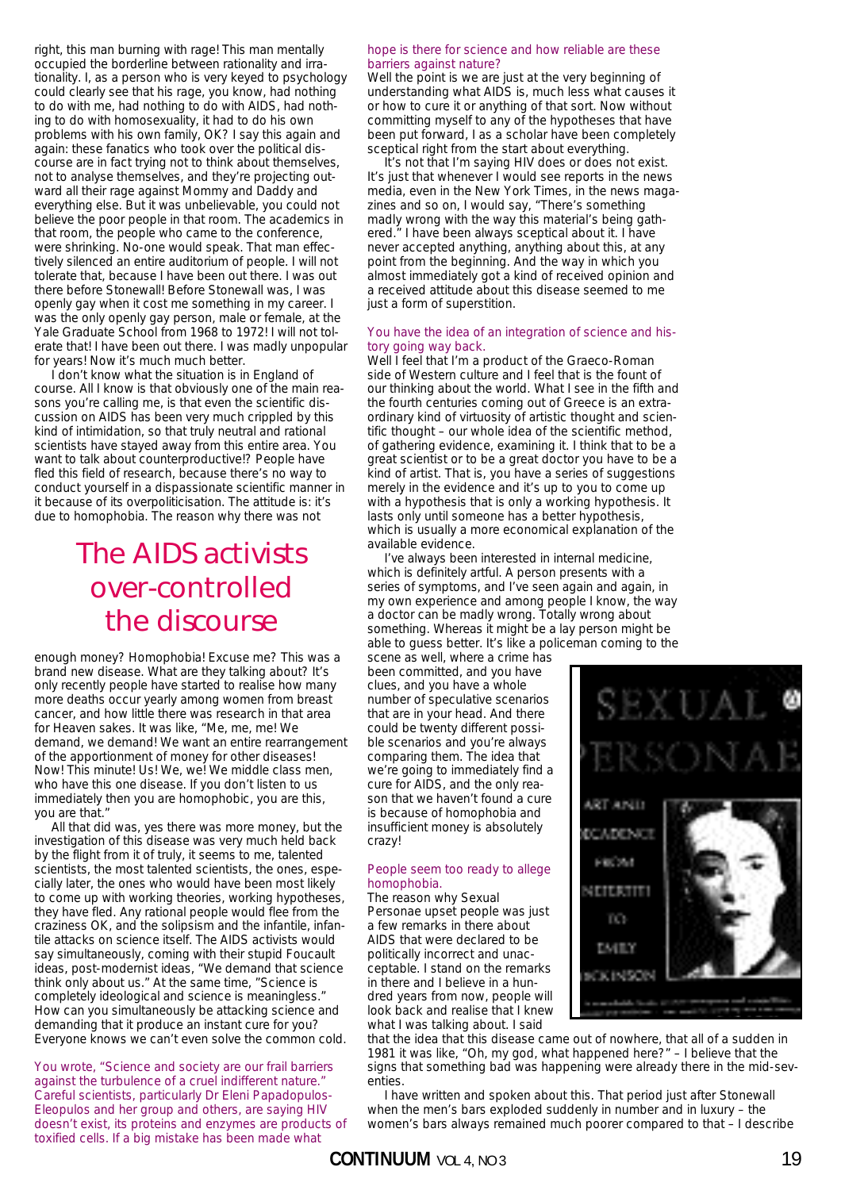right, this man burning with rage! This man mentally occupied the borderline between rationality and irrationality. I, as a person who is very keyed to psychology could clearly see that his rage, you know, had nothing to do with me, had nothing to do with AIDS, had nothing to do with homosexuality, it had to do his own problems with his own family, OK? I say this again and again: these fanatics who took over the political discourse are in fact trying not to think about themselves, not to analyse themselves, and they're projecting outward all their rage against Mommy and Daddy and everything else. But it was unbelievable, you could not believe the poor people in that room. The academics in that room, the people who came to the conference, were shrinking. No-one would speak. That man effectively silenced an entire auditorium of people. I will not tolerate that, because I have been out there. I was out there before Stonewall! Before Stonewall was, I was openly gay when it cost me something in my career. I was the only openly gay person, male or female, at the Yale Graduate School from 1968 to 1972! I will not tolerate that! I have been out there. I was madly unpopular for years! Now it's much much better.

I don't know what the situation is in England of course. All I know is that obviously one of the main reasons you're calling me, is that even the scientific discussion on AIDS has been very much crippled by this kind of intimidation, so that truly neutral and rational scientists have stayed away from this entire area. You want to talk about counterproductive!? People have fled this field of research, because there's no way to conduct yourself in a dispassionate scientific manner in it because of its overpoliticisation. The attitude is: it's due to homophobia. The reason why there was not enough money? Homophobia! Excuse me? This was a brand new disease. What are they talking about? It's only recently people have started to realise how many more deaths occur yearly among women from breast cancer, and how little there was research in that area for Heaven sakes. It was like, "Me, me, me! We demand, we demand! We want an entire rearrangement of the apportionment of money for other diseases! Now! This minute! Us! We, we! We middle class men, who have this one disease. If you don't listen to us immediately then you are homophobic, you are this, you are that."

> **The AIDS activists over-controlled the discourse**

All that did was, yes there was more money, but the investigation of this disease was very much held back by the flight from it of truly, it seems to me, talented scientists, the most talented scientists, the ones, especially later, the ones who would have been most likely to come up with working theories, working hypotheses, they have fled. Any rational people would flee from the craziness OK, and the solipsism and the infantile, infantile attacks on science itself. The AIDS activists would say simultaneously, coming with their stupid Foucault ideas, post-modernist ideas, "We demand that science think only about us." At the same time, "Science is completely ideological and science is meaningless." How can you simultaneously be attacking science and demanding that it produce an instant cure for you? Everyone knows we can't even solve the common cold.

**You wrote, "Science and society are our frail barriers against the turbulence of a cruel indifferent nature." Careful scientists, particularly Dr Eleni Papadopulos-Eleopulos and her group and others, are saying HIV doesn't exist, its proteins and enzymes are products of toxified cells. If a big mistake has been made what hope is there for science and how reliable are these barriers against nature?**

Well the point is we are just at the very beginning of understanding what AIDS is, much less what causes it or how to cure it or anything of that sort. Now without committing myself to any of the hypotheses that have been put forward, I as a scholar have been completely sceptical right from the start about everything.

It's not that I'm saying HIV does or does not exist. It's just that whenever I would see reports in the news media, even in the New York Times, in the news magazines and so on, I would say, "There's something madly wrong with the way this material's being gathered." I have been always sceptical about it. I have never accepted anything, anything about this, at any point from the beginning. And the way in which you almost immediately got a kind of received opinion and a received attitude about this disease seemed to me just a form of superstition.

**You have the idea of an integration of science and history going way back.**

Well I feel that I'm a product of the Graeco-Roman side of Western culture and I feel that is the fount of our thinking about the world. What I see in the fifth and the fourth centuries coming out of Greece is an extraordinary kind of virtuosity of artistic thought and scientific thought – our whole idea of the scientific method, of gathering evidence, examining it. I think that to be a great scientist or to be a great doctor you have to be a kind of artist. That is, you have a series of suggestions merely in the evidence and it's up to you to come up with a hypothesis that is only a working hypothesis. It lasts only until someone has a better hypothesis, which is usually a more economical explanation of the available evidence.

I've always been interested in internal medicine, which is definitely artful. A person presents with a series of symptoms, and I've seen again and again, in my own experience and among people I know, the way a doctor can be madly wrong. Totally wrong about something. Whereas it might be a lay person might be able to guess better. It's like a policeman coming to the scene as well, where a crime has been committed, and you have clues, and you have a whole number of speculative scenarios that are in your head. And there could be twenty different possible scenarios and you're always comparing them. The idea that we're going to immediately find a cure for AIDS, and the only reason that we haven't found a cure is because of homophobia and insufficient money is absolutely crazy!

**People seem too ready to allege homophobia.**

The reason why Sexual Personae upset people was just a few remarks in there about AIDS that were declared to be politically incorrect and unacceptable. I stand on the remarks in there and I believe in a hundred years from now, people will look back and realise that I knew what I was talking about. I said that the idea that this disease came out of nowhere, that all of a sudden in 1981 it was like, "Oh, my god, what happened here?" – I believe that the signs that something bad was happening were already there in the mid-seventies.

I have written and spoken about this. That period just after Stonewall when the men's bars exploded suddenly in number and in luxury – the women's bars always remained much poorer compared to that – I describe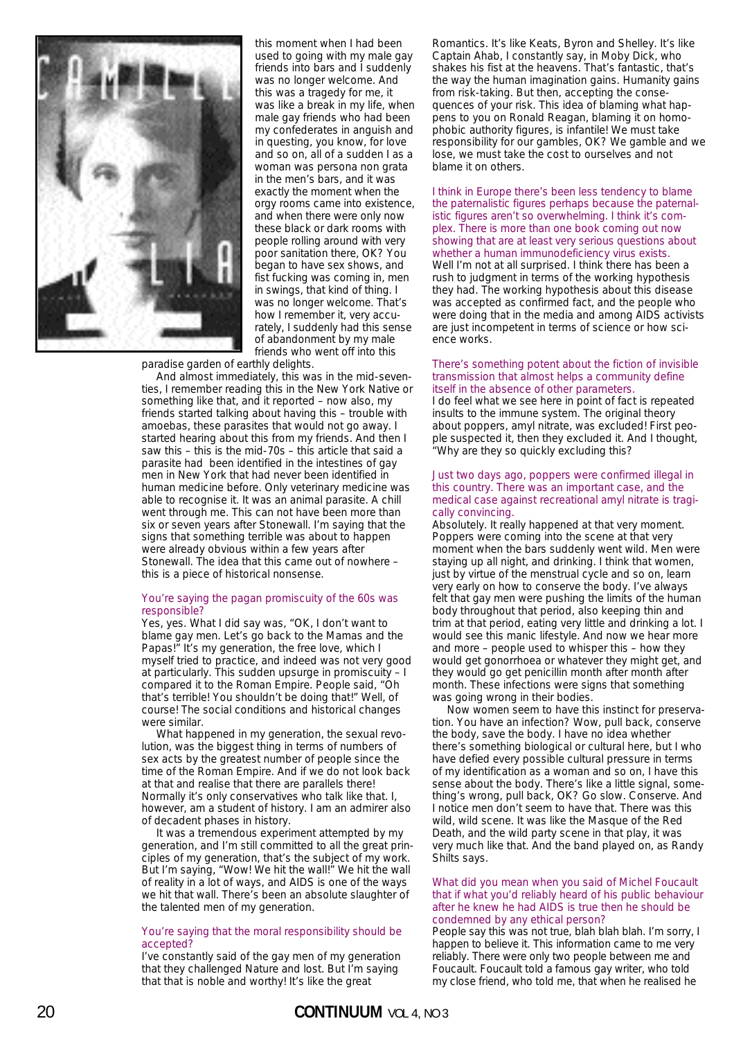this moment when I had been used to going with my male gay friends into bars and I suddenly was no longer welcome. And this was a tragedy for me, it was like a break in my life, when male gay friends who had been my confederates in anguish and in questing, you know, for love and so on, all of a sudden I as a woman was persona non grata in the men's bars, and it was exactly the moment when the orgy rooms came into existence, and when there were only now these black or dark rooms with people rolling around with very poor sanitation there, OK? You began to have sex shows, and fist fucking was coming in, men in swings, that kind of thing. I was no longer welcome. That's how I remember it, very accurately, I suddenly had this sense of abandonment by my male friends who went off into this paradise garden of earthly delights.

And almost immediately, this was in the mid-seventies, I remember reading this in the New York Native or something like that, and it reported – now also, my friends started talking about having this – trouble with amoebas, these parasites that would not go away. I started hearing about this from my friends. And then I saw this – this is the mid-70s – this article that said a parasite had been identified in the intestines of gay men in New York that had never been identified in human medicine before. Only veterinary medicine was able to recognise it. It was an animal parasite. A chill went through me. This can not have been more than six or seven years after Stonewall. I'm saying that the signs that something terrible was about to happen were already obvious within a few years after Stonewall. The idea that this came out of nowhere – this is a piece of historical nonsense.

You're saying the pagan promiscuity of the 60s was responsible?

Yes, yes. What I did say was, "OK, I don't want to blame gay men. Let's go back to the Mamas and the Papas!" It's my generation, the free love, which I myself tried to practice, and indeed was not very good at particularly. This sudden upsurge in promiscuity – I compared it to the Roman Empire. People said, "Oh that's terrible! You shouldn't be doing that!" Well, of course! The social conditions and historical changes were similar.

What happened in my generation, the sexual revolution, was the biggest thing in terms of numbers of sex acts by the greatest number of people since the time of the Roman Empire. And if we do not look back at that and realise that there are parallels there! Normally it's only conservatives who talk like that. I, however, am a student of history. I am an admirer also of decadent phases in history.

It was a tremendous experiment attempted by my generation, and I'm still committed to all the great principles of my generation, that's the subject of my work. But I'm saying, "Wow! We hit the wall!" We hit the wall of reality in a lot of ways, and AIDS is one of the ways we hit that wall. There's been an absolute slaughter of the talented men of my generation.

You're saying that the moral responsibility should be accepted?

I've constantly said of the gay men of my generation that they challenged Nature and lost. But I'm saying that that is noble and worthy! It's like the great Romantics. It's like Keats, Byron and Shelley. It's like Captain Ahab, I constantly say, in Moby Dick, who shakes his fist at the heavens. That's fantastic, that's the way the human imagination gains. Humanity gains from risk-taking. But then, accepting the consequences of your risk. This idea of blaming what happens to you on Ronald Reagan, blaming it on homophobic authority figures, is infantile! We must take responsibility for our gambles, OK? We gamble and we lose, we must take the cost to ourselves and not blame it on others.

I think in Europe there's been less tendency to blame the paternalistic figures perhaps because the paternalistic figures aren't so overwhelming. I think it's complex. There is more than one book coming out now showing that are at least very serious questions about whether a human immunodeficiency virus exists.

Well I'm not at all surprised. I think there has been a rush to judgment in terms of the working hypothesis they had. The working hypothesis about this disease was accepted as confirmed fact, and the people who were doing that in the media and among AIDS activists are just incompetent in terms of science or how science works.

There's something potent about the fiction of invisible transmission that almost helps a community define itself in the absence of other parameters.

I do feel what we see here in point of fact is repeated insults to the immune system. The original theory about poppers, amyl nitrate, was excluded! First people suspected it, then they excluded it. And I thought, "Why are they so quickly excluding this?

Just two days ago, poppers were confirmed illegal in this country. There was an important case, and the medical case against recreational amyl nitrate is tragically convincing.

Absolutely. It really happened at that very moment. Poppers were coming into the scene at that very moment when the bars suddenly went wild. Men were staying up all night, and drinking. I think that women, just by virtue of the menstrual cycle and so on, learn very early on how to conserve the body. I've always felt that gay men were pushing the limits of the human body throughout that period, also keeping thin and trim at that period, eating very little and drinking a lot. I would see this manic lifestyle. And now we hear more and more – people used to whisper this – how they would get gonorrhoea or whatever they might get, and they would go get penicillin month after month after month. These infections were signs that something was going wrong in their bodies.

Now women seem to have this instinct for preservation. You have an infection? Wow, pull back, conserve the body, save the body. I have no idea whether there's something biological or cultural here, but I who have defied every possible cultural pressure in terms of my identification as a woman and so on, I have this sense about the body. There's like a little signal, something's wrong, pull back, OK? Go slow. Conserve. And I notice men don't seem to have that. There was this wild, wild scene. It was like the Masque of the Red Death, and the wild party scene in that play, it was very much like that. And the band played on, as Randy Shilts says.

What did you mean when you said of Michel Foucault that if what you'd reliably heard of his public behaviour after he knew he had AIDS is true then he should be condemned by any ethical person?

People say this was not true, blah blah blah. I'm sorry, I happen to believe it. This information came to me very reliably. There were only two people between me and Foucault. Foucault told a famous gay writer, who told my close friend, who told me, that when he realised he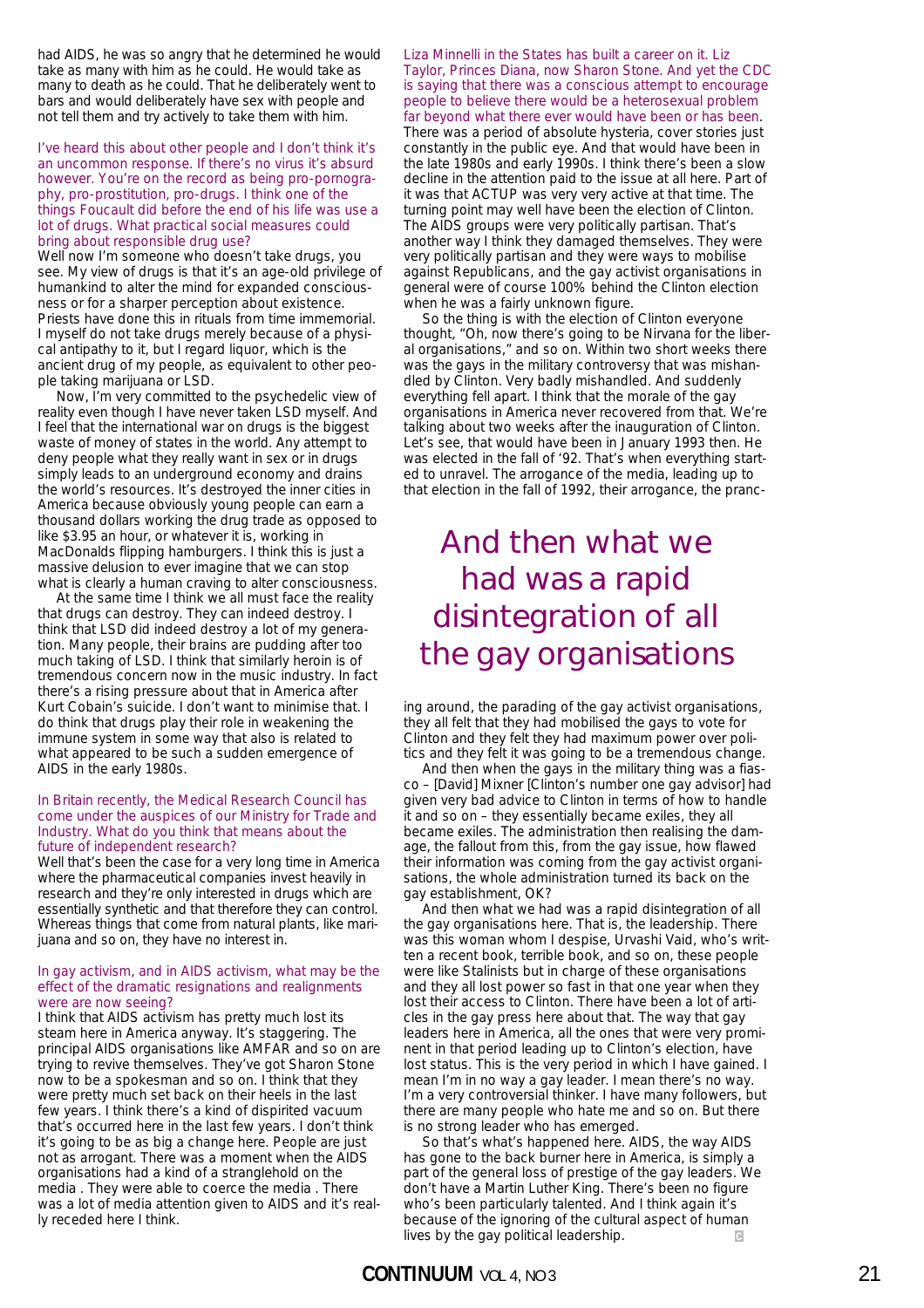had AIDS, he was so angry that he determined he would take as many with him as he could. He would take as many to death as he could. That he deliberately went to bars and would deliberately have sex with people and not tell them and try actively to take them with him.

**I've heard this about other people and I don't think it's an uncommon response. If there's no virus it's absurd however. You're on the record as being pro-pornography, pro-prostitution, pro-drugs. I think one of the things Foucault did before the end of his life was use a lot of drugs. What practical social measures could bring about responsible drug use?**

Well now I'm someone who doesn't take drugs, you see. My view of drugs is that it's an age-old privilege of humankind to alter the mind for expanded consciousness or for a sharper perception about existence. Priests have done this in rituals from time immemorial. I myself do not take drugs merely because of a physical antipathy to it, but I regard liquor, which is the ancient drug of my people, as equivalent to other people taking marijuana or LSD.

Now, I'm very committed to the psychedelic view of reality even though I have never taken LSD myself. And I feel that the international war on drugs is the biggest waste of money of states in the world. Any attempt to deny people what they really want in sex or in drugs simply leads to an underground economy and drains the world's resources. It's destroyed the inner cities in America because obviously young people can earn a thousand dollars working the drug trade as opposed to like $3.95 an hour, or whatever it is, working in MacDonalds flipping hamburgers. I think this is just a massive delusion to ever imagine that we can stop what is clearly a human craving to alter consciousness.

At the same time I think we all must face the reality that drugs can destroy. They can indeed destroy. I think that LSD did indeed destroy a lot of my generation. Many people, their brains are pudding after too much taking of LSD. I think that similarly heroin is of tremendous concern now in the music industry. In fact there's a rising pressure about that in America after Kurt Cobain's suicide. I don't want to minimise that. I do think that drugs play their role in weakening the immune system in some way that also is related to what appeared to be such a sudden emergence of AIDS in the early 1980s.

**In Britain recently, the Medical Research Council has come under the auspices of our Ministry for Trade and Industry. What do you think that means about the future of independent research?**

Well that's been the case for a very long time in America where the pharmaceutical companies invest heavily in research and they're only interested in drugs which are essentially synthetic and that therefore they can control. Whereas things that come from natural plants, like marijuana and so on, they have no interest in.

**In gay activism, and in AIDS activism, what may be the effect of the dramatic resignations and realignments were are now seeing?**

I think that AIDS activism has pretty much lost its steam here in America anyway. It's staggering. The principal AIDS organisations like AMFAR and so on are trying to revive themselves. They've got Sharon Stone now to be a spokesman and so on. I think that they were pretty much set back on their heels in the last few years. I think there's a kind of dispirited vacuum that's occurred here in the last few years. I don't think it's going to be as big a change here. People are just not as arrogant. There was a moment when the AIDS organisations had a kind of a stranglehold on the media . They were able to coerce the media . There was a lot of media attention given to AIDS and it's really receded here I think.

**Liza Minnelli in the States has built a career on it. Liz Taylor, Princes Diana, now Sharon Stone. And yet the CDC is saying that there was a conscious attempt to encourage people to believe there would be a heterosexual problem far beyond what there ever would have been or has been.**

There was a period of absolute hysteria, cover stories just constantly in the public eye. And that would have been in the late 1980s and early 1990s. I think there's been a slow decline in the attention paid to the issue at all here. Part of it was that ACTUP was very very active at that time. The turning point may well have been the election of Clinton. The AIDS groups were very politically partisan. That's another way I think they damaged themselves. They were very politically partisan and they were ways to mobilise against Republicans, and the gay activist organisations in general were of course 100% behind the Clinton election when he was a fairly unknown figure.

So the thing is with the election of Clinton everyone thought, "Oh, now there's going to be Nirvana for the liberal organisations," and so on. Within two short weeks there was the gays in the military controversy that was mishandled by Clinton. Very badly mishandled. And suddenly everything fell apart. I think that the morale of the gay organisations in America never recovered from that. We're talking about two weeks after the inauguration of Clinton. Let's see, that would have been in January 1993 then. He was elected in the fall of '92. That's when everything started to unravel. The arrogance of the media, leading up to that election in the fall of 1992, their arrogance, the prancing around, the parading of the gay activist organisations, they all felt that they had mobilised the gays to vote for Clinton and they felt they had maximum power over politics and they felt it was going to be a tremendous change.

> And then what we had was a rapid disintegration of all the gay organisations

And then when the gays in the military thing was a fiasco – [David] Mixner [Clinton's number one gay advisor] had given very bad advice to Clinton in terms of how to handle it and so on – they essentially became exiles, they all became exiles. The administration then realising the damage, the fallout from this, from the gay issue, how flawed their information was coming from the gay activist organisations, the whole administration turned its back on the gay establishment, OK?

And then what we had was a rapid disintegration of all the gay organisations here. That is, the leadership. There was this woman whom I despise, Urvashi Vaid, who's written a recent book, terrible book, and so on, these people were like Stalinists but in charge of these organisations and they all lost power so fast in that one year when they lost their access to Clinton. There have been a lot of articles in the gay press here about that. The way that gay leaders here in America, all the ones that were very prominent in that period leading up to Clinton's election, have lost status. This is the very period in which I have gained. I mean I'm in no way a gay leader. I mean there's no way. I'm a very controversial thinker. I have many followers, but there are many people who hate me and so on. But there is no strong leader who has emerged.

So that's what's happened here. AIDS, the way AIDS has gone to the back burner here in America, is simply a part of the general loss of prestige of the gay leaders. We don't have a Martin Luther King. There's been no figure who's been particularly talented. And I think again it's because of the ignoring of the cultural aspect of human lives by the gay political leadership.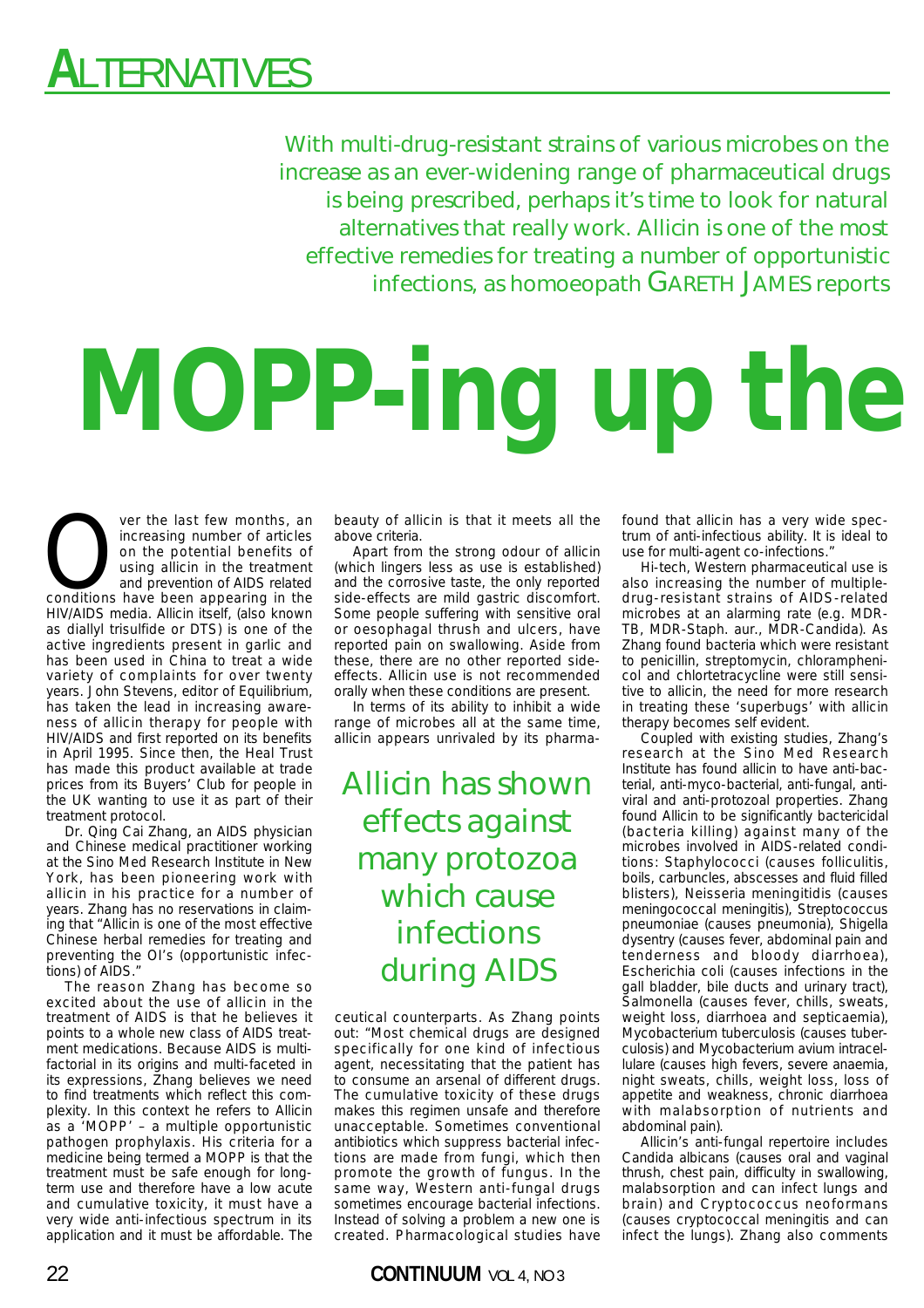# ALTERNATIVES

With multi-drug-resistant strains of various microbes on the increase as an ever-widening range of pharmaceutical drugs is being prescribed, perhaps it's time to look for natural alternatives that really work. Allicin is one of the most effective remedies for treating a number of opportunistic infections, as homoeopath GARETH JAMES reports

# MOPP-ing up the

Over the last few months, an increasing number of articles on the potential benefits of using allicin in the treatment and prevention of AIDS related conditions have been appearing in the HIV/AIDS media. Allicin itself, (also known as diallyl trisulfide or DTS) is one of the active ingredients present in garlic and has been used in China to treat a wide variety of complaints for over twenty years. John Stevens, editor of Equilibrium, has taken the lead in increasing awareness of allicin therapy for people with HIV/AIDS and first reported on its benefits in April 1995. Since then, the Heal Trust has made this product available at trade prices from its Buyers' Club for people in the UK wanting to use it as part of their treatment protocol.

Dr. Qing Cai Zhang, an AIDS physician and Chinese medical practitioner working at the Sino Med Research Institute in New York, has been pioneering work with allicin in his practice for a number of years. Zhang has no reservations in claiming that "Allicin is one of the most effective Chinese herbal remedies for treating and preventing the OI's (opportunistic infections) of AIDS."

The reason Zhang has become so excited about the use of allicin in the treatment of AIDS is that he believes it points to a whole new class of AIDS treatment medications. Because AIDS is multi-factorial in its origins and multi-faceted in its expressions, Zhang believes we need to find treatments which reflect this complexity. In this context he refers to Allicin as a 'MOPP' – a multiple opportunistic pathogen prophylaxis. His criteria for a medicine being termed a MOPP is that the treatment must be safe enough for long-term use and therefore have a low acute and cumulative toxicity, it must have a very wide anti-infectious spectrum in its application and it must be affordable. The beauty of allicin is that it meets all the above criteria.

Apart from the strong odour of allicin (which lingers less as use is established) and the corrosive taste, the only reported side-effects are mild gastric discomfort. Some people suffering with sensitive oral or oesophagal thrush and ulcers, have reported pain on swallowing. Aside from these, there are no other reported side-effects. Allicin use is not recommended orally when these conditions are present.

In terms of its ability to inhibit a wide range of microbes all at the same time, allicin appears unrivaled by its pharmaceutical counterparts. As Zhang points out: "Most chemical drugs are designed specifically for one kind of infectious agent, necessitating that the patient has to consume an arsenal of different drugs. The cumulative toxicity of these drugs makes this regimen unsafe and therefore unacceptable. Sometimes conventional antibiotics which suppress bacterial infections are made from fungi, which then promote the growth of fungus. In the same way, Western anti-fungal drugs sometimes encourage bacterial infections. Instead of solving a problem a new one is created. Pharmacological studies have found that allicin has a very wide spectrum of anti-infectious ability. It is ideal to use for multi-agent co-infections."

> Allicin has shown effects against many protozoa which cause infections during AIDS

Hi-tech, Western pharmaceutical use is also increasing the number of multiple-drug-resistant strains of AIDS-related microbes at an alarming rate (e.g. MDR-TB, MDR-Staph. aur., MDR-Candida). As Zhang found bacteria which were resistant to penicillin, streptomycin, chloramphenicol and chlortetracycline were still sensitive to allicin, the need for more research in treating these 'superbugs' with allicin therapy becomes self evident.

Coupled with existing studies, Zhang's research at the Sino Med Research Institute has found allicin to have anti-bacterial, anti-myco-bacterial, anti-fungal, anti-viral and anti-protozoal properties. Zhang found Allicin to be significantly bactericidal (bacteria killing) against many of the microbes involved in AIDS-related conditions: Staphylococci (causes folliculitis, boils, carbuncles, abscesses and fluid filled blisters), Neisseria meningitidis (causes meningococcal meningitis), Streptococcus pneumoniae (causes pneumonia), Shigella dysentry (causes fever, abdominal pain and tenderness and bloody diarrhoea), Escherichia coli (causes infections in the gall bladder, bile ducts and urinary tract), Salmonella (causes fever, chills, sweats, weight loss, diarrhoea and septicaemia), Mycobacterium tuberculosis (causes tuberculosis) and Mycobacterium avium intracellulare (causes high fevers, severe anaemia, night sweats, chills, weight loss, loss of appetite and weakness, chronic diarrhoea with malabsorption of nutrients and abdominal pain).

Allicin's anti-fungal repertoire includes Candida albicans (causes oral and vaginal thrush, chest pain, difficulty in swallowing, malabsorption and can infect lungs and brain) and Cryptococcus neoformans (causes cryptococcal meningitis and can infect the lungs). Zhang also comments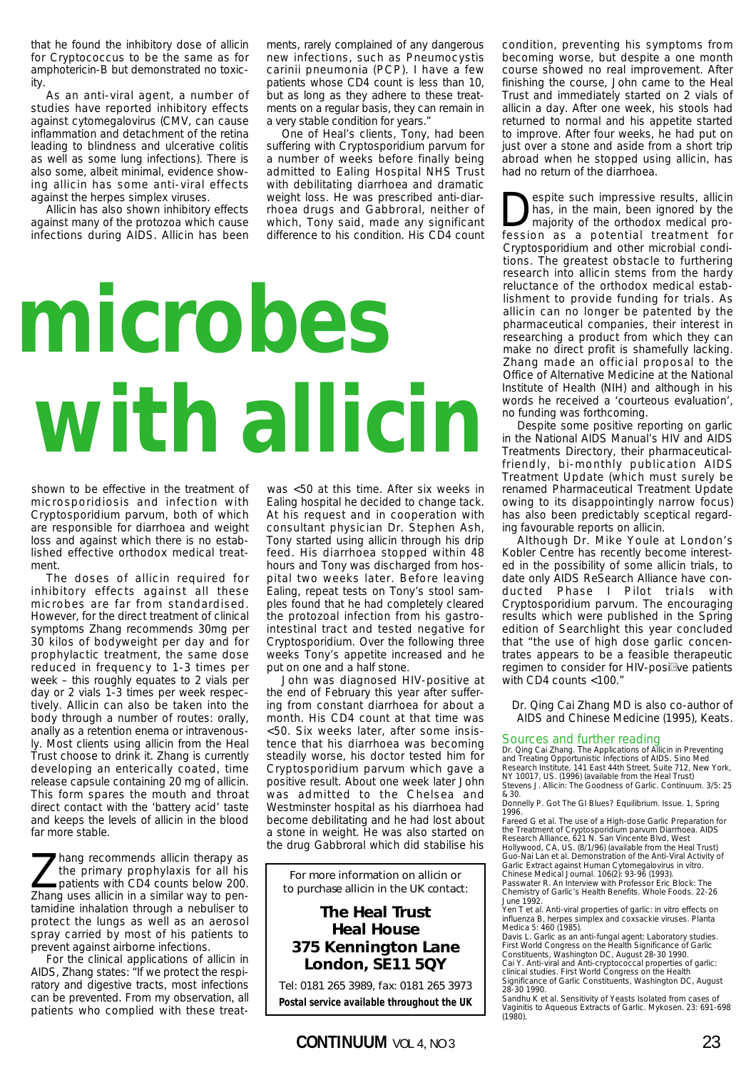that he found the inhibitory dose of allicin for Cryptococcus to be the same as for amphotericin-B but demonstrated no toxicity.

As an anti-viral agent, a number of studies have reported inhibitory effects against cytomegalovirus (CMV, can cause inflammation and detachment of the retina leading to blindness and ulcerative colitis as well as some lung infections). There is also some, albeit minimal, evidence showing allicin has some anti-viral effects against the herpes simplex viruses.

Allicin has also shown inhibitory effects against many of the protozoa which cause infections during AIDS. Allicin has been shown to be effective in the treatment of microsporidiosis and infection with Cryptosporidium parvum, both of which are responsible for diarrhoea and weight loss and against which there is no established effective orthodox medical treatment.

The doses of allicin required for inhibitory effects against all these microbes are far from standardised. However, for the direct treatment of clinical symptoms Zhang recommends 30mg per 30 kilos of bodyweight per day and for prophylactic treatment, the same dose reduced in frequency to 1-3 times per week – this roughly equates to 2 vials per day or 2 vials 1-3 times per week respectively. Allicin can also be taken into the body through a number of routes: orally, anally as a retention enema or intravenously. Most clients using allicin from the Heal Trust choose to drink it. Zhang is currently developing an enterically coated, time release capsule containing 20 mg of allicin. This form spares the mouth and throat direct contact with the 'battery acid' taste and keeps the levels of allicin in the blood far more stable.

# microbes with allicin

Zhang recommends allicin therapy as the primary prophylaxis for all his patients with CD4 counts below 200. Zhang uses allicin in a similar way to pentamidine inhalation through a nebuliser to protect the lungs as well as an aerosol spray carried by most of his patients to prevent against airborne infections.

For the clinical applications of allicin in AIDS, Zhang states: "If we protect the respiratory and digestive tracts, most infections can be prevented. From my observation, all patients who complied with these treatments, rarely complained of any dangerous new infections, such as Pneumocystis carinii pneumonia (PCP). I have a few patients whose CD4 count is less than 10, but as long as they adhere to these treatments on a regular basis, they can remain in a very stable condition for years."

One of Heal's clients, Tony, had been suffering with Cryptosporidium parvum for a number of weeks before finally being admitted to Ealing Hospital NHS Trust with debilitating diarrhoea and dramatic weight loss. He was prescribed anti-diarrhoea drugs and Gabbroral, neither of which, Tony said, made any significant difference to his condition. His CD4 count was <50 at this time. After six weeks in Ealing hospital he decided to change tack. At his request and in cooperation with consultant physician Dr. Stephen Ash, Tony started using allicin through his drip feed. His diarrhoea stopped within 48 hours and Tony was discharged from hospital two weeks later. Before leaving Ealing, repeat tests on Tony's stool samples found that he had completely cleared the protozoal infection from his gastrointestinal tract and tested negative for Cryptosporidium. Over the following three weeks Tony's appetite increased and he put on one and a half stone.

John was diagnosed HIV-positive at the end of February this year after suffering from constant diarrhoea for about a month. His CD4 count at that time was <50. Six weeks later, after some insistence that his diarrhoea was becoming steadily worse, his doctor tested him for Cryptosporidium parvum which gave a positive result. About one week later John was admitted to the Chelsea and Westminster hospital as his diarrhoea had become debilitating and he had lost about a stone in weight. He was also started on the drug Gabbroral which did stabilise his condition, preventing his symptoms from becoming worse, but despite a one month course showed no real improvement. After finishing the course, John came to the Heal Trust and immediately started on 2 vials of allicin a day. After one week, his stools had returned to normal and his appetite started to improve. After four weeks, he had put on just over a stone and aside from a short trip abroad when he stopped using allicin, has had no return of the diarrhoea.

Despite such impressive results, allicin has, in the main, been ignored by the majority of the orthodox medical profession as a potential treatment for Cryptosporidium and other microbial conditions. The greatest obstacle to furthering research into allicin stems from the hardy reluctance of the orthodox medical establishment to provide funding for trials. As allicin can no longer be patented by the pharmaceutical companies, their interest in researching a product from which they can make no direct profit is shamefully lacking. Zhang made an official proposal to the Office of Alternative Medicine at the National Institute of Health (NIH) and although in his words he received a 'courteous evaluation', no funding was forthcoming.

Despite some positive reporting on garlic in the National AIDS Manual's HIV and AIDS Treatments Directory, their pharmaceutical-friendly, bi-monthly publication AIDS Treatment Update (which must surely be renamed Pharmaceutical Treatment Update owing to its disappointingly narrow focus) has also been predictably sceptical regarding favourable reports on allicin.

Although Dr. Mike Youle at London's Kobler Centre has recently become interested in the possibility of some allicin trials, to date only AIDS ReSearch Alliance have conducted Phase I Pilot trials with Cryptosporidium parvum. The encouraging results which were published in the Spring edition of Searchlight this year concluded that "the use of high dose garlic concentrates appears to be a feasible therapeutic regimen to consider for HIV-positive patients with CD4 counts <100."

*Dr. Qing Cai Zhang MD is also co-author of AIDS and Chinese Medicine (1995), Keats.*

For more information on allicin or to purchase allicin in the UK contact:

**The Heal Trust**
**Heal House**
**375 Kennington Lane**
**London, SE11 5QY**

Tel: 0181 265 3989, fax: 0181 265 3973

**Postal service available throughout the UK**

## Sources and further reading

Dr. Qing Cai Zhang. The Applications of Allicin in Preventing and Treating Opportunistic Infections of AIDS. Sino Med Research Institute, 141 East 44th Street, Suite 712, New York, NY 10017, US. (1996) (available from the Heal Trust)

Stevens J. Allicin: The Goodness of Garlic. Continuum. 3/5: 25 & 30.

Donnelly P. Got The GI Blues? Equilibrium. Issue. 1, Spring 1996.

Fareed G et al. The use of a High-dose Garlic Preparation for the Treatment of Cryptosporidium parvum Diarrhoea. AIDS Research Alliance, 621 N. San Vincente Blvd, West Hollywood, CA, US. (8/1/96) (available from the Heal Trust)

Guo-Nai Lan et al. Demonstration of the Anti-Viral Activity of Garlic Extract against Human Cytomegalovirus in vitro. Chinese Medical Journal. 106(2): 93-96 (1993).

Passwater R. An Interview with Professor Eric Block: The Chemistry of Garlic's Health Benefits. Whole Foods. 22-26 June 1992.

Yen T et al. Anti-viral properties of garlic: in vitro effects on influenza B, herpes simplex and coxsackie viruses. Planta Medica 5: 460 (1985).

Davis L. Garlic as an anti-fungal agent: Laboratory studies. First World Congress on the Health Significance of Garlic Constituents, Washington DC, August 28-30 1990.

Cai Y. Anti-viral and Anti-cryptococcal properties of garlic: clinical studies. First World Congress on the Health Significance of Garlic Constituents, Washington DC, August 28-30 1990.

Sandhu K et al. Sensitivity of Yeasts Isolated from cases of Vaginitis to Aqueous Extracts of Garlic. Mykosen. 23: 691-698 (1980).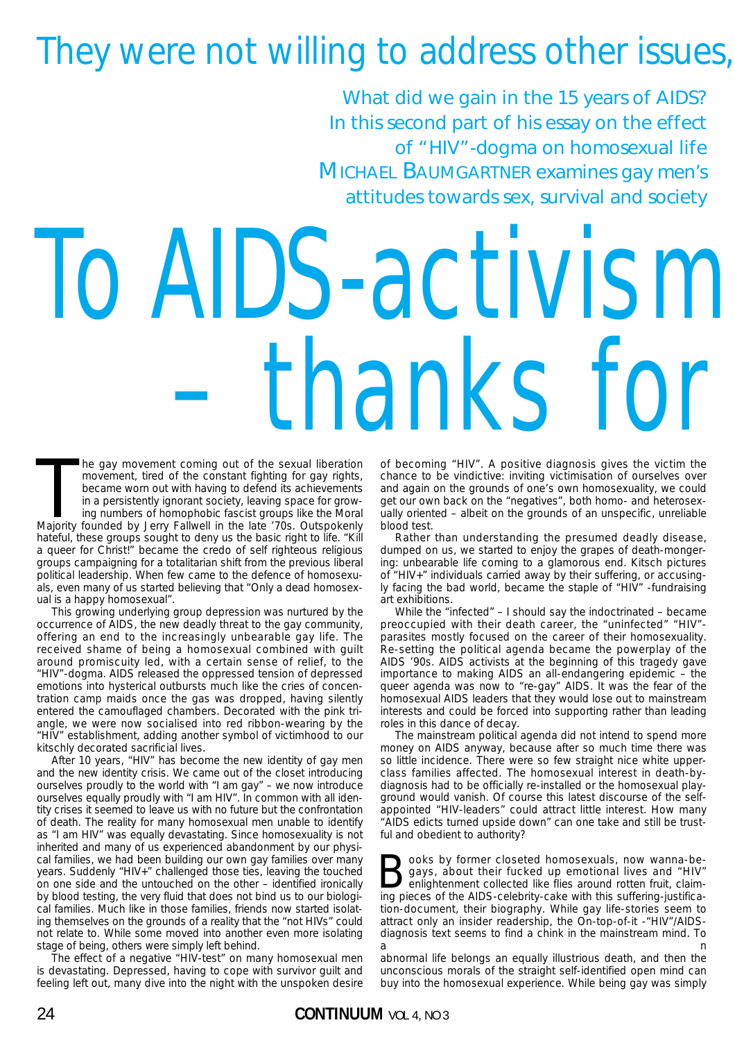# They were not willing to address other issues,

What did we gain in the 15 years of AIDS? In this second part of his essay on the effect of "HIV"-dogma on homosexual life MICHAEL BAUMGARTNER examines gay men's attitudes towards sex, survival and society

# To AIDS-activism – thanks for

The gay movement coming out of the sexual liberation movement, tired of the constant fighting for gay rights, became worn out with having to defend its achievements in a persistently ignorant society, leaving space for growing numbers of homophobic fascist groups like the Moral Majority founded by Jerry Fallwell in the late '70s. Outspokenly hateful, these groups sought to deny us the basic right to life. "Kill a queer for Christ!" became the credo of self righteous religious groups campaigning for a totalitarian shift from the previous liberal political leadership. When few came to the defence of homosexuals, even many of us started believing that "Only a dead homosexual is a happy homosexual".

This growing underlying group depression was nurtured by the occurrence of AIDS, the new deadly threat to the gay community, offering an end to the increasingly unbearable gay life. The received shame of being a homosexual combined with guilt around promiscuity led, with a certain sense of relief, to the "HIV"-dogma. AIDS released the oppressed tension of depressed emotions into hysterical outbursts much like the cries of concentration camp maids once the gas was dropped, having silently entered the camouflaged chambers. Decorated with the pink triangle, we were now socialised into red ribbon-wearing by the "HIV" establishment, adding another symbol of victimhood to our kitschly decorated sacrificial lives.

After 10 years, "HIV" has become the new identity of gay men and the new identity crisis. We came out of the closet introducing ourselves proudly to the world with "I am gay" – we now introduce ourselves equally proudly with "I am HIV". In common with all identity crises it seemed to leave us with no future but the confrontation of death. The reality for many homosexual men unable to identify as "I am HIV" was equally devastating. Since homosexuality is not inherited and many of us experienced abandonment by our physical families, we had been building our own gay families over many years. Suddenly "HIV+" challenged those ties, leaving the touched on one side and the untouched on the other – identified ironically by blood testing, the very fluid that does not bind us to our biological families. Much like in those families, friends now started isolating themselves on the grounds of a reality that the "not HIVs" could not relate to. While some moved into another even more isolating stage of being, others were simply left behind.

The effect of a negative "HIV-test" on many homosexual men is devastating. Depressed, having to cope with survivor guilt and feeling left out, many dive into the night with the unspoken desire of becoming "HIV". A positive diagnosis gives the victim the chance to be vindictive: inviting victimisation of ourselves over and again on the grounds of one's own homosexuality, we could get our own back on the "negatives", both homo- and heterosexually oriented – albeit on the grounds of an unspecific, unreliable blood test.

Rather than understanding the presumed deadly disease, dumped on us, we started to enjoy the grapes of death-mongering: unbearable life coming to a glamorous end. Kitsch pictures of "HIV+" individuals carried away by their suffering, or accusingly facing the bad world, became the staple of "HIV" -fundraising art exhibitions.

While the "infected" – I should say the indoctrinated – became preoccupied with their death career, the "uninfected" "HIV"-parasites mostly focused on the career of their homosexuality. Re-setting the political agenda became the powerplay of the AIDS '90s. AIDS activists at the beginning of this tragedy gave importance to making AIDS an all-endangering epidemic – the queer agenda was now to "re-gay" AIDS. It was the fear of the homosexual AIDS leaders that they would lose out to mainstream interests and could be forced into supporting rather than leading roles in this dance of decay.

The mainstream political agenda did not intend to spend more money on AIDS anyway, because after so much time there was so little incidence. There were so few straight nice white upper-class families affected. The homosexual interest in death-by-diagnosis had to be officially re-installed or the homosexual playground would vanish. Of course this latest discourse of the self-appointed "HIV-leaders" could attract little interest. How many "AIDS edicts turned upside down" can one take and still be trustful and obedient to authority?

Books by former closeted homosexuals, now wanna-be-gays, about their fucked up emotional lives and "HIV" enlightenment collected like flies around rotten fruit, claiming pieces of the AIDS-celebrity-cake with this suffering-justification-document, their biography. While gay life-stories seem to attract only an insider readership, the On-top-of-it -"HIV"/AIDS-diagnosis text seems to find a chink in the mainstream mind. To an abnormal life belongs an equally illustrious death, and then the unconscious morals of the straight self-identified open mind can buy into the homosexual experience. While being gay was simply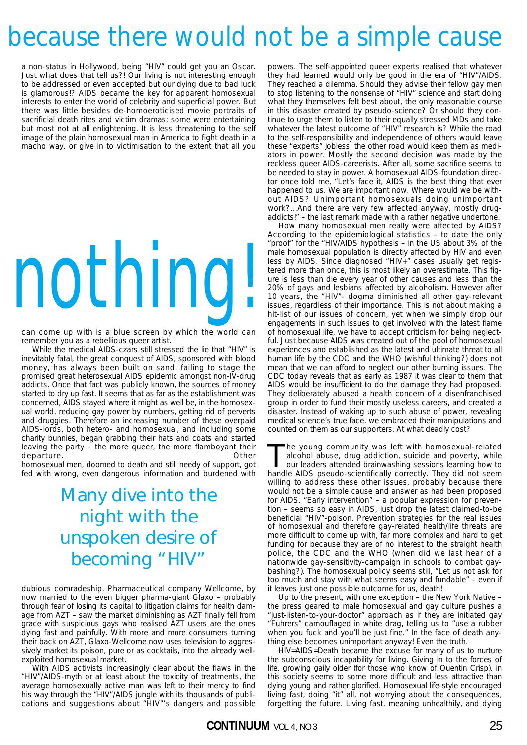# because there would not be a simple cause

a non-status in Hollywood, being "HIV" could get you an Oscar. Just what does that tell us?! Our living is not interesting enough to be addressed or even accepted but our dying due to bad luck is glamorous!? AIDS became the key for apparent homosexual interests to enter the world of celebrity and superficial power. But there was little besides de-homoeroticised movie portraits of sacrificial death rites and victim dramas: some were entertaining but most not at all enlightening. It is less threatening to the self image of the plain homosexual man in America to fight death in a macho way, or give in to victimisation to the extent that all you

# nothing!

can come up with is a blue screen by which the world can remember you as a rebellious queer artist.

While the medical AIDS-czars still stressed the lie that "HIV" is inevitably fatal, the great conquest of AIDS, sponsored with blood money, has always been built on sand, failing to stage the promised great heterosexual AIDS epidemic amongst non-IV-drug addicts. Once that fact was publicly known, the sources of money started to dry up fast. It seems that as far as the establishment was concerned, AIDS stayed where it might as well be, in the homosexual world, reducing gay power by numbers, getting rid of perverts and druggies. Therefore an increasing number of these overpaid AIDS-lords, both hetero- and homosexual, and including some charity bunnies, began grabbing their hats and coats and started leaving the party – the more queer, the more flamboyant their departure. Other homosexual men, doomed to death and still needy of support, got fed with wrong, even dangerous information and burdened with

> Many dive into the night with the unspoken desire of becoming "HIV"

dubious comradeship. Pharmaceutical company Wellcome, by now married to the even bigger pharma-giant Glaxo – probably through fear of losing its capital to litigation claims for health damage from AZT – saw the market diminishing as AZT finally fell from grace with suspicious gays who realised AZT users are the ones dying fast and painfully. With more and more consumers turning their back on AZT, Glaxo-Wellcome now uses television to aggressively market its poison, pure or as cocktails, into the already well-exploited homosexual market.

With AIDS activists increasingly clear about the flaws in the "HIV"/AIDS-myth or at least about the toxicity of treatments, the average homosexually active man was left to their mercy to find his way through the "HIV"/AIDS jungle with its thousands of publications and suggestions about "HIV"'s dangers and possible powers. The self-appointed queer experts realised that whatever they had learned would only be good in the era of "HIV"/AIDS. They reached a dilemma. Should they advise their fellow gay men to stop listening to the nonsense of "HIV" science and start doing what they themselves felt best about, the only reasonable course in this disaster created by pseudo-science? Or should they continue to urge them to listen to their equally stressed MDs and take whatever the latest outcome of "HIV" research is? While the road to the self-responsibility and independence of others would leave these "experts" jobless, the other road would keep them as mediators in power. Mostly the second decision was made by the reckless queer AIDS-careerists. After all, some sacrifice seems to be needed to stay in power. A homosexual AIDS-foundation director once told me, "Let's face it, AIDS is the best thing that ever happened to us. We are important now. Where would we be without AIDS? Unimportant homosexuals doing unimportant work?...And there are very few affected anyway, mostly drug-addicts!" – the last remark made with a rather negative undertone.

How many homosexual men really were affected by AIDS? According to the epidemiological statistics – to date the only "proof" for the "HIV/AIDS hypothesis – in the US about 3% of the male homosexual population is directly affected by HIV and even less by AIDS. Since diagnosed "HIV+" cases usually get registered more than once, this is most likely an overestimate. This figure is less than die every year of other causes and less than the 20% of gays and lesbians affected by alcoholism. However after 10 years, the "HIV"- dogma diminished all other gay-relevant issues, regardless of their importance. This is not about making a hit-list of our issues of concern, yet when we simply drop our engagements in such issues to get involved with the latest flame of homosexual life, we have to accept criticism for being neglectful. Just because AIDS was created out of the pool of homosexual experiences and established as the latest and ultimate threat to all human life by the CDC and the WHO (wishful thinking?) does not mean that we can afford to neglect our other burning issues. The CDC today reveals that as early as 1987 it was clear to them that AIDS would be insufficient to do the damage they had proposed. They deliberately abused a health concern of a disenfranchised group in order to fund their mostly useless careers, and created a disaster. Instead of waking up to such abuse of power, revealing medical science's true face, we embraced their manipulations and counted on them as our supporters. At what deadly cost?

The young community was left with homosexual-related alcohol abuse, drug addiction, suicide and poverty, while our leaders attended brainwashing sessions learning how to handle AIDS pseudo-scientifically correctly. They did not seem willing to address these other issues, probably because there would not be a simple cause and answer as had been proposed for AIDS. "Early intervention" – a popular expression for prevention – seems so easy in AIDS, just drop the latest claimed-to-be beneficial "HIV"-poison. Prevention strategies for the real issues of homosexual and therefore gay-related health/life threats are more difficult to come up with, far more complex and hard to get funding for because they are of no interest to the straight health police, the CDC and the WHO (when did we last hear of a nationwide gay-sensitivity-campaign in schools to combat gay-bashing?). The homosexual policy seems still, "Let us not ask for too much and stay with what seems easy and fundable" – even if it leaves just one possible outcome for us, death!

Up to the present, with one exception – the New York Native – the press geared to male homosexual and gay culture pushes a "just-listen-to-your-doctor" approach as if they are initiated gay "Fuhrers" camouflaged in white drag, telling us to "use a rubber when you fuck and you'll be just fine." In the face of death anything else becomes unimportant anyway! Even the truth.

HIV=AIDS=Death became the excuse for many of us to nurture the subconscious incapability for living. Giving in to the forces of life, growing gaily older (for those who know of Quentin Crisp), in this society seems to some more difficult and less attractive than dying young and rather glorified. Homosexual life-style encouraged living fast, doing "it" all, not worrying about the consequences, forgetting the future. Living fast, meaning unhealthily, and dying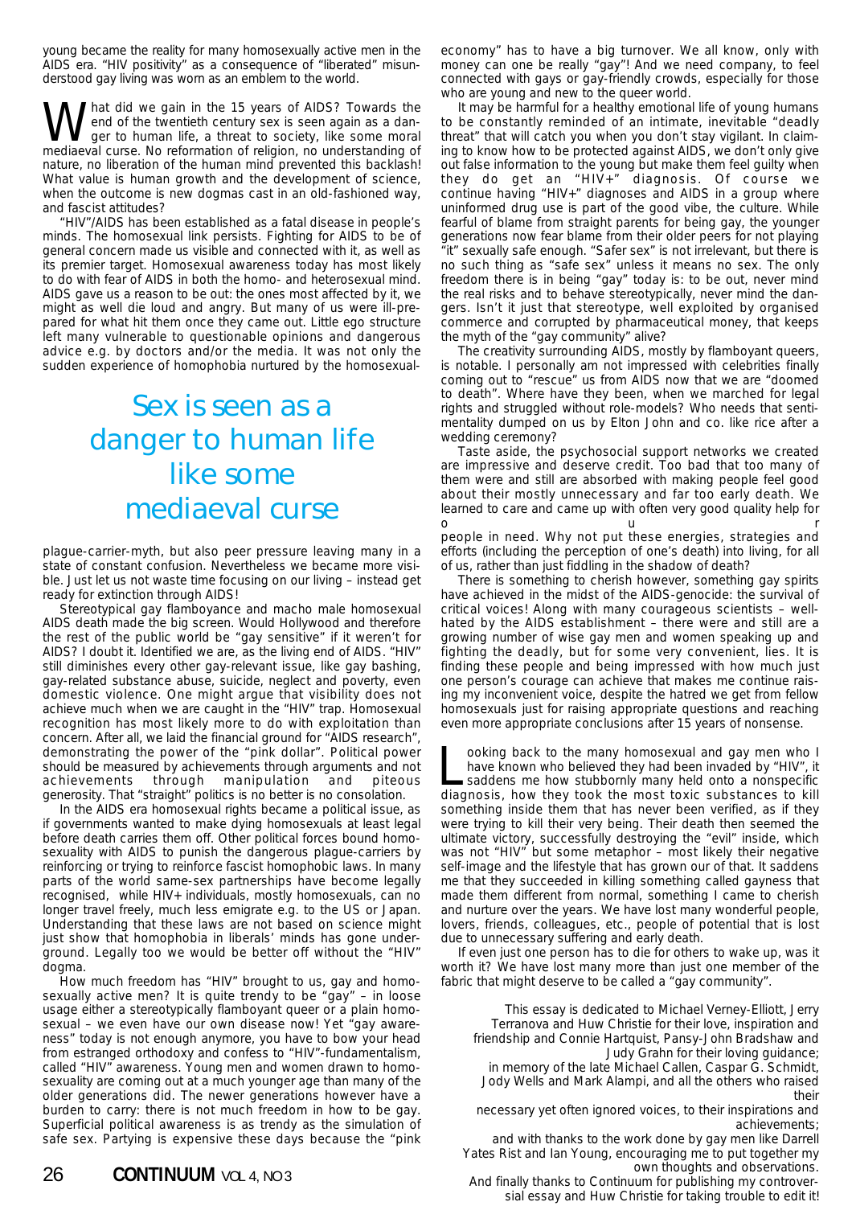young became the reality for many homosexually active men in the AIDS era. "HIV positivity" as a consequence of "liberated" misunderstood gay living was worn as an emblem to the world.

What did we gain in the 15 years of AIDS? Towards the end of the twentieth century sex is seen again as a danger to human life, a threat to society, like some moral mediaeval curse. No reformation of religion, no understanding of nature, no liberation of the human mind prevented this backlash! What value is human growth and the development of science, when the outcome is new dogmas cast in an old-fashioned way, and fascist attitudes?

"HIV"/AIDS has been established as a fatal disease in people's minds. The homosexual link persists. Fighting for AIDS to be of general concern made us visible and connected with it, as well as its premier target. Homosexual awareness today has most likely to do with fear of AIDS in both the homo- and heterosexual mind. AIDS gave us a reason to be out: the ones most affected by it, we might as well die loud and angry. But many of us were ill-prepared for what hit them once they came out. Little ego structure left many vulnerable to questionable opinions and dangerous advice e.g. by doctors and/or the media. It was not only the sudden experience of homophobia nurtured by the homosexual-plague-carrier-myth, but also peer pressure leaving many in a state of constant confusion. Nevertheless we became more visible. Just let us not waste time focusing on our living – instead get ready for extinction through AIDS!

> Sex is seen as a danger to human life like some mediaeval curse

Stereotypical gay flamboyance and macho male homosexual AIDS death made the big screen. Would Hollywood and therefore the rest of the public world be "gay sensitive" if it weren't for AIDS? I doubt it. Identified we are, as the living end of AIDS. "HIV" still diminishes every other gay-relevant issue, like gay bashing, gay-related substance abuse, suicide, neglect and poverty, even domestic violence. One might argue that visibility does not achieve much when we are caught in the "HIV" trap. Homosexual recognition has most likely more to do with exploitation than concern. After all, we laid the financial ground for "AIDS research", demonstrating the power of the "pink dollar". Political power should be measured by achievements through arguments and not achievements through manipulation and piteous generosity. That "straight" politics is no better is no consolation.

In the AIDS era homosexual rights became a political issue, as if governments wanted to make dying homosexuals at least legal before death carries them off. Other political forces bound homosexuality with AIDS to punish the dangerous plague-carriers by reinforcing or trying to reinforce fascist homophobic laws. In many parts of the world same-sex partnerships have become legally recognised, while HIV+ individuals, mostly homosexuals, can no longer travel freely, much less emigrate e.g. to the US or Japan. Understanding that these laws are not based on science might just show that homophobia in liberals' minds has gone underground. Legally too we would be better off without the "HIV" dogma.

How much freedom has "HIV" brought to us, gay and homosexually active men? It is quite trendy to be "gay" – in loose usage either a stereotypically flamboyant queer or a plain homosexual – we even have our own disease now! Yet "gay awareness" today is not enough anymore, you have to bow your head from estranged orthodoxy and confess to "HIV"-fundamentalism, called "HIV" awareness. Young men and women drawn to homosexuality are coming out at a much younger age than many of the older generations did. The newer generations however have a burden to carry: there is not much freedom in how to be gay. Superficial political awareness is as trendy as the simulation of safe sex. Partying is expensive these days because the "pink economy" has to have a big turnover. We all know, only with money can one be really "gay"! And we need company, to feel connected with gays or gay-friendly crowds, especially for those who are young and new to the queer world.

It may be harmful for a healthy emotional life of young humans to be constantly reminded of an intimate, inevitable "deadly threat" that will catch you when you don't stay vigilant. In claiming to know how to be protected against AIDS, we don't only give out false information to the young but make them feel guilty when they do get an "HIV+" diagnosis. Of course we continue having "HIV+" diagnoses and AIDS in a group where uninformed drug use is part of the good vibe, the culture. While fearful of blame from straight parents for being gay, the younger generations now fear blame from their older peers for not playing "it" sexually safe enough. "Safer sex" is not irrelevant, but there is no such thing as "safe sex" unless it means no sex. The only freedom there is in being "gay" today is: to be out, never mind the real risks and to behave stereotypically, never mind the dangers. Isn't it just that stereotype, well exploited by organised commerce and corrupted by pharmaceutical money, that keeps the myth of the "gay community" alive?

The creativity surrounding AIDS, mostly by flamboyant queers, is notable. I personally am not impressed with celebrities finally coming out to "rescue" us from AIDS now that we are "doomed to death". Where have they been, when we marched for legal rights and struggled without role-models? Who needs that sentimentality dumped on us by Elton John and co. like rice after a wedding ceremony?

Taste aside, the psychosocial support networks we created are impressive and deserve credit. Too bad that too many of them were and still are absorbed with making people feel good about their mostly unnecessary and far too early death. We learned to care and came up with often very good quality help for our people in need. Why not put these energies, strategies and efforts (including the perception of one's death) into living, for all of us, rather than just fiddling in the shadow of death?

There is something to cherish however, something gay spirits have achieved in the midst of the AIDS-genocide: the survival of critical voices! Along with many courageous scientists – well-hated by the AIDS establishment – there were and still are a growing number of wise gay men and women speaking up and fighting the deadly, but for some very convenient, lies. It is finding these people and being impressed with how much just one person's courage can achieve that makes me continue raising my inconvenient voice, despite the hatred we get from fellow homosexuals just for raising appropriate questions and reaching even more appropriate conclusions after 15 years of nonsense.

Looking back to the many homosexual and gay men who I have known who believed they had been invaded by "HIV", it saddens me how stubbornly many held onto a nonspecific diagnosis, how they took the most toxic substances to kill something inside them that has never been verified, as if they were trying to kill their very being. Their death then seemed the ultimate victory, successfully destroying the "evil" inside, which was not "HIV" but some metaphor – most likely their negative self-image and the lifestyle that has grown our of that. It saddens me that they succeeded in killing something called gayness that made them different from normal, something I came to cherish and nurture over the years. We have lost many wonderful people, lovers, friends, colleagues, etc., people of potential that is lost due to unnecessary suffering and early death.

If even just one person has to die for others to wake up, was it worth it? We have lost many more than just one member of the fabric that might deserve to be called a "gay community".

This essay is dedicated to Michael Verney-Elliott, Jerry Terranova and Huw Christie for their love, inspiration and friendship and Connie Hartquist, Pansy-John Bradshaw and Judy Grahn for their loving guidance;
in memory of the late Michael Callen, Caspar G. Schmidt, Jody Wells and Mark Alampi, and all the others who raised their necessary yet often ignored voices, to their inspirations and achievements;
and with thanks to the work done by gay men like Darrell Yates Rist and Ian Young, encouraging me to put together my own thoughts and observations.
And finally thanks to Continuum for publishing my controversial essay and Huw Christie for taking trouble to edit it!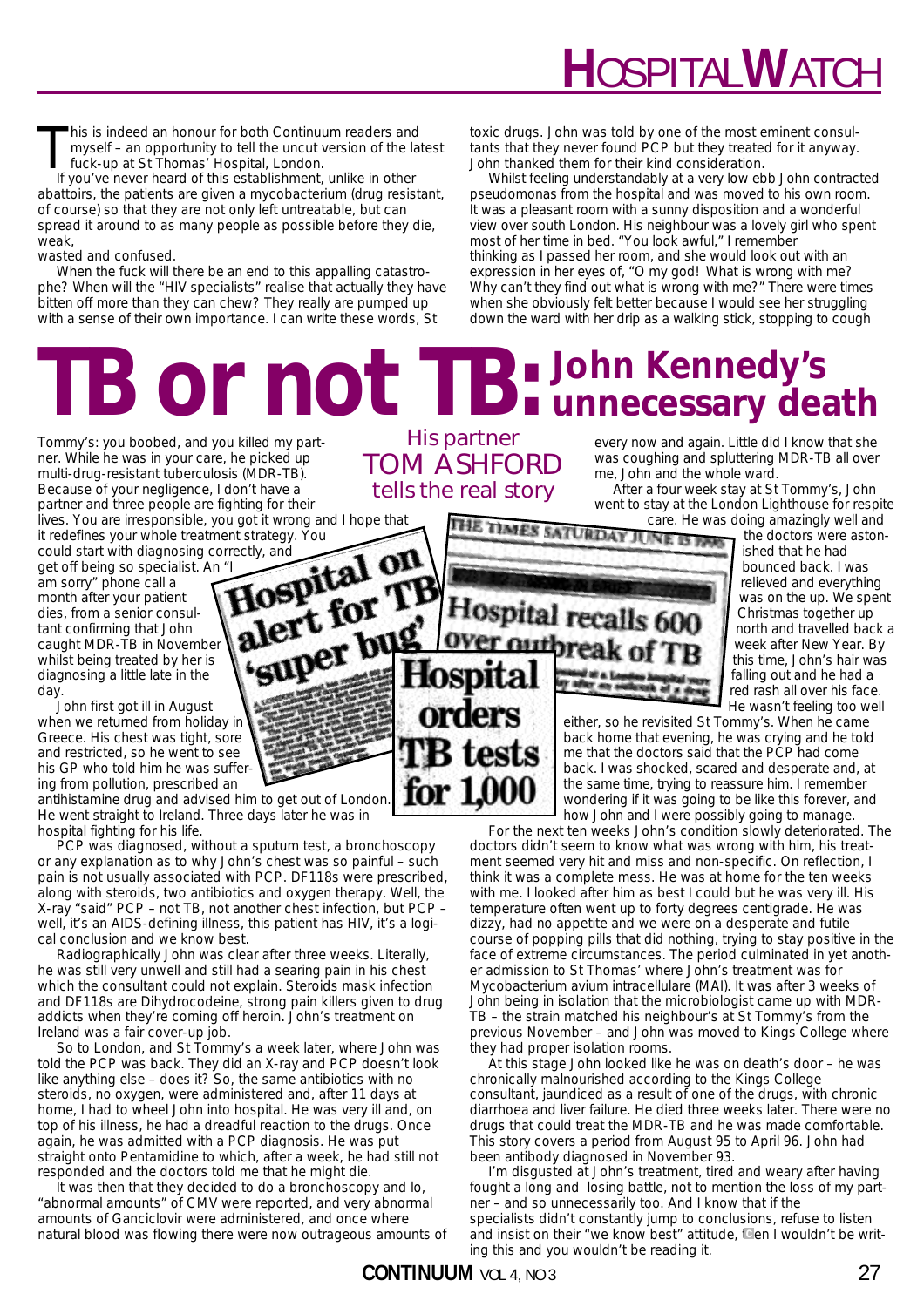# HOSPITAL WATCH

# TB or not TB: John Kennedy's unnecessary death

## His partner TOM ASHFORD tells the real story

This is indeed an honour for both Continuum readers and myself – an opportunity to tell the uncut version of the latest fuck-up at St Thomas' Hospital, London.

If you've never heard of this establishment, unlike in other abattoirs, the patients are given a mycobacterium (drug resistant, of course) so that they are not only left untreatable, but can spread it around to as many people as possible before they die, weak, wasted and confused.

When the fuck will there be an end to this appalling catastrophe? When will the "HIV specialists" realise that actually they have bitten off more than they can chew? They really are pumped up with a sense of their own importance. I can write these words, St Tommy's: you boobed, and you killed my partner. While he was in your care, he picked up multi-drug-resistant tuberculosis (MDR-TB). Because of your negligence, I don't have a partner and three people are fighting for their lives. You are irresponsible, you got it wrong and I hope that it redefines your whole treatment strategy. You could start with diagnosing correctly, and get off being so specialist. An "I am sorry" phone call a month after your patient dies, from a senior consultant confirming that John caught MDR-TB in November whilst being treated by her is diagnosing a little late in the day.

John first got ill in August when we returned from holiday in Greece. His chest was tight, sore and restricted, so he went to see his GP who told him he was suffering from pollution, prescribed an antihistamine drug and advised him to get out of London. He went straight to Ireland. Three days later he was in hospital fighting for his life.

PCP was diagnosed, without a sputum test, a bronchoscopy or any explanation as to why John's chest was so painful – such pain is not usually associated with PCP. DF118s were prescribed, along with steroids, two antibiotics and oxygen therapy. Well, the X-ray "said" PCP – not TB, not another chest infection, but PCP – well, it's an AIDS-defining illness, this patient has HIV, it's a logical conclusion and we know best.

Radiographically John was clear after three weeks. Literally, he was still very unwell and still had a searing pain in his chest which the consultant could not explain. Steroids mask infection and DF118s are Dihydrocodeine, strong pain killers given to drug addicts when they're coming off heroin. John's treatment on Ireland was a fair cover-up job.

So to London, and St Tommy's a week later, where John was told the PCP was back. They did an X-ray and PCP doesn't look like anything else – does it? So, the same antibiotics this time, no steroids, no oxygen, were administered and, after 11 days at home, I had to wheel John into hospital. He was very ill and, on top of his illness, he had a dreadful reaction to the drugs. Once again, he was admitted with a PCP diagnosis. He was put straight onto Pentamidine to which, after a week, he had still not responded and the doctors told me that he might die.

It was then that they decided to do a bronchoscopy and lo, "abnormal amounts" of CMV were reported, and very abnormal amounts of Ganciclovir were administered, and once where natural blood was flowing there were now outrageous amounts of toxic drugs. John was told by one of the most eminent consultants that they never found PCP but they treated for it anyway. John thanked them for their kind consideration.

Whilst feeling understandably at a very low ebb John contracted pseudomonas from the hospital and was moved to his own room. It was a pleasant room with a sunny disposition and a wonderful view over south London. His neighbour was a lovely girl who spent most of her time in bed. "You look awful," I remember thinking as I passed her room, and she would look out with an expression in her eyes of, "O my god! What is wrong with me? Why can't they find out what is wrong with me?" There were times when she obviously felt better because I would see her struggling down the ward with her drip as a walking stick, stopping to cough every now and again. Little did I know that she was coughing and spluttering MDR-TB all over me, John and the whole ward.

After a four week stay at St Tommy's, John went to stay at the London Lighthouse for respite care. He was doing amazingly well and the doctors were astonished that he had bounced back. I was relieved and everything was on the up. We spent Christmas together up north and travelled back a week after New Year. By this time, John's hair was falling out and he had a red rash all over his face. He wasn't feeling too well either, so he revisited St Tommy's. When he came back home that evening, he was crying and he told me that the doctors said that the PCP had come back. I was shocked, scared and desperate and, at the same time, trying to reassure him. I remember wondering if it was going to be like this forever, and how John and I were possibly going to manage.

For the next ten weeks John's condition slowly deteriorated. The doctors didn't seem to know what was wrong with him, his treatment seemed very hit and miss and non-specific. On reflection, I think it was a complete mess. He was at home for the ten weeks with me. I looked after him as best I could but he was very ill. His temperature often went up to forty degrees centigrade. He was dizzy, had no appetite and we were on a desperate and futile course of popping pills that did nothing, trying to stay positive in the face of extreme circumstances. The period culminated in yet another admission to St Thomas' where John's treatment was for Mycobacterium avium intracellulare (MAI). It was after 3 weeks of John being in isolation that the microbiologist came up with MDR-TB – the strain matched his neighbour's at St Tommy's from the previous November – and John was moved to Kings College where they had proper isolation rooms.

At this stage John looked like he was on death's door – he was chronically malnourished according to the Kings College consultant, jaundiced as a result of one of the drugs, with chronic diarrhoea and liver failure. He died three weeks later. There were no drugs that could treat the MDR-TB and he was made comfortable. This story covers a period from August 95 to April 96. John had been antibody diagnosed in November 93.

I'm disgusted at John's treatment, tired and weary after having fought a long and losing battle, not to mention the loss of my partner – and so unnecessarily too. And I know that if the specialists didn't constantly jump to conclusions, refuse to listen and insist on their "we know best" attitude, then I wouldn't be writing this and you wouldn't be reading it.

Hospital on alert for TB 'super bug'

Hospital recalls 600 over outbreak of TB

Hospital orders TB tests for 1,000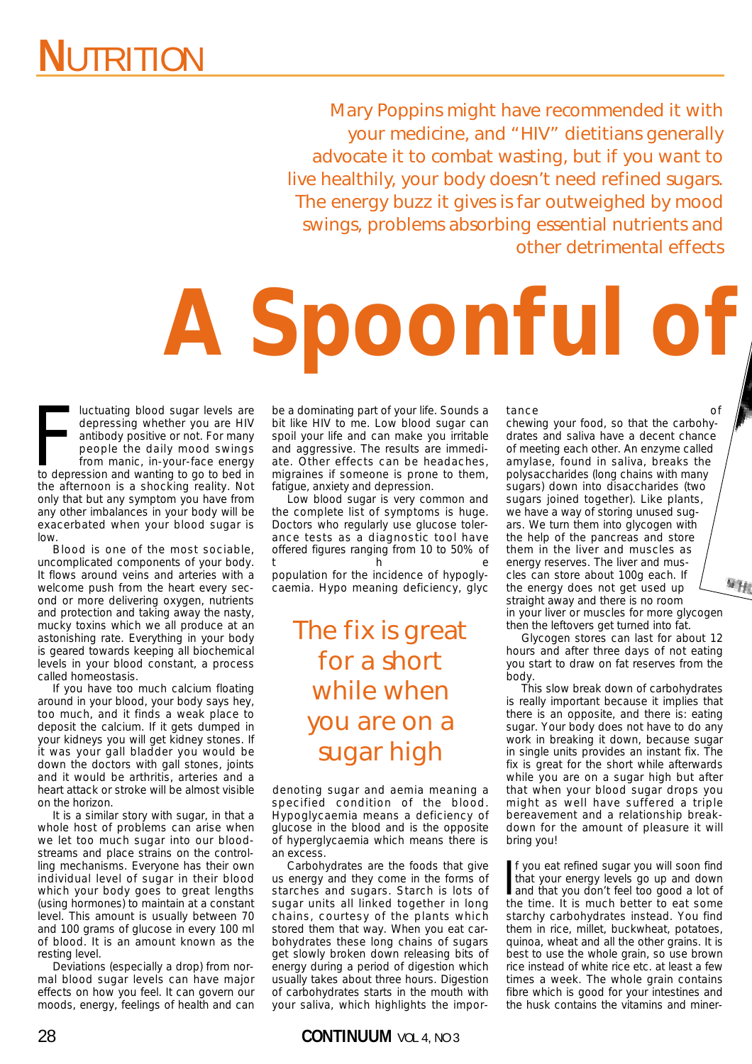# NUTRITION

*Mary Poppins might have recommended it with your medicine, and "HIV" dietitians generally advocate it to combat wasting, but if you want to live healthily, your body doesn't need refined sugars. The energy buzz it gives is far outweighed by mood swings, problems absorbing essential nutrients and other detrimental effects*

# A Spoonful of

Fluctuating blood sugar levels are depressing whether you are HIV antibody positive or not. For many people the daily mood swings from manic, in-your-face energy to depression and wanting to go to bed in the afternoon is a shocking reality. Not only that but any symptom you have from any other imbalances in your body will be exacerbated when your blood sugar is low.

Blood is one of the most sociable, uncomplicated components of your body. It flows around veins and arteries with a welcome push from the heart every second or more delivering oxygen, nutrients and protection and taking away the nasty, mucky toxins which we all produce at an astonishing rate. Everything in your body is geared towards keeping all biochemical levels in your blood constant, a process called homeostasis.

If you have too much calcium floating around in your blood, your body says hey, too much, and it finds a weak place to deposit the calcium. If it gets dumped in your kidneys you will get kidney stones. If it was your gall bladder you would be down the doctors with gall stones, joints and it would be arthritis, arteries and a heart attack or stroke will be almost visible on the horizon.

It is a similar story with sugar, in that a whole host of problems can arise when we let too much sugar into our bloodstreams and place strains on the controlling mechanisms. Everyone has their own individual level of sugar in their blood which your body goes to great lengths (using hormones) to maintain at a constant level. This amount is usually between 70 and 100 grams of glucose in every 100 ml of blood. It is an amount known as the resting level.

Deviations (especially a drop) from normal blood sugar levels can have major effects on how you feel. It can govern our moods, energy, feelings of health and can be a dominating part of your life. Sounds a bit like HIV to me. Low blood sugar can spoil your life and can make you irritable and aggressive. The results are immediate. Other effects can be headaches, migraines if someone is prone to them, fatigue, anxiety and depression.

Low blood sugar is very common and the complete list of symptoms is huge. Doctors who regularly use glucose tolerance tests as a diagnostic tool have offered figures ranging from 10 to 50% of the population for the incidence of hypoglycaemia. Hypo meaning deficiency, glyc denoting sugar and aemia meaning a specified condition of the blood. Hypoglycaemia means a deficiency of glucose in the blood and is the opposite of hyperglycaemia which means there is an excess.

> The fix is great for a short while when you are on a sugar high

Carbohydrates are the foods that give us energy and they come in the forms of starches and sugars. Starch is lots of sugar units all linked together in long chains, courtesy of the plants which stored them that way. When you eat carbohydrates these long chains of sugars get slowly broken down releasing bits of energy during a period of digestion which usually takes about three hours. Digestion of carbohydrates starts in the mouth with your saliva, which highlights the importance of chewing your food, so that the carbohydrates and saliva have a decent chance of meeting each other. An enzyme called amylase, found in saliva, breaks the polysaccharides (long chains with many sugars) down into disaccharides (two sugars joined together). Like plants, we have a way of storing unused sugars. We turn them into glycogen with the help of the pancreas and store them in the liver and muscles as energy reserves. The liver and muscles can store about 100g each. If the energy does not get used up straight away and there is no room in your liver or muscles for more glycogen then the leftovers get turned into fat.

Glycogen stores can last for about 12 hours and after three days of not eating you start to draw on fat reserves from the body.

This slow break down of carbohydrates is really important because it implies that there is an opposite, and there is: eating sugar. Your body does not have to do any work in breaking it down, because sugar in single units provides an instant fix. The fix is great for the short while afterwards while you are on a sugar high but after that when your blood sugar drops you might as well have suffered a triple bereavement and a relationship breakdown for the amount of pleasure it will bring you!

If you eat refined sugar you will soon find that your energy levels go up and down and that you don't feel too good a lot of the time. It is much better to eat some starchy carbohydrates instead. You find them in rice, millet, buckwheat, potatoes, quinoa, wheat and all the other grains. It is best to use the whole grain, so use brown rice instead of white rice etc. at least a few times a week. The whole grain contains fibre which is good for your intestines and the husk contains the vitamins and miner-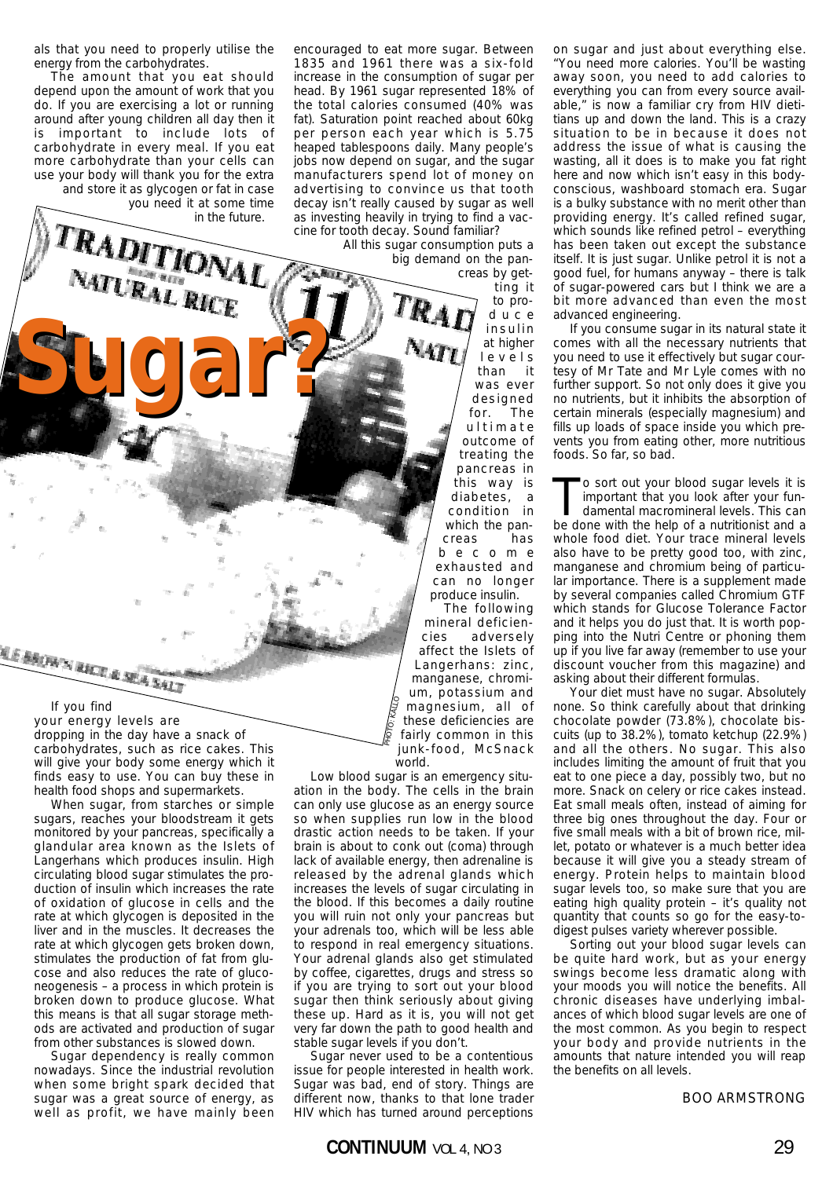als that you need to properly utilise the energy from the carbohydrates.

The amount that you eat should depend upon the amount of work that you do. If you are exercising a lot or running around after young children all day then it is important to include lots of carbohydrate in every meal. If you eat more carbohydrate than your cells can use your body will thank you for the extra and store it as glycogen or fat in case you need it at some time in the future.

# Sugar?

If you find your energy levels are dropping in the day have a snack of carbohydrates, such as rice cakes. This will give your body some energy which it finds easy to use. You can buy these in health food shops and supermarkets.

When sugar, from starches or simple sugars, reaches your bloodstream it gets monitored by your pancreas, specifically a glandular area known as the Islets of Langerhans which produces insulin. High circulating blood sugar stimulates the production of insulin which increases the rate of oxidation of glucose in cells and the rate at which glycogen is deposited in the liver and in the muscles. It decreases the rate at which glycogen gets broken down, stimulates the production of fat from glucose and also reduces the rate of gluconeogenesis – a process in which protein is broken down to produce glucose. What this means is that all sugar storage methods are activated and production of sugar from other substances is slowed down.

Sugar dependency is really common nowadays. Since the industrial revolution when some bright spark decided that sugar was a great source of energy, as well as profit, we have mainly been encouraged to eat more sugar. Between 1835 and 1961 there was a six-fold increase in the consumption of sugar per head. By 1961 sugar represented 18% of the total calories consumed (40% was fat). Saturation point reached about 60kg per person each year which is 5.75 heaped tablespoons daily. Many people's jobs now depend on sugar, and the sugar manufacturers spend lot of money on advertising to convince us that tooth decay isn't really caused by sugar as well as investing heavily in trying to find a vaccine for tooth decay. Sound familiar?

All this sugar consumption puts a big demand on the pancreas by getting it to produce insulin at higher levels than it was ever designed for. The ultimate outcome of treating the pancreas in this way is diabetes, a condition in which the pancreas has become exhausted and can no longer produce insulin.

The following mineral deficiencies adversely affect the Islets of Langerhans: zinc, manganese, chromium, potassium and magnesium, all of these deficiencies are fairly common in this junk-food, McSnack world.

PHOTO: KALLO

Low blood sugar is an emergency situation in the body. The cells in the brain can only use glucose as an energy source so when supplies run low in the blood drastic action needs to be taken. If your brain is about to conk out (coma) through lack of available energy, then adrenaline is released by the adrenal glands which increases the levels of sugar circulating in the blood. If this becomes a daily routine you will ruin not only your pancreas but your adrenals too, which will be less able to respond in real emergency situations. Your adrenal glands also get stimulated by coffee, cigarettes, drugs and stress so if you are trying to sort out your blood sugar then think seriously about giving these up. Hard as it is, you will not get very far down the path to good health and stable sugar levels if you don't.

Sugar never used to be a contentious issue for people interested in health work. Sugar was bad, end of story. Things are different now, thanks to that lone trader HIV which has turned around perceptions on sugar and just about everything else. "You need more calories. You'll be wasting away soon, you need to add calories to everything you can from every source available," is now a familiar cry from HIV dietitians up and down the land. This is a crazy situation to be in because it does not address the issue of what is causing the wasting, all it does is to make you fat right here and now which isn't easy in this body-conscious, washboard stomach era. Sugar is a bulky substance with no merit other than providing energy. It's called refined sugar, which sounds like refined petrol – everything has been taken out except the substance itself. It is just sugar. Unlike petrol it is not a good fuel, for humans anyway – there is talk of sugar-powered cars but I think we are a bit more advanced than even the most advanced engineering.

If you consume sugar in its natural state it comes with all the necessary nutrients that you need to use it effectively but sugar courtesy of Mr Tate and Mr Lyle comes with no further support. So not only does it give you no nutrients, but it inhibits the absorption of certain minerals (especially magnesium) and fills up loads of space inside you which prevents you from eating other, more nutritious foods. So far, so bad.

To sort out your blood sugar levels it is important that you look after your fundamental macromineral levels. This can be done with the help of a nutritionist and a whole food diet. Your trace mineral levels also have to be pretty good too, with zinc, manganese and chromium being of particular importance. There is a supplement made by several companies called Chromium GTF which stands for Glucose Tolerance Factor and it helps you do just that. It is worth popping into the Nutri Centre or phoning them up if you live far away (remember to use your discount voucher from this magazine) and asking about their different formulas.

Your diet must have no sugar. Absolutely none. So think carefully about that drinking chocolate powder (73.8%), chocolate biscuits (up to 38.2%), tomato ketchup (22.9%) and all the others. No sugar. This also includes limiting the amount of fruit that you eat to one piece a day, possibly two, but no more. Snack on celery or rice cakes instead. Eat small meals often, instead of aiming for three big ones throughout the day. Four or five small meals with a bit of brown rice, millet, potato or whatever is a much better idea because it will give you a steady stream of energy. Protein helps to maintain blood sugar levels too, so make sure that you are eating high quality protein – it's quality not quantity that counts so go for the easy-to-digest pulses variety wherever possible.

Sorting out your blood sugar levels can be quite hard work, but as your energy swings become less dramatic along with your moods you will notice the benefits. All chronic diseases have underlying imbalances of which blood sugar levels are one of the most common. As you begin to respect your body and provide nutrients in the amounts that nature intended you will reap the benefits on all levels.

BOO ARMSTRONG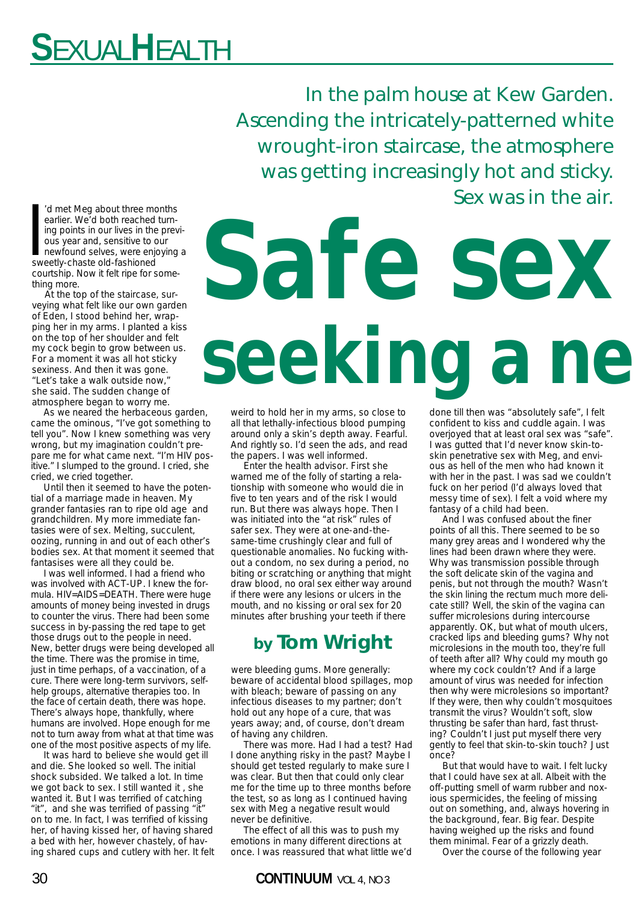# Safe sex seeking a ne

In the palm house at Kew Garden. Ascending the intricately-patterned white wrought-iron staircase, the atmosphere was getting increasingly hot and sticky. Sex was in the air.

**by Tom Wright**

I'd met Meg about three months earlier. We'd both reached turning points in our lives in the previous year and, sensitive to our newfound selves, were enjoying a sweetly-chaste old-fashioned courtship. Now it felt ripe for something more.

At the top of the staircase, surveying what felt like our own garden of Eden, I stood behind her, wrapping her in my arms. I planted a kiss on the top of her shoulder and felt my cock begin to grow between us. For a moment it was all hot sticky sexiness. And then it was gone. "Let's take a walk outside now," she said. The sudden change of atmosphere began to worry me.

As we neared the herbaceous garden, came the ominous, "I've got something to tell you". Now I knew something was very wrong, but my imagination couldn't prepare me for what came next. "I'm HIV positive." I slumped to the ground. I cried, she cried, we cried together.

Until then it seemed to have the potential of a marriage made in heaven. My grander fantasies ran to ripe old age and grandchildren. My more immediate fantasies were of sex. Melting, succulent, oozing, running in and out of each other's bodies sex. At that moment it seemed that fantasises were all they could be.

I was well informed. I had a friend who was involved with ACT-UP. I knew the formula. HIV=AIDS=DEATH. There were huge amounts of money being invested in drugs to counter the virus. There had been some success in by-passing the red tape to get those drugs out to the people in need. New, better drugs were being developed all the time. There was the promise in time, just in time perhaps, of a vaccination, of a cure. There were long-term survivors, self-help groups, alternative therapies too. In the face of certain death, there was hope. There's always hope, thankfully, where humans are involved. Hope enough for me not to turn away from what at that time was one of the most positive aspects of my life.

It was hard to believe she would get ill and die. She looked so well. The initial shock subsided. We talked a lot. In time we got back to sex. I still wanted it , she wanted it. But I was terrified of catching "it", and she was terrified of passing "it" on to me. In fact, I was terrified of kissing her, of having kissed her, of having shared a bed with her, however chastely, of having shared cups and cutlery with her. It felt weird to hold her in my arms, so close to all that lethally-infectious blood pumping around only a skin's depth away. Fearful. And rightly so. I'd seen the ads, and read the papers. I was well informed.

Enter the health advisor. First she warned me of the folly of starting a relationship with someone who would die in five to ten years and of the risk I would run. But there was always hope. Then I was initiated into the "at risk" rules of safer sex. They were at one-and-the-same-time crushingly clear and full of questionable anomalies. No fucking without a condom, no sex during a period, no biting or scratching or anything that might draw blood, no oral sex either way around if there were any lesions or ulcers in the mouth, and no kissing or oral sex for 20 minutes after brushing your teeth if there were bleeding gums. More generally: beware of accidental blood spillages, mop with bleach; beware of passing on any infectious diseases to my partner; don't hold out any hope of a cure, that was years away; and, of course, don't dream of having any children.

There was more. Had I had a test? Had I done anything risky in the past? Maybe I should get tested regularly to make sure I was clear. But then that could only clear me for the time up to three months before the test, so as long as I continued having sex with Meg a negative result would never be definitive.

The effect of all this was to push my emotions in many different directions at once. I was reassured that what little we'd done till then was "absolutely safe", I felt confident to kiss and cuddle again. I was overjoyed that at least oral sex was "safe". I was gutted that I'd never know skin-to-skin penetrative sex with Meg, and envious as hell of the men who had known it with her in the past. I was sad we couldn't fuck on her period (I'd always loved that messy time of sex). I felt a void where my fantasy of a child had been.

And I was confused about the finer points of all this. There seemed to be so many grey areas and I wondered why the lines had been drawn where they were. Why was transmission possible through the soft delicate skin of the vagina and penis, but not through the mouth? Wasn't the skin lining the rectum much more delicate still? Well, the skin of the vagina can suffer microlesions during intercourse apparently. OK, but what of mouth ulcers, cracked lips and bleeding gums? Why not microlesions in the mouth too, they're full of teeth after all? Why could my mouth go where my cock couldn't? And if a large amount of virus was needed for infection then why were microlesions so important? If they were, then why couldn't mosquitoes transmit the virus? Wouldn't soft, slow thrusting be safer than hard, fast thrusting? Couldn't I just put myself there very gently to feel that skin-to-skin touch? Just once?

But that would have to wait. I felt lucky that I could have sex at all. Albeit with the off-putting smell of warm rubber and noxious spermicides, the feeling of missing out on something, and, always hovering in the background, fear. Big fear. Despite having weighed up the risks and found them minimal. Fear of a grizzly death.

Over the course of the following year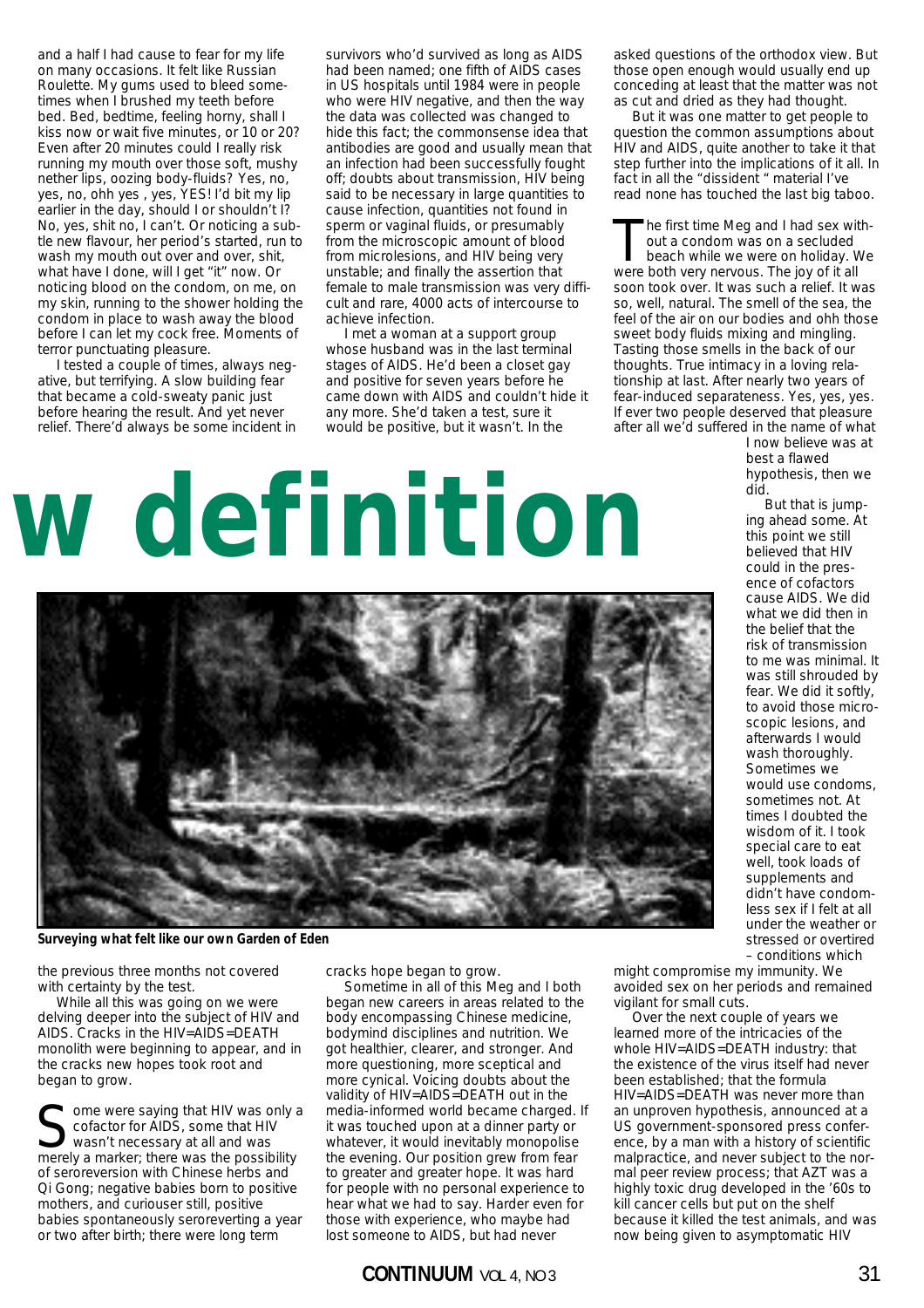and a half I had cause to fear for my life on many occasions. It felt like Russian Roulette. My gums used to bleed sometimes when I brushed my teeth before bed. Bed, bedtime, feeling horny, shall I kiss now or wait five minutes, or 10 or 20? Even after 20 minutes could I really risk running my mouth over those soft, mushy nether lips, oozing body-fluids? Yes, no, yes, no, ohh yes , yes, YES! I'd bit my lip earlier in the day, should I or shouldn't I? No, yes, shit no, I can't. Or noticing a subtle new flavour, her period's started, run to wash my mouth out over and over, shit, what have I done, will I get "it" now. Or noticing blood on the condom, on me, on my skin, running to the shower holding the condom in place to wash away the blood before I can let my cock free. Moments of terror punctuating pleasure.

I tested a couple of times, always negative, but terrifying. A slow building fear that became a cold-sweaty panic just before hearing the result. And yet never relief. There'd always be some incident in the previous three months not covered with certainty by the test.

While all this was going on we were delving deeper into the subject of HIV and AIDS. Cracks in the HIV=AIDS=DEATH monolith were beginning to appear, and in the cracks new hopes took root and began to grow.

Some were saying that HIV was only a cofactor for AIDS, some that HIV wasn't necessary at all and was merely a marker; there was the possibility of seroreversion with Chinese herbs and Qi Gong; negative babies born to positive mothers, and curiouser still, positive babies spontaneously seroreverting a year or two after birth; there were long term survivors who'd survived as long as AIDS had been named; one fifth of AIDS cases in US hospitals until 1984 were in people who were HIV negative, and then the way the data was collected was changed to hide this fact; the commonsense idea that antibodies are good and usually mean that an infection had been successfully fought off; doubts about transmission, HIV being said to be necessary in large quantities to cause infection, quantities not found in sperm or vaginal fluids, or presumably from the microscopic amount of blood from microlesions, and HIV being very unstable; and finally the assertion that female to male transmission was very difficult and rare, 4000 acts of intercourse to achieve infection.

I met a woman at a support group whose husband was in the last terminal stages of AIDS. He'd been a closet gay and positive for seven years before he came down with AIDS and couldn't hide it any more. She'd taken a test, sure it would be positive, but it wasn't. In the cracks hope began to grow.

Sometime in all of this Meg and I both began new careers in areas related to the body encompassing Chinese medicine, bodymind disciplines and nutrition. We got healthier, clearer, and stronger. And more questioning, more sceptical and more cynical. Voicing doubts about the validity of HIV=AIDS=DEATH out in the media-informed world became charged. If it was touched upon at a dinner party or whatever, it would inevitably monopolise the evening. Our position grew from fear to greater and greater hope. It was hard for people with no personal experience to hear what we had to say. Harder even for those with experience, who maybe had lost someone to AIDS, but had never asked questions of the orthodox view. But those open enough would usually end up conceding at least that the matter was not as cut and dried as they had thought.

But it was one matter to get people to question the common assumptions about HIV and AIDS, quite another to take it that step further into the implications of it all. In fact in all the "dissident " material I've read none has touched the last big taboo.

# w definition

*Surveying what felt like our own Garden of Eden*

The first time Meg and I had sex without a condom was on a secluded beach while we were on holiday. We were both very nervous. The joy of it all soon took over. It was such a relief. It was so, well, natural. The smell of the sea, the feel of the air on our bodies and ohh those sweet body fluids mixing and mingling. Tasting those smells in the back of our thoughts. True intimacy in a loving relationship at last. After nearly two years of fear-induced separateness. Yes, yes, yes. If ever two people deserved that pleasure after all we'd suffered in the name of what I now believe was at best a flawed hypothesis, then we did.

But that is jumping ahead some. At this point we still believed that HIV could in the presence of cofactors cause AIDS. We did what we did then in the belief that the risk of transmission to me was minimal. It was still shrouded by fear. We did it softly, to avoid those microscopic lesions, and afterwards I would wash thoroughly. Sometimes we would use condoms, sometimes not. At times I doubted the wisdom of it. I took special care to eat well, took loads of supplements and didn't have condomless sex if I felt at all under the weather or stressed or overtired – conditions which might compromise my immunity. We avoided sex on her periods and remained vigilant for small cuts.

Over the next couple of years we learned more of the intricacies of the whole HIV=AIDS=DEATH industry: that the existence of the virus itself had never been established; that the formula HIV=AIDS=DEATH was never more than an unproven hypothesis, announced at a US government-sponsored press conference, by a man with a history of scientific malpractice, and never subject to the normal peer review process; that AZT was a highly toxic drug developed in the '60s to kill cancer cells but put on the shelf because it killed the test animals, and was now being given to asymptomatic HIV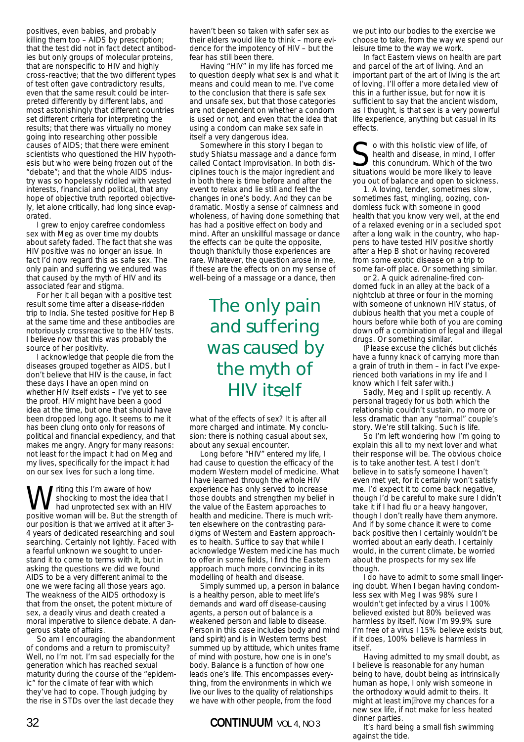positives, even babies, and probably killing them too – AIDS by prescription; that the test did not in fact detect antibodies but only groups of molecular proteins, that are nonspecific to HIV and highly cross-reactive; that the two different types of test often gave contradictory results, even that the same result could be interpreted differently by different labs, and most astonishingly that different countries set different criteria for interpreting the results; that there was virtually no money going into researching other possible causes of AIDS; that there were eminent scientists who questioned the HIV hypothesis but who were being frozen out of the "debate"; and that the whole AIDS industry was so hopelessly riddled with vested interests, financial and political, that any hope of objective truth reported objectively, let alone critically, had long since evaporated.

I grew to enjoy carefree condomless sex with Meg as over time my doubts about safety faded. The fact that she was HIV positive was no longer an issue. In fact I'd now regard this as safe sex. The only pain and suffering we endured was that caused by the myth of HIV and its associated fear and stigma.

For her it all began with a positive test result some time after a disease-ridden trip to India. She tested positive for Hep B at the same time and these antibodies are notoriously crossreactive to the HIV tests. I believe now that this was probably the source of her positivity.

I acknowledge that people die from the diseases grouped together as AIDS, but I don't believe that HIV is the cause, in fact these days I have an open mind on whether HIV itself exists – I've yet to see the proof. HIV might have been a good idea at the time, but one that should have been dropped long ago. It seems to me it has been clung onto only for reasons of political and financial expediency, and that makes me angry. Angry for many reasons: not least for the impact it had on Meg and my lives, specifically for the impact it had on our sex lives for such a long time.

Writing this I'm aware of how shocking to most the idea that I had unprotected sex with an HIV positive woman will be. But the strength of our position is that we arrived at it after 3-4 years of dedicated researching and soul searching. Certainly not lightly. Faced with a fearful unknown we sought to understand it to come to terms with it, but in asking the questions we did we found AIDS to be a very different animal to the one we were facing all those years ago. The weakness of the AIDS orthodoxy is that from the onset, the potent mixture of sex, a deadly virus and death created a moral imperative to silence debate. A dangerous state of affairs.

So am I encouraging the abandonment of condoms and a return to promiscuity? Well, no I'm not. I'm sad especially for the generation which has reached sexual maturity during the course of the "epidemic" for the climate of fear with which they've had to cope. Though judging by the rise in STDs over the last decade they haven't been so taken with safer sex as their elders would like to think – more evidence for the impotency of HIV – but the fear has still been there.

Having "HIV" in my life has forced me to question deeply what sex is and what it means and could mean to me. I've come to the conclusion that there is safe sex and unsafe sex, but that those categories are not dependent on whether a condom is used or not, and even that the idea that using a condom can make sex safe in itself a very dangerous idea.

Somewhere in this story I began to study Shiatsu massage and a dance form called Contact Improvisation. In both disciplines touch is the major ingredient and in both there is time before and after the event to relax and lie still and feel the changes in one's body. And they can be dramatic. Mostly a sense of calmness and wholeness, of having done something that has had a positive effect on body and mind. After an unskillful massage or dance the effects can be quite the opposite, though thankfully those experiences are rare. Whatever, the question arose in me, if these are the effects on on my sense of well-being of a massage or a dance, then what of the effects of sex? It is after all more charged and intimate. My conclusion: there is nothing casual about sex, about any sexual encounter.

> The only pain and suffering was caused by the myth of HIV itself

Long before "HIV" entered my life, I had cause to question the efficacy of the modern Western model of medicine. What I have learned through the whole HIV experience has only served to increase those doubts and strengthen my belief in the value of the Eastern approaches to health and medicine. There is much written elsewhere on the contrasting paradigms of Western and Eastern approaches to health. Suffice to say that while I acknowledge Western medicine has much to offer in some fields, I find the Eastern approach much more convincing in its modelling of health and disease.

Simply summed up, a person in balance is a healthy person, able to meet life's demands and ward off disease-causing agents, a person out of balance is a weakened person and liable to disease. Person in this case includes body and mind (and spirit) and is in Western terms best summed up by attitude, which unites frame of mind with posture, how one is in one's body. Balance is a function of how one leads one's life. This encompasses everything, from the environments in which we live our lives to the quality of relationships we have with other people, from the food we put into our bodies to the exercise we choose to take, from the way we spend our leisure time to the way we work.

In fact Eastern views on health are part and parcel of the art of living. And an important part of the art of living is the art of loving. I'll offer a more detailed view of this in a further issue, but for now it is sufficient to say that the ancient wisdom, as I thought, is that sex is a very powerful life experience, anything but casual in its effects.

So with this holistic view of life, of health and disease, in mind, I offer this conundrum. Which of the two situations would be more likely to leave you out of balance and open to sickness.

1. A loving, tender, sometimes slow, sometimes fast, mingling, oozing, condomless fuck with someone in good health that you know very well, at the end of a relaxed evening or in a secluded spot after a long walk in the country, who happens to have tested HIV positive shortly after a Hep B shot or having recovered from some exotic disease on a trip to some far-off place. Or something similar.

or 2. A quick adrenaline-fired condomed fuck in an alley at the back of a nightclub at three or four in the morning with someone of unknown HIV status, of dubious health that you met a couple of hours before while both of you are coming down off a combination of legal and illegal drugs. Or something similar.

(Please excuse the clichés but clichés have a funny knack of carrying more than a grain of truth in them – in fact I've experienced both variations in my life and I know which I felt safer with.)

Sadly, Meg and I split up recently. A personal tragedy for us both which the relationship couldn't sustain, no more or less dramatic than any "normal" couple's story. We're still talking. Such is life.

So I'm left wondering how I'm going to explain this all to my next lover and what their response will be. The obvious choice is to take another test. A test I don't believe in to satisfy someone I haven't even met yet, for it certainly won't satisfy me. I'd expect it to come back negative, though I'd be careful to make sure I didn't take it if I had flu or a heavy hangover, though I don't really have them anymore. And if by some chance it were to come back positive then I certainly wouldn't be worried about an early death. I certainly would, in the current climate, be worried about the prospects for my sex life though.

I do have to admit to some small lingering doubt. When I began having condomless sex with Meg I was 98% sure I wouldn't get infected by a virus I 100% believed existed but 80% believed was harmless by itself. Now I'm 99.9% sure I'm free of a virus I 15% believe exists but, if it does, 100% believe is harmless in itself.

Having admitted to my small doubt, as I believe is reasonable for any human being to have, doubt being as intrinsically human as hope, I only wish someone in the orthodoxy would admit to theirs. It might at least improve my chances for a new sex life, if not make for less heated dinner parties.

It's hard being a small fish swimming against the tide.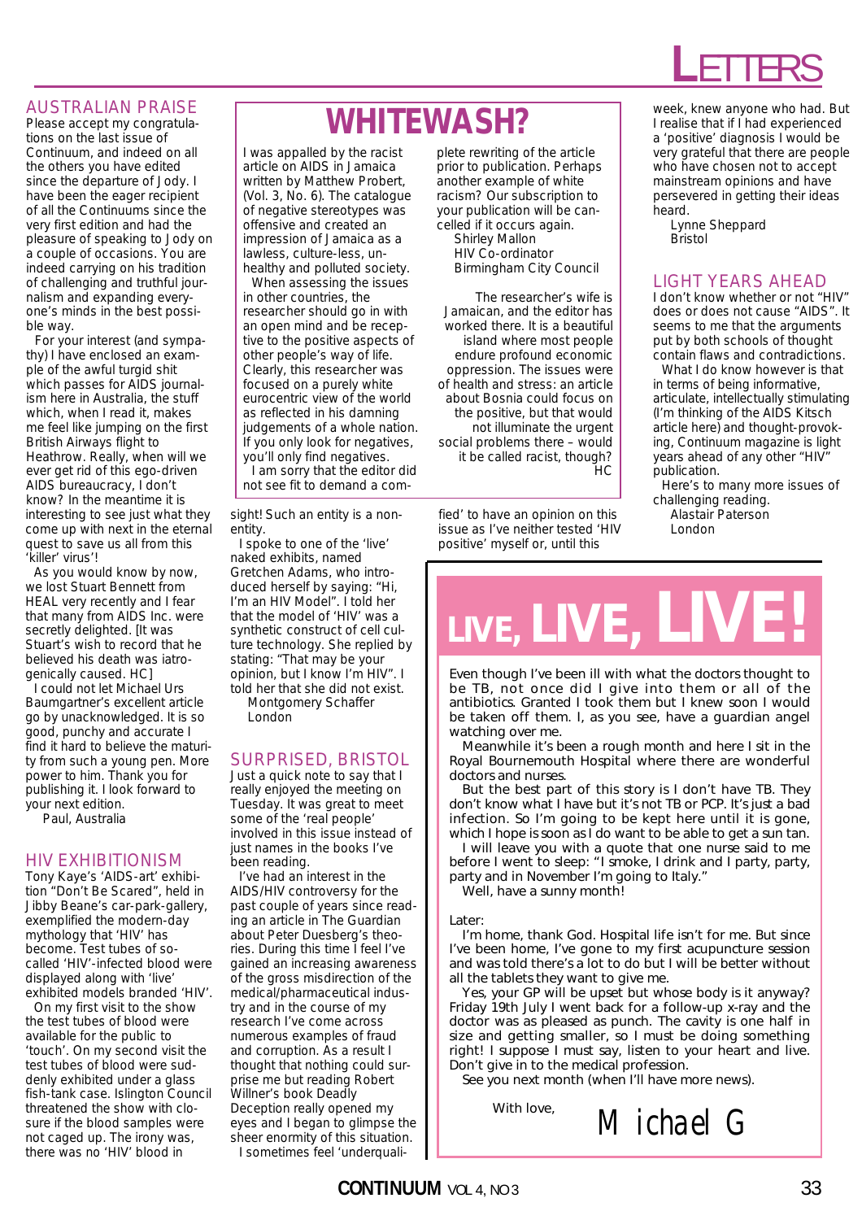# LETTERS

## AUSTRALIAN PRAISE

Please accept my congratulations on the last issue of Continuum, and indeed on all the others you have edited since the departure of Jody. I have been the eager recipient of all the Continuums since the very first edition and had the pleasure of speaking to Jody on a couple of occasions. You are indeed carrying on his tradition of challenging and truthful journalism and expanding everyone's minds in the best possible way.

For your interest (and sympathy) I have enclosed an example of the awful turgid shit which passes for AIDS journalism here in Australia, the stuff which, when I read it, makes me feel like jumping on the first British Airways flight to Heathrow. Really, when will we ever get rid of this ego-driven AIDS bureaucracy, I don't know? In the meantime it is interesting to see just what they come up with next in the eternal quest to save us all from this 'killer' virus'!

As you would know by now, we lost Stuart Bennett from HEAL very recently and I fear that many from AIDS Inc. were secretly delighted. [It was Stuart's wish to record that he believed his death was iatrogenically caused. HC]

I could not let Michael Urs Baumgartner's excellent article go by unacknowledged. It is so good, punchy and accurate I find it hard to believe the maturity from such a young pen. More power to him. Thank you for publishing it. I look forward to your next edition.

Paul, Australia

## HIV EXHIBITIONISM

Tony Kaye's 'AIDS-art' exhibition "Don't Be Scared", held in Jibby Beane's car-park-gallery, exemplified the modern-day mythology that 'HIV' has become. Test tubes of so-called 'HIV'-infected blood were displayed along with 'live' exhibited models branded 'HIV'.

On my first visit to the show the test tubes of blood were available for the public to 'touch'. On my second visit the test tubes of blood were suddenly exhibited under a glass fish-tank case. Islington Council threatened the show with closure if the blood samples were not caged up. The irony was, there was no 'HIV' blood in sight! Such an entity is a non-entity.

I spoke to one of the 'live' naked exhibits, named Gretchen Adams, who introduced herself by saying: "Hi, I'm an HIV Model". I told her that the model of 'HIV' was a synthetic construct of cell culture technology. She replied by stating: "That may be your opinion, but I know I'm HIV". I told her that she did not exist.

Montgomery Schaffer
London

## WHITEWASH?

I was appalled by the racist article on AIDS in Jamaica written by Matthew Probert, (Vol. 3, No. 6). The catalogue of negative stereotypes was offensive and created an impression of Jamaica as a lawless, culture-less, unhealthy and polluted society.

When assessing the issues in other countries, the researcher should go in with an open mind and be receptive to the positive aspects of other people's way of life. Clearly, this researcher was focused on a purely white eurocentric view of the world as reflected in his damning judgements of a whole nation. If you only look for negatives, you'll only find negatives.

I am sorry that the editor did not see fit to demand a complete rewriting of the article prior to publication. Perhaps another example of white racism? Our subscription to your publication will be cancelled if it occurs again.

Shirley Mallon
HIV Co-ordinator
Birmingham City Council

The researcher's wife is Jamaican, and the editor has worked there. It is a beautiful island where most people endure profound economic oppression. The issues were of health and stress: an article about Bosnia could focus on the positive, but that would not illuminate the urgent social problems there – would it be called racist, though?
HC

## SURPRISED, BRISTOL

Just a quick note to say that I really enjoyed the meeting on Tuesday. It was great to meet some of the 'real people' involved in this issue instead of just names in the books I've been reading.

I've had an interest in the AIDS/HIV controversy for the past couple of years since reading an article in The Guardian about Peter Duesberg's theories. During this time I feel I've gained an increasing awareness of the gross misdirection of the medical/pharmaceutical industry and in the course of my research I've come across numerous examples of fraud and corruption. As a result I thought that nothing could surprise me but reading Robert Willner's book Deadly Deception really opened my eyes and I began to glimpse the sheer enormity of this situation.

I sometimes feel 'underqualified' to have an opinion on this issue as I've neither tested 'HIV positive' myself or, until this week, knew anyone who had. But I realise that if I had experienced a 'positive' diagnosis I would be very grateful that there are people who have chosen not to accept mainstream opinions and have persevered in getting their ideas heard.

Lynne Sheppard
Bristol

## LIGHT YEARS AHEAD

I don't know whether or not "HIV" does or does not cause "AIDS". It seems to me that the arguments put by both schools of thought contain flaws and contradictions.

What I do know however is that in terms of being informative, articulate, intellectually stimulating (I'm thinking of the AIDS Kitsch article here) and thought-provoking, Continuum magazine is light years ahead of any other "HIV" publication.

Here's to many more issues of challenging reading.

Alastair Paterson
London

## LIVE, LIVE, LIVE!

Even though I've been ill with what the doctors thought to be TB, not once did I give into them or all of the antibiotics. Granted I took them but I knew soon I would be taken off them. I, as you see, have a guardian angel watching over me.

Meanwhile it's been a rough month and here I sit in the Royal Bournemouth Hospital where there are wonderful doctors and nurses.

But the best part of this story is I don't have TB. They don't know what I have but it's not TB or PCP. It's just a bad infection. So I'm going to be kept here until it is gone, which I hope is soon as I do want to be able to get a sun tan.

I will leave you with a quote that one nurse said to me before I went to sleep: "I smoke, I drink and I party, party, party and in November I'm going to Italy."

Well, have a sunny month!

Later:

I'm home, thank God. Hospital life isn't for me. But since I've been home, I've gone to my first acupuncture session and was told there's a lot to do but I will be better without all the tablets they want to give me.

Yes, your GP will be upset but whose body is it anyway? Friday 19th July I went back for a follow-up x-ray and the doctor was as pleased as punch. The cavity is one half in size and getting smaller, so I must be doing something right! I suppose I must say, listen to your heart and live. Don't give in to the medical profession.

See you next month (when I'll have more news).

With love,

Michael G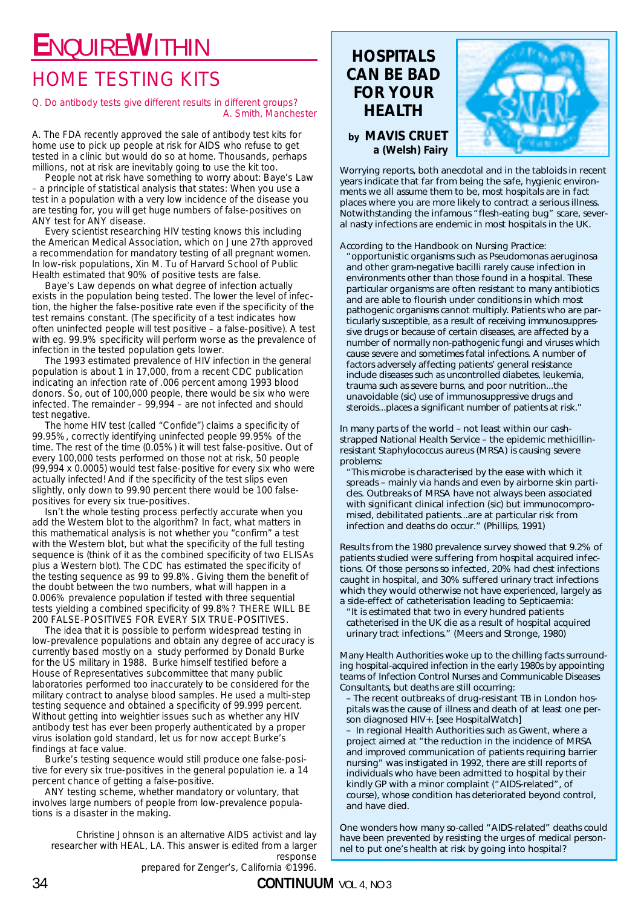# ENQUIREWITHIN

## HOME TESTING KITS

Q. Do antibody tests give different results in different groups?
A. Smith, Manchester

A. The FDA recently approved the sale of antibody test kits for home use to pick up people at risk for AIDS who refuse to get tested in a clinic but would do so at home. Thousands, perhaps millions, not at risk are inevitably going to use the kit too.

People not at risk have something to worry about: Baye's Law – a principle of statistical analysis that states: When you use a test in a population with a very low incidence of the disease you are testing for, you will get huge numbers of false-positives on ANY test for ANY disease.

Every scientist researching HIV testing knows this including the American Medical Association, which on June 27th approved a recommendation for mandatory testing of all pregnant women. In low-risk populations, Xin M. Tu of Harvard School of Public Health estimated that 90% of positive tests are false.

Baye's Law depends on what degree of infection actually exists in the population being tested. The lower the level of infection, the higher the false-positive rate even if the specificity of the test remains constant. (The specificity of a test indicates how often uninfected people will test positive – a false-positive). A test with eg. 99.9% specificity will perform worse as the prevalence of infection in the tested population gets lower.

The 1993 estimated prevalence of HIV infection in the general population is about 1 in 17,000, from a recent CDC publication indicating an infection rate of .006 percent among 1993 blood donors. So, out of 100,000 people, there would be six who were infected. The remainder – 99,994 – are not infected and should test negative.

The home HIV test (called "Confide") claims a specificity of 99.95%, correctly identifying uninfected people 99.95% of the time. The rest of the time (0.05%) it will test false-positive. Out of every 100,000 tests performed on those not at risk, 50 people (99,994 x 0.0005) would test false-positive for every six who were actually infected! And if the specificity of the test slips even slightly, only down to 99.90 percent there would be 100 false-positives for every six true-positives.

Isn't the whole testing process perfectly accurate when you add the Western blot to the algorithm? In fact, what matters in this mathematical analysis is not whether you "confirm" a test with the Western blot, but what the specificity of the full testing sequence is (think of it as the combined specificity of two ELISAs plus a Western blot). The CDC has estimated the specificity of the testing sequence as 99 to 99.8%. Giving them the benefit of the doubt between the two numbers, what will happen in a 0.006% prevalence population if tested with three sequential tests yielding a combined specificity of 99.8%? THERE WILL BE 200 FALSE-POSITIVES FOR EVERY SIX TRUE-POSITIVES.

The idea that it is possible to perform widespread testing in low-prevalence populations and obtain any degree of accuracy is currently based mostly on a study performed by Donald Burke for the US military in 1988. Burke himself testified before a House of Representatives subcommittee that many public laboratories performed too inaccurately to be considered for the military contract to analyse blood samples. He used a multi-step testing sequence and obtained a specificity of 99.999 percent. Without getting into weightier issues such as whether any HIV antibody test has ever been properly authenticated by a proper virus isolation gold standard, let us for now accept Burke's findings at face value.

Burke's testing sequence would still produce one false-positive for every six true-positives in the general population ie. a 14 percent chance of getting a false-positive.

ANY testing scheme, whether mandatory or voluntary, that involves large numbers of people from low-prevalence populations is a disaster in the making.

*Christine Johnson is an alternative AIDS activist and lay researcher with HEAL, LA. This answer is edited from a larger response prepared for Zenger's, California ©1996.*

## HOSPITALS CAN BE BAD FOR YOUR HEALTH

**by MAVIS CRUET a (Welsh) Fairy**

Worrying reports, both anecdotal and in the tabloids in recent years indicate that far from being the safe, hygienic environments we all assume them to be, most hospitals are in fact places where you are more likely to contract a serious illness. Notwithstanding the infamous "flesh-eating bug" scare, several nasty infections are endemic in most hospitals in the UK.

According to the Handbook on Nursing Practice:

> "opportunistic organisms such as Pseudomonas aeruginosa and other gram-negative bacilli rarely cause infection in environments other than those found in a hospital. These particular organisms are often resistant to many antibiotics and are able to flourish under conditions in which most pathogenic organisms cannot multiply. Patients who are particularly susceptible, as a result of receiving immunosuppressive drugs or because of certain diseases, are affected by a number of normally non-pathogenic fungi and viruses which cause severe and sometimes fatal infections. A number of factors adversely affecting patients' general resistance include diseases such as uncontrolled diabetes, leukemia, trauma such as severe burns, and poor nutrition...the unavoidable (sic) use of immunosuppressive drugs and steroids...places a significant number of patients at risk."

In many parts of the world – not least within our cash-strapped National Health Service – the epidemic methicillin-resistant Staphylococcus aureus (MRSA) is causing severe problems:

> "This microbe is characterised by the ease with which it spreads – mainly via hands and even by airborne skin particles. Outbreaks of MRSA have not always been associated with significant clinical infection (sic) but immunocompromised, debilitated patients...are at particular risk from infection and deaths do occur." (Phillips, 1991)

Results from the 1980 prevalence survey showed that 9.2% of patients studied were suffering from hospital acquired infections. Of those persons so infected, 20% had chest infections caught in hospital, and 30% suffered urinary tract infections which they would otherwise not have experienced, largely as a side-effect of catheterisation leading to Septicaemia:

> "It is estimated that two in every hundred patients catheterised in the UK die as a result of hospital acquired urinary tract infections." (Meers and Stronge, 1980)

Many Health Authorities woke up to the chilling facts surrounding hospital-acquired infection in the early 1980s by appointing teams of Infection Control Nurses and Communicable Diseases Consultants, but deaths are still occurring:

- The recent outbreaks of drug-resistant TB in London hospitals was the cause of illness and death of at least one person diagnosed HIV+. [see HospitalWatch]
- In regional Health Authorities such as Gwent, where a project aimed at "the reduction in the incidence of MRSA and improved communication of patients requiring barrier nursing" was instigated in 1992, there are still reports of individuals who have been admitted to hospital by their kindly GP with a minor complaint ("AIDS-related", of course), whose condition has deteriorated beyond control, and have died.

One wonders how many so-called "AIDS-related" deaths could have been prevented by resisting the urges of medical personnel to put one's health at risk by going into hospital?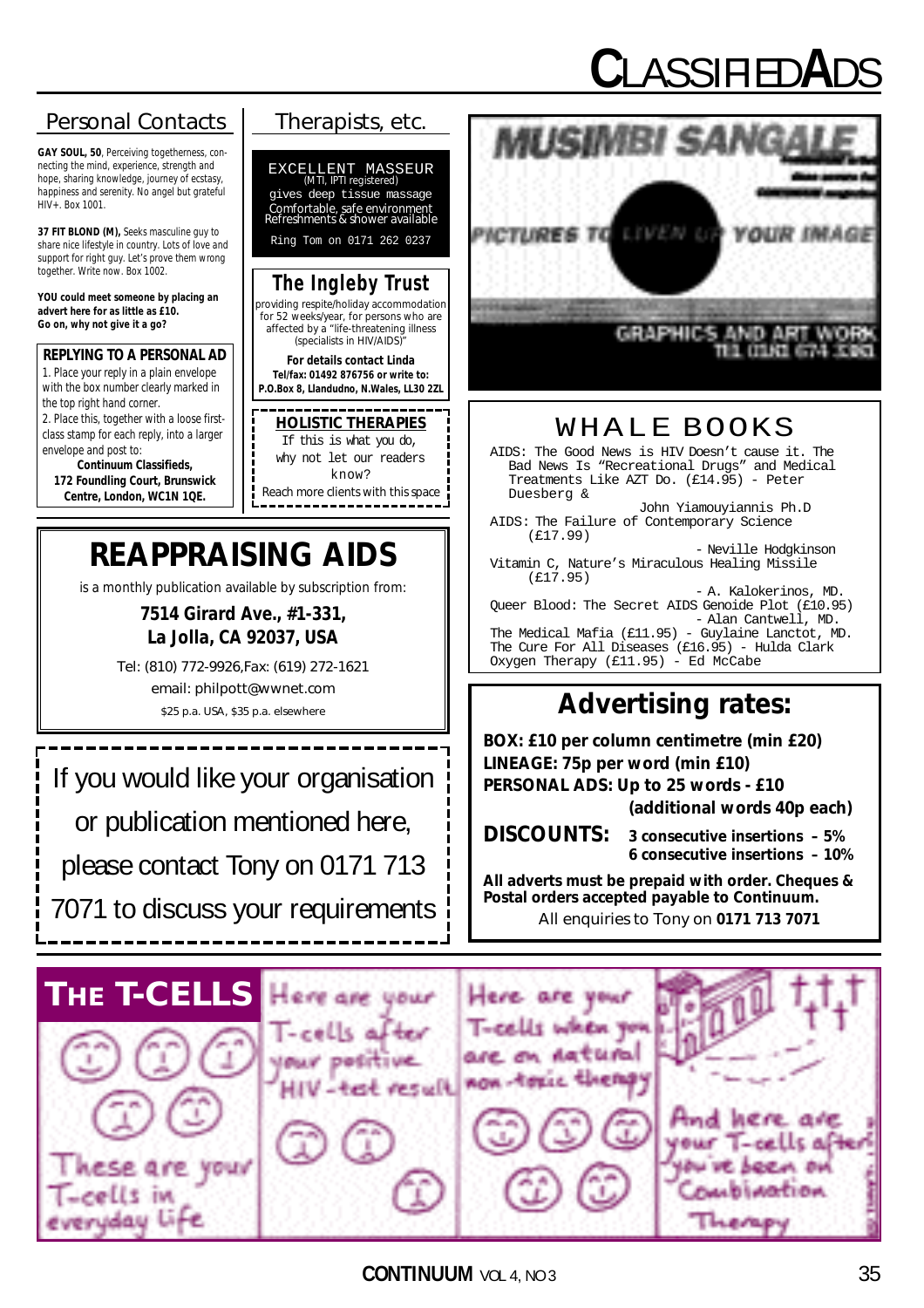# CLASSIFIED ADS

## Personal Contacts

**GAY SOUL, 50**, Perceiving togetherness, connecting the mind, experience, strength and hope, sharing knowledge, journey of ecstasy, happiness and serenity. No angel but grateful HIV+. Box 1001.

**37 FIT BLOND (M),** Seeks masculine guy to share nice lifestyle in country. Lots of love and support for right guy. Let's prove them wrong together. Write now. Box 1002.

**YOU could meet someone by placing an advert here for as little as £10. Go on, why not give it a go?**

### REPLYING TO A PERSONAL AD

1. Place your reply in a plain envelope with the box number clearly marked in the top right hand corner.
2. Place this, together with a loose first-class stamp for each reply, into a larger envelope and post to:

**Continuum Classifieds, 172 Foundling Court, Brunswick Centre, London, WC1N 1QE.**

## Therapists, etc.

EXCELLENT MASSEUR
(MTI, IPTI registered)
gives deep tissue massage
Comfortable, safe environment
Refreshments & shower available

Ring Tom on 0171 262 0237

### The Ingleby Trust

providing respite/holiday accommodation for 52 weeks/year, for persons who are affected by a "life-threatening illness (specialists in HIV/AIDS)"

**For details contact Linda**
**Tel/fax: 01492 876756 or write to:**
**P.O.Box 8, Llandudno, N.Wales, LL30 2ZL**

### HOLISTIC THERAPIES

If this is what you do, why not let our readers know?
Reach more clients with this space

## MUSIMBI SANGALE

PICTURES TO LIVEN UP YOUR IMAGE

GRAPHICS AND ART WORK
TEL (0181) 674 3383

## WHALE BOOKS

AIDS: The Good News is HIV Doesn't cause it. The Bad News Is "Recreational Drugs" and Medical Treatments Like AZT Do. (£14.95) - Peter Duesberg & John Yiamouyiannis Ph.D

AIDS: The Failure of Contemporary Science (£17.99) - Neville Hodgkinson

Vitamin C, Nature's Miraculous Healing Missile (£17.95) - A. Kalokerinos, MD.

Queer Blood: The Secret AIDS Genoide Plot (£10.95) - Alan Cantwell, MD.

The Medical Mafia (£11.95) - Guylaine Lanctot, MD.

The Cure For All Diseases (£16.95) - Hulda Clark

Oxygen Therapy (£11.95) - Ed McCabe

## REAPPRAISING AIDS

is a monthly publication available by subscription from:

**7514 Girard Ave., #1-331, La Jolla, CA 92037, USA**

Tel: (810) 772-9926,Fax: (619) 272-1621
email: philpott@wwnet.com
$25 p.a. USA, $35 p.a. elsewhere

If you would like your organisation or publication mentioned here, please contact Tony on 0171 713 7071 to discuss your requirements

## Advertising rates:

**BOX: £10 per column centimetre (min £20)**
**LINEAGE: 75p per word (min £10)**
**PERSONAL ADS: Up to 25 words - £10 (additional words 40p each)**

**DISCOUNTS:** **3 consecutive insertions – 5%**
**6 consecutive insertions – 10%**

**All adverts must be prepaid with order. Cheques & Postal orders accepted payable to Continuum.**
All enquiries to Tony on **0171 713 7071**

## THE T-CELLS

These are your T-cells in everyday life

Here are your T-cells after your positive HIV-test result

Here are your T-cells when you are on natural non-toxic therapy

And here are your T-cells after you've been on Combination Therapy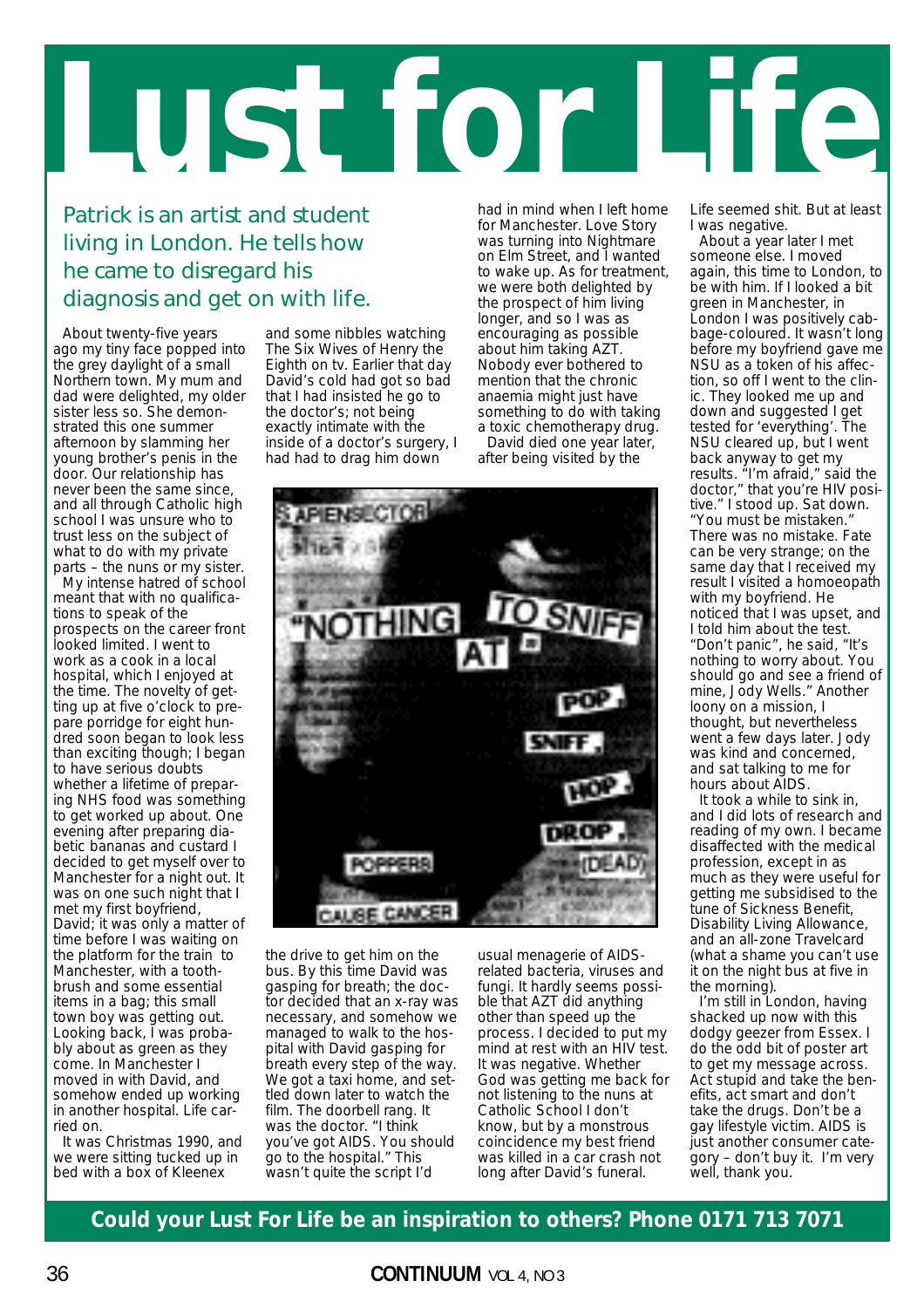# Lust for Life

Patrick is an artist and student living in London. He tells how he came to disregard his diagnosis and get on with life.

About twenty-five years ago my tiny face popped into the grey daylight of a small Northern town. My mum and dad were delighted, my older sister less so. She demonstrated this one summer afternoon by slamming her young brother's penis in the door. Our relationship has never been the same since, and all through Catholic high school I was unsure who to trust less on the subject of what to do with my private parts – the nuns or my sister.

My intense hatred of school meant that with no qualifications to speak of the prospects on the career front looked limited. I went to work as a cook in a local hospital, which I enjoyed at the time. The novelty of getting up at five o'clock to prepare porridge for eight hundred soon began to look less than exciting though; I began to have serious doubts whether a lifetime of preparing NHS food was something to get worked up about. One evening after preparing diabetic bananas and custard I decided to get myself over to Manchester for a night out. It was on one such night that I met my first boyfriend, David; it was only a matter of time before I was waiting on the platform for the train to Manchester, with a toothbrush and some essential items in a bag; this small town boy was getting out. Looking back, I was probably about as green as they come. In Manchester I moved in with David, and somehow ended up working in another hospital. Life carried on.

It was Christmas 1990, and we were sitting tucked up in bed with a box of Kleenex and some nibbles watching The Six Wives of Henry the Eighth on tv. Earlier that day David's cold had got so bad that I had insisted he go to the doctor's; not being exactly intimate with the inside of a doctor's surgery, I had had to drag him down the drive to get him on the bus. By this time David was gasping for breath; the doctor decided that an x-ray was necessary, and somehow we managed to walk to the hospital with David gasping for breath every step of the way. We got a taxi home, and settled down later to watch the film. The doorbell rang. It was the doctor. "I think you've got AIDS. You should go to the hospital." This wasn't quite the script I'd had in mind when I left home for Manchester. Love Story was turning into Nightmare on Elm Street, and I wanted to wake up. As for treatment, we were both delighted by the prospect of him living longer, and so I was as encouraging as possible about him taking AZT. Nobody ever bothered to mention that the chronic anaemia might just have something to do with taking a toxic chemotherapy drug.

David died one year later, after being visited by the usual menagerie of AIDS-related bacteria, viruses and fungi. It hardly seems possible that AZT did anything other than speed up the process. I decided to put my mind at rest with an HIV test. It was negative. Whether God was getting me back for not listening to the nuns at Catholic School I don't know, but by a monstrous coincidence my best friend was killed in a car crash not long after David's funeral. Life seemed shit. But at least I was negative.

About a year later I met someone else. I moved again, this time to London, to be with him. If I looked a bit green in Manchester, in London I was positively cabbage-coloured. It wasn't long before my boyfriend gave me NSU as a token of his affection, so off I went to the clinic. They looked me up and down and suggested I get tested for 'everything'. The NSU cleared up, but I went back anyway to get my results. "I'm afraid," said the doctor," that you're HIV positive." I stood up. Sat down. "You must be mistaken." There was no mistake. Fate can be very strange; on the same day that I received my result I visited a homoeopath with my boyfriend. He noticed that I was upset, and I told him about the test. "Don't panic", he said, "It's nothing to worry about. You should go and see a friend of mine, Jody Wells." Another loony on a mission, I thought, but nevertheless went a few days later. Jody was kind and concerned, and sat talking to me for hours about AIDS.

It took a while to sink in, and I did lots of research and reading of my own. I became disaffected with the medical profession, except in as much as they were useful for getting me subsidised to the tune of Sickness Benefit, Disability Living Allowance, and an all-zone Travelcard (what a shame you can't use it on the night bus at five in the morning).

I'm still in London, having shacked up now with this dodgy geezer from Essex. I do the odd bit of poster art to get my message across. Act stupid and take the benefits, act smart and don't take the drugs. Don't be a gay lifestyle victim. AIDS is just another consumer category – don't buy it. I'm very well, thank you.

SAPIENSECTOR
"NOTHING TO SNIFF AT"
POP
SNIFF
HOP
DROP
(DEAD)
POPPERS
CAUSE CANCER

**Could your Lust For Life be an inspiration to others? Phone 0171 713 7071**